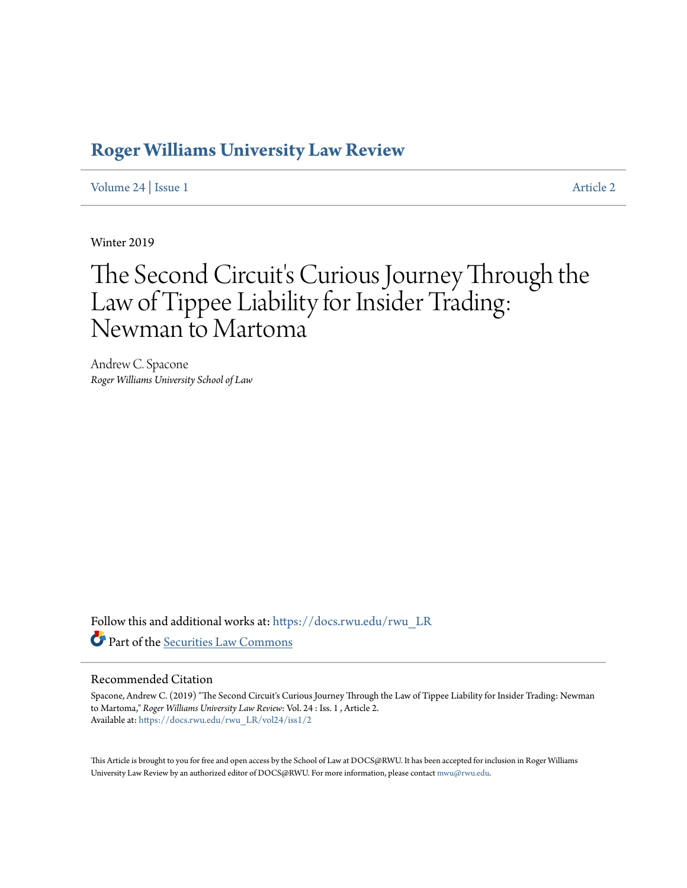# Roger Williams University Law Review

Volume 24 | Issue 1 Article 2

Winter 2019

# The Second Circuit's Curious Journey Through the Law of Tippee Liability for Insider Trading: Newman to Martoma

Andrew C. Spacone

*Roger Williams University School of Law*

Follow this and additional works at: https://docs.rwu.edu/rwu_LR

Part of the Securities Law Commons

## Recommended Citation

Spacone, Andrew C. (2019) "The Second Circuit's Curious Journey Through the Law of Tippee Liability for Insider Trading: Newman to Martoma," *Roger Williams University Law Review*: Vol. 24 : Iss. 1 , Article 2.
Available at: https://docs.rwu.edu/rwu_LR/vol24/iss1/2

This Article is brought to you for free and open access by the School of Law at DOCS@RWU. It has been accepted for inclusion in Roger Williams University Law Review by an authorized editor of DOCS@RWU. For more information, please contact mwu@rwu.edu.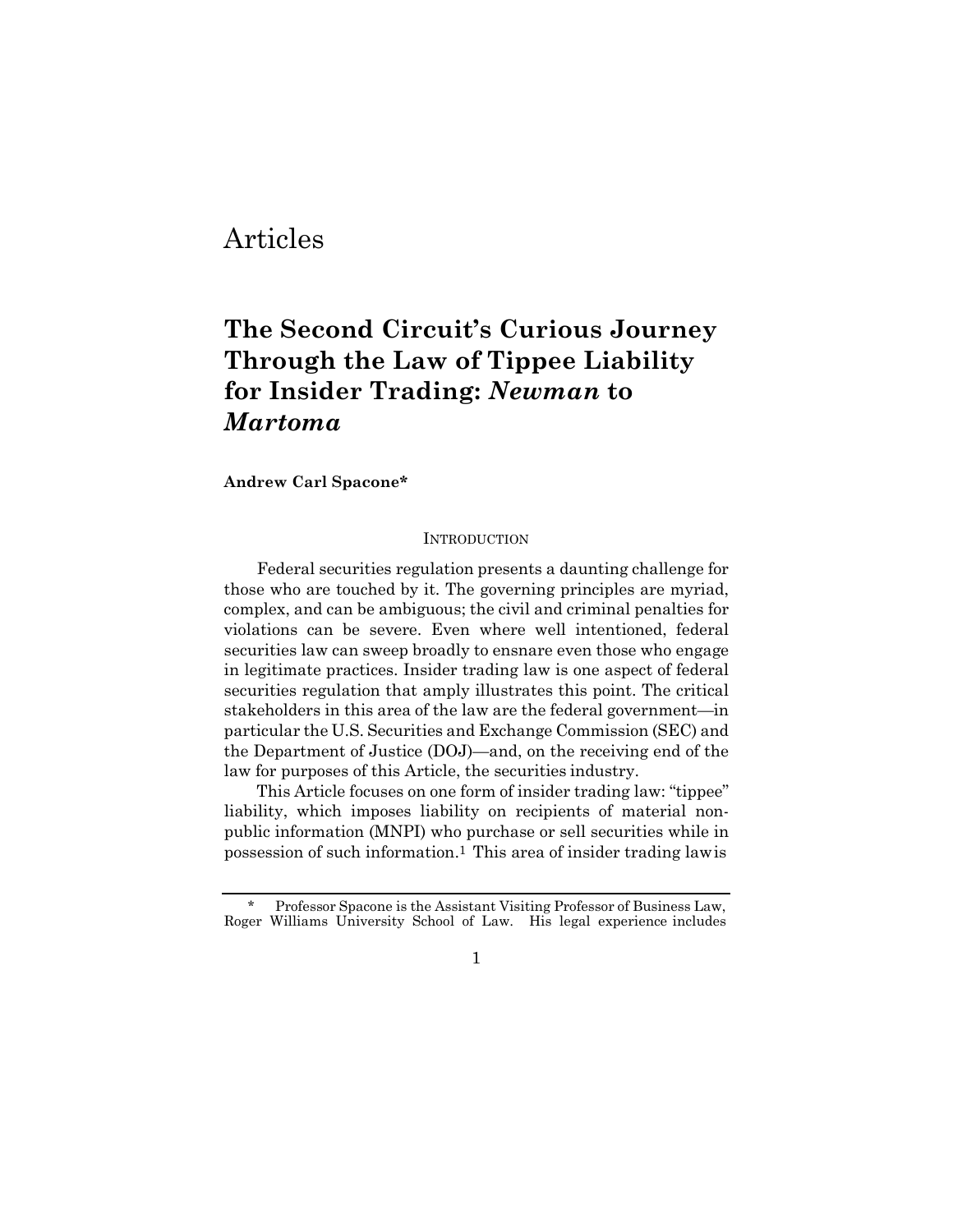Articles

# The Second Circuit's Curious Journey Through the Law of Tippee Liability for Insider Trading: *Newman* to *Martoma*

**Andrew Carl Spacone***

## INTRODUCTION

Federal securities regulation presents a daunting challenge for those who are touched by it. The governing principles are myriad, complex, and can be ambiguous; the civil and criminal penalties for violations can be severe. Even where well intentioned, federal securities law can sweep broadly to ensnare even those who engage in legitimate practices. Insider trading law is one aspect of federal securities regulation that amply illustrates this point. The critical stakeholders in this area of the law are the federal government—in particular the U.S. Securities and Exchange Commission (SEC) and the Department of Justice (DOJ)—and, on the receiving end of the law for purposes of this Article, the securities industry.

This Article focuses on one form of insider trading law: "tippee" liability, which imposes liability on recipients of material non-public information (MNPI) who purchase or sell securities while in possession of such information.[1] This area of insider trading law is

---

\* Professor Spacone is the Assistant Visiting Professor of Business Law, Roger Williams University School of Law. His legal experience includes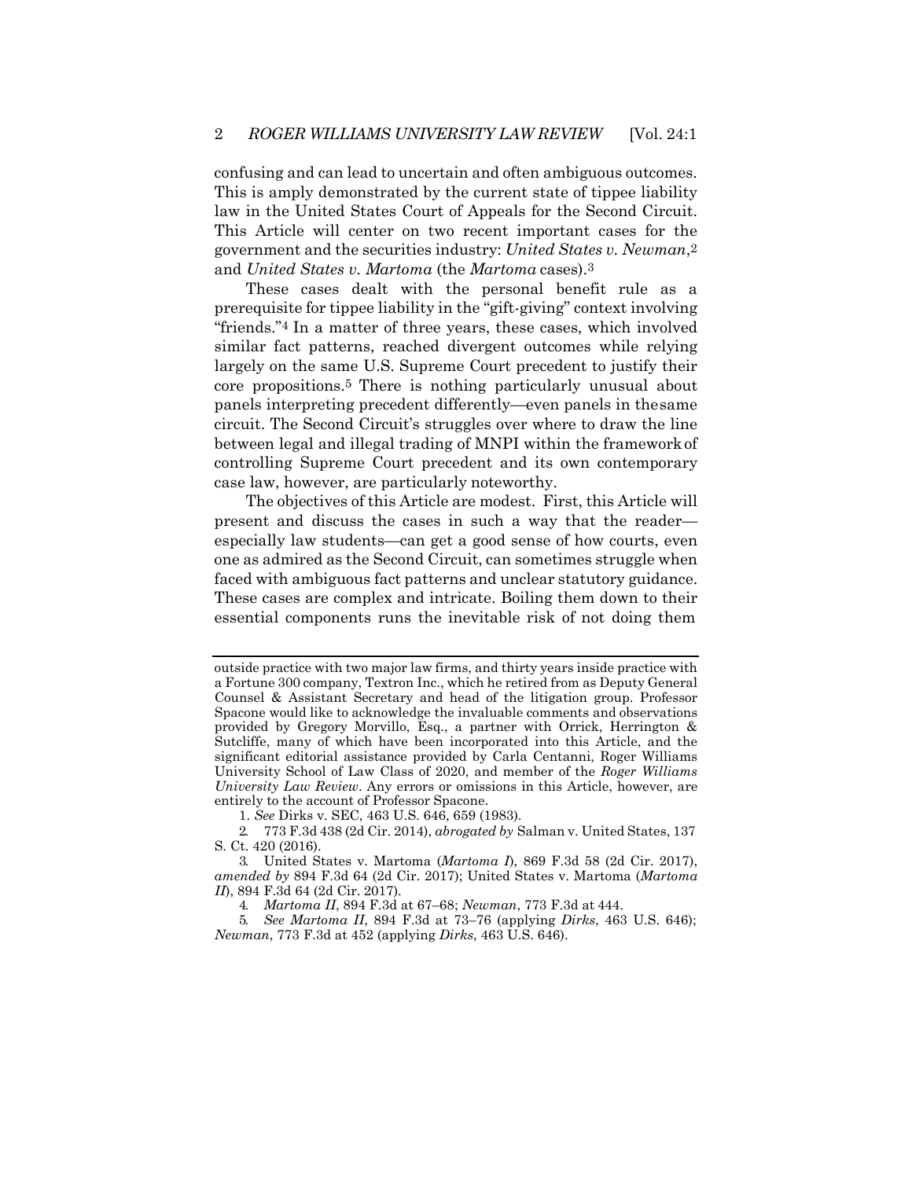confusing and can lead to uncertain and often ambiguous outcomes. This is amply demonstrated by the current state of tippee liability law in the United States Court of Appeals for the Second Circuit. This Article will center on two recent important cases for the government and the securities industry: *United States v. Newman*,[2] and *United States v. Martoma* (the *Martoma* cases).[3]

These cases dealt with the personal benefit rule as a prerequisite for tippee liability in the "gift-giving" context involving "friends."[4] In a matter of three years, these cases, which involved similar fact patterns, reached divergent outcomes while relying largely on the same U.S. Supreme Court precedent to justify their core propositions.[5] There is nothing particularly unusual about panels interpreting precedent differently—even panels in the same circuit. The Second Circuit's struggles over where to draw the line between legal and illegal trading of MNPI within the framework of controlling Supreme Court precedent and its own contemporary case law, however, are particularly noteworthy.

The objectives of this Article are modest. First, this Article will present and discuss the cases in such a way that the reader—especially law students—can get a good sense of how courts, even one as admired as the Second Circuit, can sometimes struggle when faced with ambiguous fact patterns and unclear statutory guidance. These cases are complex and intricate. Boiling them down to their essential components runs the inevitable risk of not doing them

---

outside practice with two major law firms, and thirty years inside practice with a Fortune 300 company, Textron Inc., which he retired from as Deputy General Counsel & Assistant Secretary and head of the litigation group. Professor Spacone would like to acknowledge the invaluable comments and observations provided by Gregory Morvillo, Esq., a partner with Orrick, Herrington & Sutcliffe, many of which have been incorporated into this Article, and the significant editorial assistance provided by Carla Centanni, Roger Williams University School of Law Class of 2020, and member of the *Roger Williams University Law Review*. Any errors or omissions in this Article, however, are entirely to the account of Professor Spacone.

1. *See* Dirks v. SEC, 463 U.S. 646, 659 (1983).

2. 773 F.3d 438 (2d Cir. 2014), *abrogated by* Salman v. United States, 137 S. Ct. 420 (2016).

3. United States v. Martoma (*Martoma I*), 869 F.3d 58 (2d Cir. 2017), *amended by* 894 F.3d 64 (2d Cir. 2017); United States v. Martoma (*Martoma II*), 894 F.3d 64 (2d Cir. 2017).

4. *Martoma II*, 894 F.3d at 67–68; *Newman*, 773 F.3d at 444.

5. *See Martoma II*, 894 F.3d at 73–76 (applying *Dirks*, 463 U.S. 646); *Newman*, 773 F.3d at 452 (applying *Dirks*, 463 U.S. 646).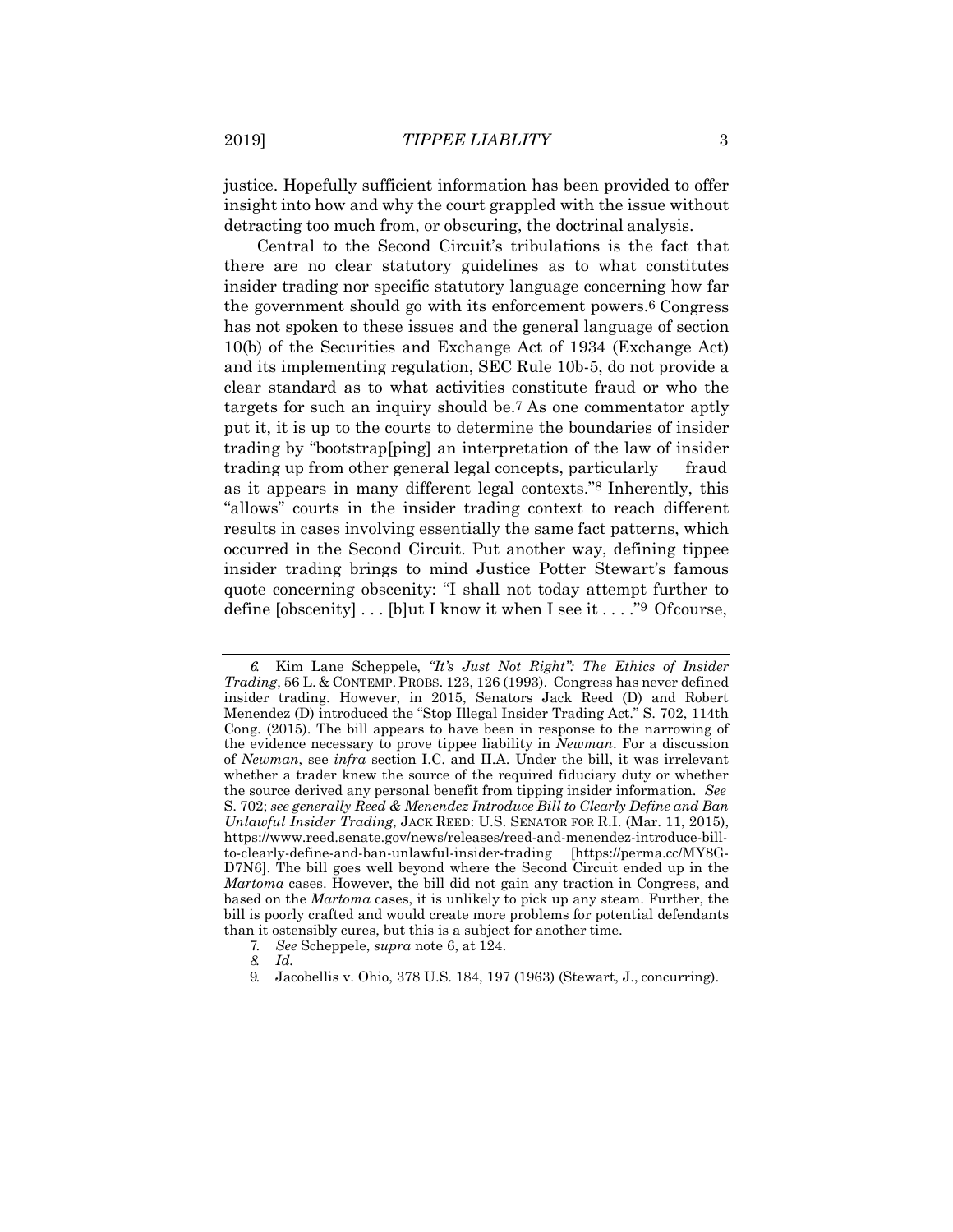justice. Hopefully sufficient information has been provided to offer insight into how and why the court grappled with the issue without detracting too much from, or obscuring, the doctrinal analysis.

Central to the Second Circuit's tribulations is the fact that there are no clear statutory guidelines as to what constitutes insider trading nor specific statutory language concerning how far the government should go with its enforcement powers.[6] Congress has not spoken to these issues and the general language of section 10(b) of the Securities and Exchange Act of 1934 (Exchange Act) and its implementing regulation, SEC Rule 10b-5, do not provide a clear standard as to what activities constitute fraud or who the targets for such an inquiry should be.[7] As one commentator aptly put it, it is up to the courts to determine the boundaries of insider trading by "bootstrap[ping] an interpretation of the law of insider trading up from other general legal concepts, particularly fraud as it appears in many different legal contexts."[8] Inherently, this "allows" courts in the insider trading context to reach different results in cases involving essentially the same fact patterns, which occurred in the Second Circuit. Put another way, defining tippee insider trading brings to mind Justice Potter Stewart's famous quote concerning obscenity: "I shall not today attempt further to define [obscenity] . . . [b]ut I know it when I see it . . . ."[9] Ofcourse,

---

6. Kim Lane Scheppele, *"It's Just Not Right": The Ethics of Insider Trading*, 56 L. & CONTEMP. PROBS. 123, 126 (1993). Congress has never defined insider trading. However, in 2015, Senators Jack Reed (D) and Robert Menendez (D) introduced the "Stop Illegal Insider Trading Act." S. 702, 114th Cong. (2015). The bill appears to have been in response to the narrowing of the evidence necessary to prove tippee liability in *Newman*. For a discussion of *Newman*, see *infra* section I.C. and II.A. Under the bill, it was irrelevant whether a trader knew the source of the required fiduciary duty or whether the source derived any personal benefit from tipping insider information. *See* S. 702; *see generally Reed & Menendez Introduce Bill to Clearly Define and Ban Unlawful Insider Trading*, JACK REED: U.S. SENATOR FOR R.I. (Mar. 11, 2015), https://www.reed.senate.gov/news/releases/reed-and-menendez-introduce-bill-to-clearly-define-and-ban-unlawful-insider-trading [https://perma.cc/MY8G-D7N6]. The bill goes well beyond where the Second Circuit ended up in the *Martoma* cases. However, the bill did not gain any traction in Congress, and based on the *Martoma* cases, it is unlikely to pick up any steam. Further, the bill is poorly crafted and would create more problems for potential defendants than it ostensibly cures, but this is a subject for another time.

7. *See* Scheppele, *supra* note 6, at 124.

8. *Id.*

9. Jacobellis v. Ohio, 378 U.S. 184, 197 (1963) (Stewart, J., concurring).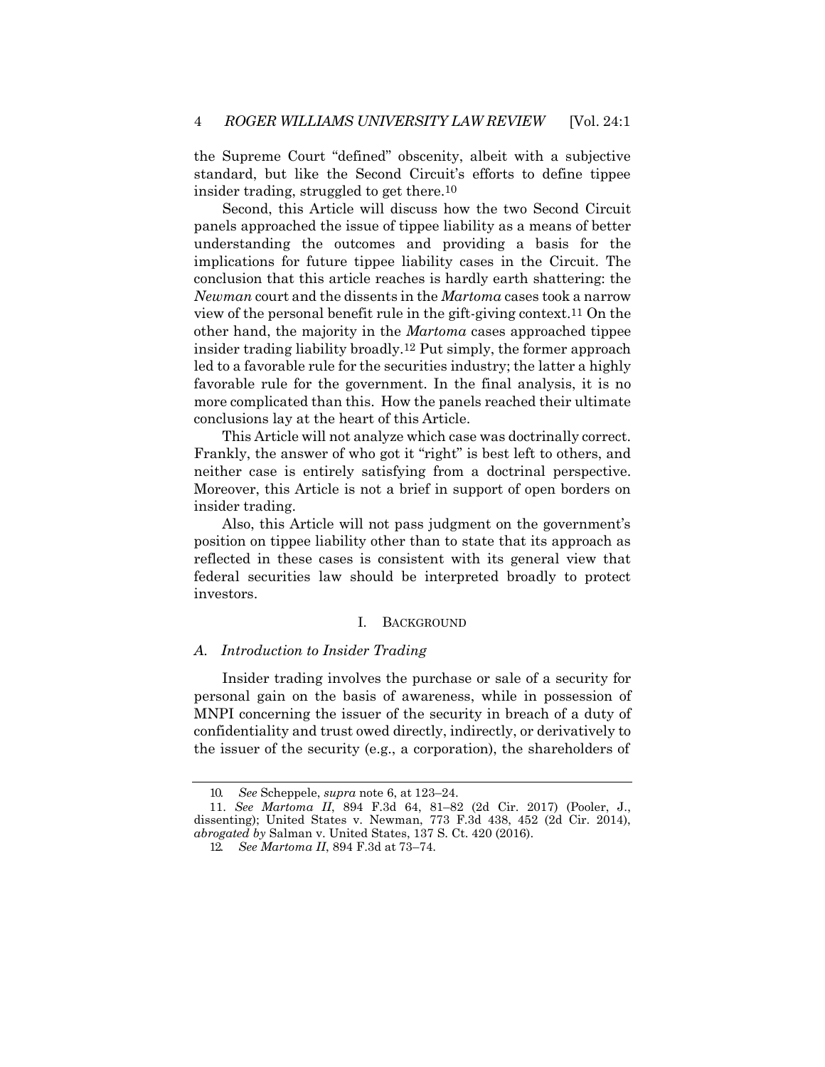the Supreme Court "defined" obscenity, albeit with a subjective standard, but like the Second Circuit's efforts to define tippee insider trading, struggled to get there.[10]

Second, this Article will discuss how the two Second Circuit panels approached the issue of tippee liability as a means of better understanding the outcomes and providing a basis for the implications for future tippee liability cases in the Circuit. The conclusion that this article reaches is hardly earth shattering: the *Newman* court and the dissents in the *Martoma* cases took a narrow view of the personal benefit rule in the gift-giving context.[11] On the other hand, the majority in the *Martoma* cases approached tippee insider trading liability broadly.[12] Put simply, the former approach led to a favorable rule for the securities industry; the latter a highly favorable rule for the government. In the final analysis, it is no more complicated than this. How the panels reached their ultimate conclusions lay at the heart of this Article.

This Article will not analyze which case was doctrinally correct. Frankly, the answer of who got it "right" is best left to others, and neither case is entirely satisfying from a doctrinal perspective. Moreover, this Article is not a brief in support of open borders on insider trading.

Also, this Article will not pass judgment on the government's position on tippee liability other than to state that its approach as reflected in these cases is consistent with its general view that federal securities law should be interpreted broadly to protect investors.

## I. Background

### A. *Introduction to Insider Trading*

Insider trading involves the purchase or sale of a security for personal gain on the basis of awareness, while in possession of MNPI concerning the issuer of the security in breach of a duty of confidentiality and trust owed directly, indirectly, or derivatively to the issuer of the security (e.g., a corporation), the shareholders of

---

10. *See* Scheppele, *supra* note 6, at 123–24.

11. *See Martoma II*, 894 F.3d 64, 81–82 (2d Cir. 2017) (Pooler, J., dissenting); United States v. Newman, 773 F.3d 438, 452 (2d Cir. 2014), *abrogated by* Salman v. United States, 137 S. Ct. 420 (2016).

12. *See Martoma II*, 894 F.3d at 73–74.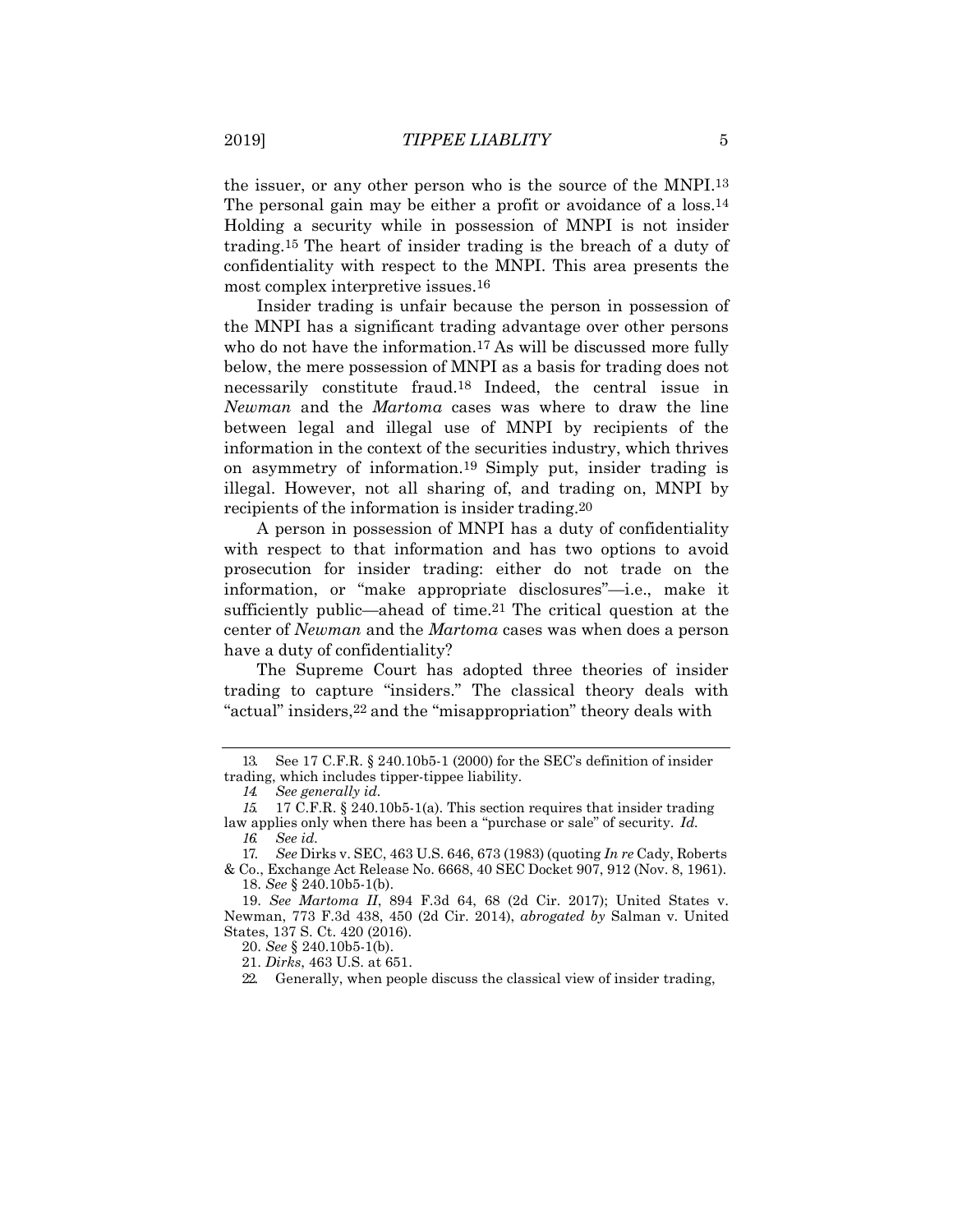the issuer, or any other person who is the source of the MNPI.[13] The personal gain may be either a profit or avoidance of a loss.[14] Holding a security while in possession of MNPI is not insider trading.[15] The heart of insider trading is the breach of a duty of confidentiality with respect to the MNPI. This area presents the most complex interpretive issues.[16]

Insider trading is unfair because the person in possession of the MNPI has a significant trading advantage over other persons who do not have the information.[17] As will be discussed more fully below, the mere possession of MNPI as a basis for trading does not necessarily constitute fraud.[18] Indeed, the central issue in *Newman* and the *Martoma* cases was where to draw the line between legal and illegal use of MNPI by recipients of the information in the context of the securities industry, which thrives on asymmetry of information.[19] Simply put, insider trading is illegal. However, not all sharing of, and trading on, MNPI by recipients of the information is insider trading.[20]

A person in possession of MNPI has a duty of confidentiality with respect to that information and has two options to avoid prosecution for insider trading: either do not trade on the information, or "make appropriate disclosures"—i.e., make it sufficiently public—ahead of time.[21] The critical question at the center of *Newman* and the *Martoma* cases was when does a person have a duty of confidentiality?

The Supreme Court has adopted three theories of insider trading to capture "insiders." The classical theory deals with "actual" insiders,[22] and the "misappropriation" theory deals with

---

13. See 17 C.F.R. § 240.10b5-1 (2000) for the SEC's definition of insider trading, which includes tipper-tippee liability.

14. *See generally id.*

15. 17 C.F.R. § 240.10b5-1(a). This section requires that insider trading law applies only when there has been a "purchase or sale" of security. *Id.*

16. *See id.*

17. *See* Dirks v. SEC, 463 U.S. 646, 673 (1983) (quoting *In re* Cady, Roberts & Co., Exchange Act Release No. 6668, 40 SEC Docket 907, 912 (Nov. 8, 1961).

18. *See* § 240.10b5-1(b).

19. *See Martoma II*, 894 F.3d 64, 68 (2d Cir. 2017); United States v. Newman, 773 F.3d 438, 450 (2d Cir. 2014), *abrogated by* Salman v. United States, 137 S. Ct. 420 (2016).

20. *See* § 240.10b5-1(b).

21. *Dirks*, 463 U.S. at 651.

22. Generally, when people discuss the classical view of insider trading,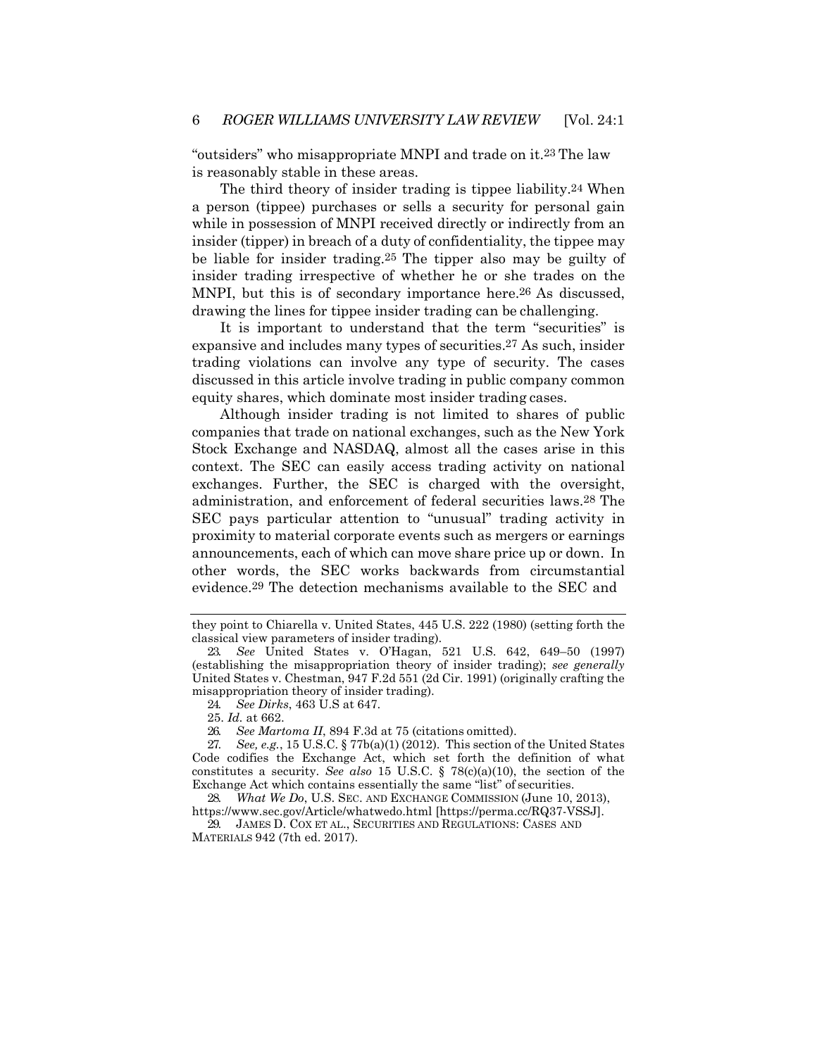"outsiders" who misappropriate MNPI and trade on it.[23] The law is reasonably stable in these areas.

The third theory of insider trading is tippee liability.[24] When a person (tippee) purchases or sells a security for personal gain while in possession of MNPI received directly or indirectly from an insider (tipper) in breach of a duty of confidentiality, the tippee may be liable for insider trading.[25] The tipper also may be guilty of insider trading irrespective of whether he or she trades on the MNPI, but this is of secondary importance here.[26] As discussed, drawing the lines for tippee insider trading can be challenging.

It is important to understand that the term "securities" is expansive and includes many types of securities.[27] As such, insider trading violations can involve any type of security. The cases discussed in this article involve trading in public company common equity shares, which dominate most insider trading cases.

Although insider trading is not limited to shares of public companies that trade on national exchanges, such as the New York Stock Exchange and NASDAQ, almost all the cases arise in this context. The SEC can easily access trading activity on national exchanges. Further, the SEC is charged with the oversight, administration, and enforcement of federal securities laws.[28] The SEC pays particular attention to "unusual" trading activity in proximity to material corporate events such as mergers or earnings announcements, each of which can move share price up or down. In other words, the SEC works backwards from circumstantial evidence.[29] The detection mechanisms available to the SEC and

---

they point to Chiarella v. United States, 445 U.S. 222 (1980) (setting forth the classical view parameters of insider trading).

23. *See* United States v. O'Hagan, 521 U.S. 642, 649–50 (1997) (establishing the misappropriation theory of insider trading); *see generally* United States v. Chestman, 947 F.2d 551 (2d Cir. 1991) (originally crafting the misappropriation theory of insider trading).

24. *See Dirks*, 463 U.S at 647.

25. *Id.* at 662.

26. *See Martoma II*, 894 F.3d at 75 (citations omitted).

27. *See, e.g.*, 15 U.S.C. § 77b(a)(1) (2012). This section of the United States Code codifies the Exchange Act, which set forth the definition of what constitutes a security. *See also* 15 U.S.C. § 78(c)(a)(10), the section of the Exchange Act which contains essentially the same "list" of securities.

28. *What We Do*, U.S. SEC. AND EXCHANGE COMMISSION (June 10, 2013), https://www.sec.gov/Article/whatwedo.html [https://perma.cc/RQ37-VSSJ].

29. JAMES D. COX ET AL., SECURITIES AND REGULATIONS: CASES AND MATERIALS 942 (7th ed. 2017).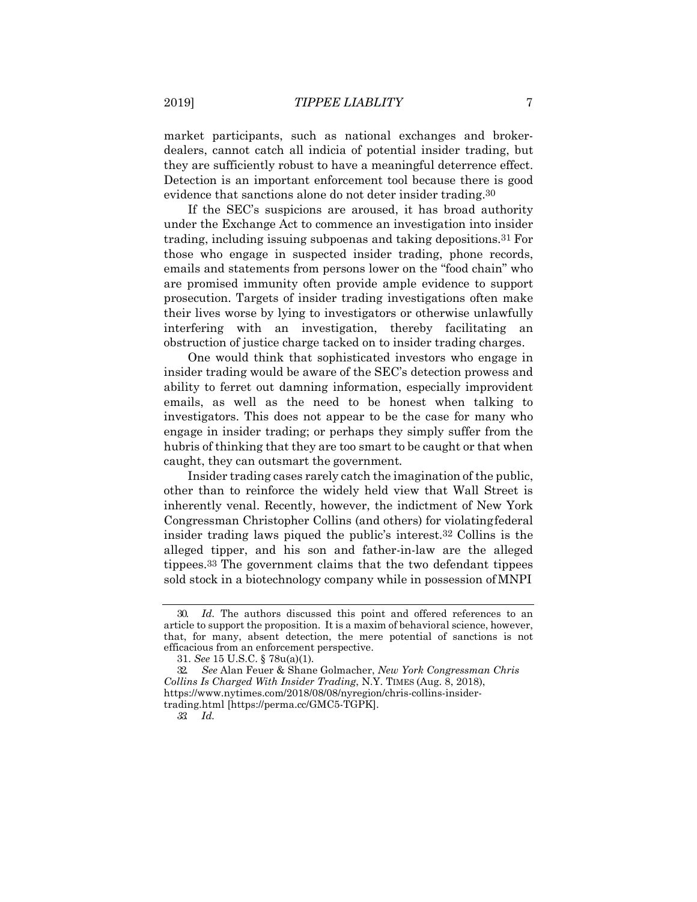market participants, such as national exchanges and broker-dealers, cannot catch all indicia of potential insider trading, but they are sufficiently robust to have a meaningful deterrence effect. Detection is an important enforcement tool because there is good evidence that sanctions alone do not deter insider trading.[30]

If the SEC's suspicions are aroused, it has broad authority under the Exchange Act to commence an investigation into insider trading, including issuing subpoenas and taking depositions.[31] For those who engage in suspected insider trading, phone records, emails and statements from persons lower on the "food chain" who are promised immunity often provide ample evidence to support prosecution. Targets of insider trading investigations often make their lives worse by lying to investigators or otherwise unlawfully interfering with an investigation, thereby facilitating an obstruction of justice charge tacked on to insider trading charges.

One would think that sophisticated investors who engage in insider trading would be aware of the SEC's detection prowess and ability to ferret out damning information, especially improvident emails, as well as the need to be honest when talking to investigators. This does not appear to be the case for many who engage in insider trading; or perhaps they simply suffer from the hubris of thinking that they are too smart to be caught or that when caught, they can outsmart the government.

Insider trading cases rarely catch the imagination of the public, other than to reinforce the widely held view that Wall Street is inherently venal. Recently, however, the indictment of New York Congressman Christopher Collins (and others) for violating federal insider trading laws piqued the public's interest.[32] Collins is the alleged tipper, and his son and father-in-law are the alleged tippees.[33] The government claims that the two defendant tippees sold stock in a biotechnology company while in possession of MNPI

---

30. *Id.* The authors discussed this point and offered references to an article to support the proposition. It is a maxim of behavioral science, however, that, for many, absent detection, the mere potential of sanctions is not efficacious from an enforcement perspective.

31. *See* 15 U.S.C. § 78u(a)(1).

32. *See* Alan Feuer & Shane Golmacher, *New York Congressman Chris Collins Is Charged With Insider Trading*, N.Y. TIMES (Aug. 8, 2018), https://www.nytimes.com/2018/08/08/nyregion/chris-collins-insider-trading.html [https://perma.cc/GMC5-TGPK].

33. *Id.*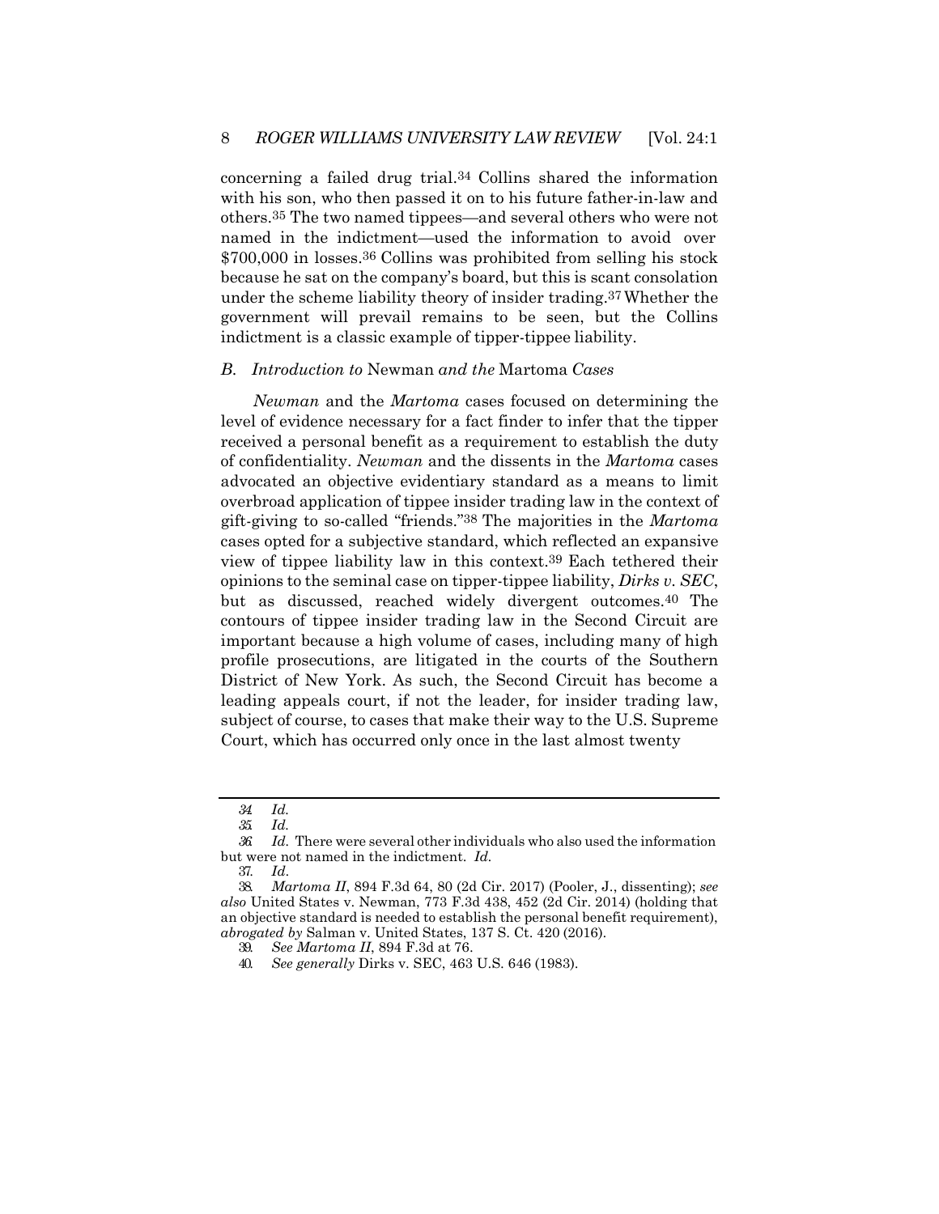concerning a failed drug trial.[34] Collins shared the information with his son, who then passed it on to his future father-in-law and others.[35] The two named tippees—and several others who were not named in the indictment—used the information to avoid over $700,000 in losses.[36] Collins was prohibited from selling his stock because he sat on the company's board, but this is scant consolation under the scheme liability theory of insider trading.[37] Whether the government will prevail remains to be seen, but the Collins indictment is a classic example of tipper-tippee liability.

### *B. Introduction to* Newman *and the* Martoma *Cases*

*Newman* and the *Martoma* cases focused on determining the level of evidence necessary for a fact finder to infer that the tipper received a personal benefit as a requirement to establish the duty of confidentiality. *Newman* and the dissents in the *Martoma* cases advocated an objective evidentiary standard as a means to limit overbroad application of tippee insider trading law in the context of gift-giving to so-called "friends."[38] The majorities in the *Martoma* cases opted for a subjective standard, which reflected an expansive view of tippee liability law in this context.[39] Each tethered their opinions to the seminal case on tipper-tippee liability, *Dirks v. SEC*, but as discussed, reached widely divergent outcomes.[40] The contours of tippee insider trading law in the Second Circuit are important because a high volume of cases, including many of high profile prosecutions, are litigated in the courts of the Southern District of New York. As such, the Second Circuit has become a leading appeals court, if not the leader, for insider trading law, subject of course, to cases that make their way to the U.S. Supreme Court, which has occurred only once in the last almost twenty

---

34. *Id.*

35. *Id.*

36. *Id.* There were several other individuals who also used the information but were not named in the indictment. *Id.*

37. *Id*.

38. *Martoma II*, 894 F.3d 64, 80 (2d Cir. 2017) (Pooler, J., dissenting); *see also* United States v. Newman, 773 F.3d 438, 452 (2d Cir. 2014) (holding that an objective standard is needed to establish the personal benefit requirement), *abrogated by* Salman v. United States, 137 S. Ct. 420 (2016).

39. *See Martoma II*, 894 F.3d at 76.

40. *See generally* Dirks v. SEC, 463 U.S. 646 (1983).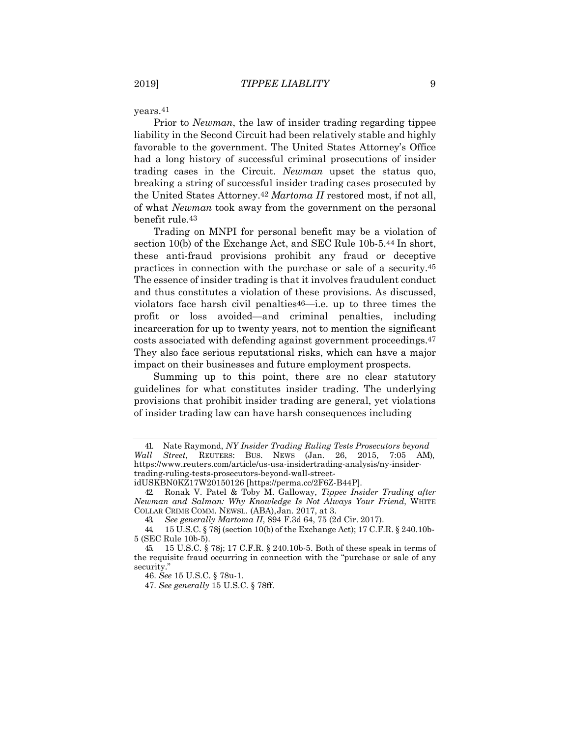years.[41]

Prior to *Newman*, the law of insider trading regarding tippee liability in the Second Circuit had been relatively stable and highly favorable to the government. The United States Attorney's Office had a long history of successful criminal prosecutions of insider trading cases in the Circuit. *Newman* upset the status quo, breaking a string of successful insider trading cases prosecuted by the United States Attorney.[42] *Martoma II* restored most, if not all, of what *Newman* took away from the government on the personal benefit rule.[43]

Trading on MNPI for personal benefit may be a violation of section 10(b) of the Exchange Act, and SEC Rule 10b-5.[44] In short, these anti-fraud provisions prohibit any fraud or deceptive practices in connection with the purchase or sale of a security.[45] The essence of insider trading is that it involves fraudulent conduct and thus constitutes a violation of these provisions. As discussed, violators face harsh civil penalties[46]—i.e. up to three times the profit or loss avoided—and criminal penalties, including incarceration for up to twenty years, not to mention the significant costs associated with defending against government proceedings.[47] They also face serious reputational risks, which can have a major impact on their businesses and future employment prospects.

Summing up to this point, there are no clear statutory guidelines for what constitutes insider trading. The underlying provisions that prohibit insider trading are general, yet violations of insider trading law can have harsh consequences including

---

41. Nate Raymond, *NY Insider Trading Ruling Tests Prosecutors beyond Wall Street*, REUTERS: BUS. NEWS (Jan. 26, 2015, 7:05 AM), https://www.reuters.com/article/us-usa-insidertrading-analysis/ny-insider-trading-ruling-tests-prosecutors-beyond-wall-street-idUSKBN0KZ17W20150126 [https://perma.cc/2F6Z-B44P].

42. Ronak V. Patel & Toby M. Galloway, *Tippee Insider Trading after Newman and Salman: Why Knowledge Is Not Always Your Friend*, WHITE COLLAR CRIME COMM. NEWSL. (ABA), Jan. 2017, at 3.

43. *See generally Martoma II*, 894 F.3d 64, 75 (2d Cir. 2017).

44. 15 U.S.C. § 78j (section 10(b) of the Exchange Act); 17 C.F.R. § 240.10b-5 (SEC Rule 10b-5).

45. 15 U.S.C. § 78j; 17 C.F.R. § 240.10b-5. Both of these speak in terms of the requisite fraud occurring in connection with the "purchase or sale of any security."

46. *See* 15 U.S.C. § 78u-1.

47. *See generally* 15 U.S.C. § 78ff.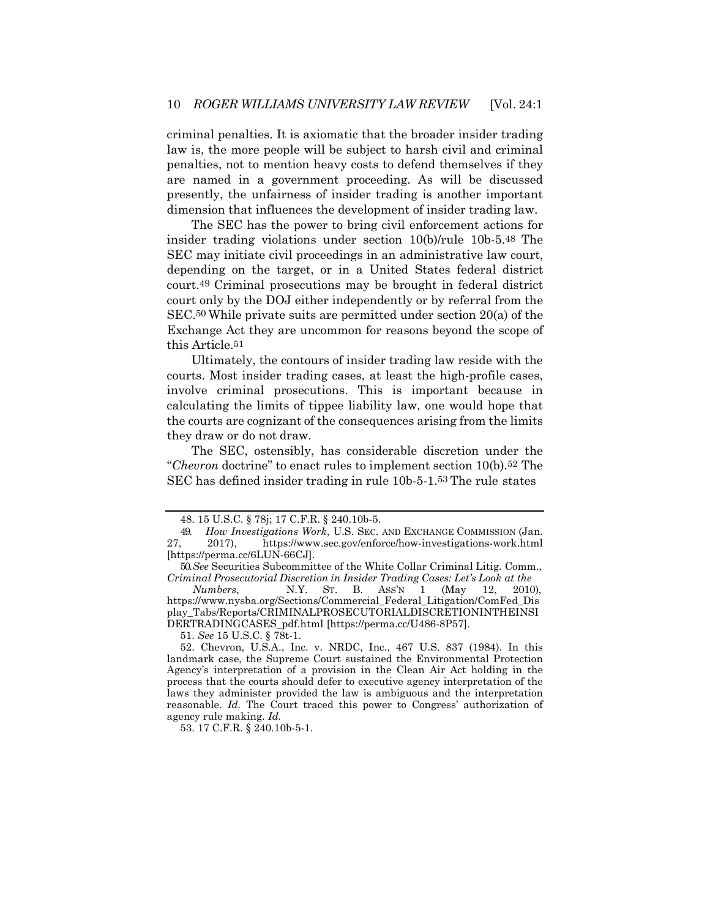criminal penalties. It is axiomatic that the broader insider trading law is, the more people will be subject to harsh civil and criminal penalties, not to mention heavy costs to defend themselves if they are named in a government proceeding. As will be discussed presently, the unfairness of insider trading is another important dimension that influences the development of insider trading law.

The SEC has the power to bring civil enforcement actions for insider trading violations under section 10(b)/rule 10b-5.[48] The SEC may initiate civil proceedings in an administrative law court, depending on the target, or in a United States federal district court.[49] Criminal prosecutions may be brought in federal district court only by the DOJ either independently or by referral from the SEC.[50] While private suits are permitted under section 20(a) of the Exchange Act they are uncommon for reasons beyond the scope of this Article.[51]

Ultimately, the contours of insider trading law reside with the courts. Most insider trading cases, at least the high-profile cases, involve criminal prosecutions. This is important because in calculating the limits of tippee liability law, one would hope that the courts are cognizant of the consequences arising from the limits they draw or do not draw.

The SEC, ostensibly, has considerable discretion under the "*Chevron* doctrine" to enact rules to implement section 10(b).[52] The SEC has defined insider trading in rule 10b-5-1.[53] The rule states

---

48. 15 U.S.C. § 78j; 17 C.F.R. § 240.10b-5.

49. *How Investigations Work*, U.S. SEC. AND EXCHANGE COMMISSION (Jan. 27, 2017), https://www.sec.gov/enforce/how-investigations-work.html [https://perma.cc/6LUN-66CJ].

50. *See* Securities Subcommittee of the White Collar Criminal Litig. Comm., *Criminal Prosecutorial Discretion in Insider Trading Cases: Let's Look at the Numbers*, N.Y. ST. B. ASS'N 1 (May 12, 2010), https://www.nysba.org/Sections/Commercial_Federal_Litigation/ComFed_Display_Tabs/Reports/CRIMINALPROSECUTORIALDISCRETIONINTHEINSIDERTRADINGCASES_pdf.html [https://perma.cc/U486-8P57].

51. *See* 15 U.S.C. § 78t-1.

52. Chevron, U.S.A., Inc. v. NRDC, Inc., 467 U.S. 837 (1984). In this landmark case, the Supreme Court sustained the Environmental Protection Agency's interpretation of a provision in the Clean Air Act holding in the process that the courts should defer to executive agency interpretation of the laws they administer provided the law is ambiguous and the interpretation reasonable. *Id.* The Court traced this power to Congress' authorization of agency rule making. *Id.*

53. 17 C.F.R. § 240.10b-5-1.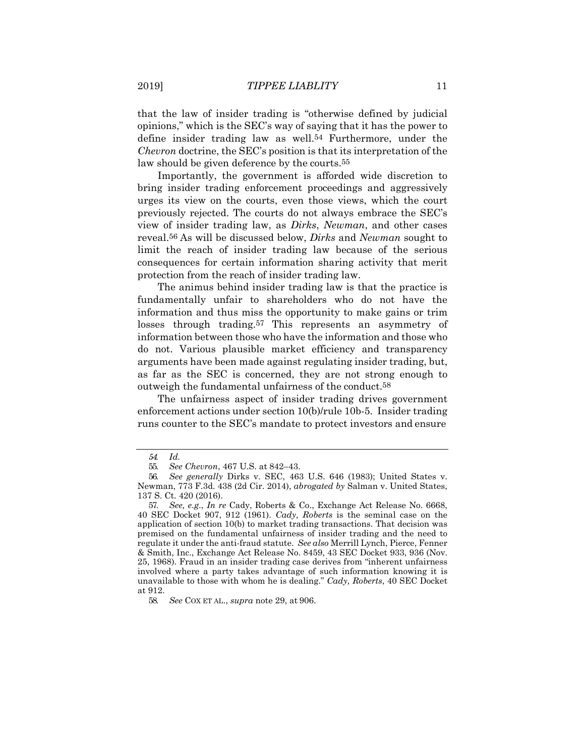that the law of insider trading is "otherwise defined by judicial opinions," which is the SEC's way of saying that it has the power to define insider trading law as well.[54] Furthermore, under the *Chevron* doctrine, the SEC's position is that its interpretation of the law should be given deference by the courts.[55]

Importantly, the government is afforded wide discretion to bring insider trading enforcement proceedings and aggressively urges its view on the courts, even those views, which the court previously rejected. The courts do not always embrace the SEC's view of insider trading law, as *Dirks*, *Newman*, and other cases reveal.[56] As will be discussed below, *Dirks* and *Newman* sought to limit the reach of insider trading law because of the serious consequences for certain information sharing activity that merit protection from the reach of insider trading law.

The animus behind insider trading law is that the practice is fundamentally unfair to shareholders who do not have the information and thus miss the opportunity to make gains or trim losses through trading.[57] This represents an asymmetry of information between those who have the information and those who do not. Various plausible market efficiency and transparency arguments have been made against regulating insider trading, but, as far as the SEC is concerned, they are not strong enough to outweigh the fundamental unfairness of the conduct.[58]

The unfairness aspect of insider trading drives government enforcement actions under section 10(b)/rule 10b-5. Insider trading runs counter to the SEC's mandate to protect investors and ensure

---

54. *Id.*

55. *See Chevron*, 467 U.S. at 842–43.

56. *See generally* Dirks v. SEC, 463 U.S. 646 (1983); United States v. Newman, 773 F.3d. 438 (2d Cir. 2014), *abrogated by* Salman v. United States, 137 S. Ct. 420 (2016).

57. *See, e.g.*, *In re* Cady, Roberts & Co., Exchange Act Release No. 6668, 40 SEC Docket 907, 912 (1961). *Cady, Roberts* is the seminal case on the application of section 10(b) to market trading transactions. That decision was premised on the fundamental unfairness of insider trading and the need to regulate it under the anti-fraud statute. *See also* Merrill Lynch, Pierce, Fenner & Smith, Inc., Exchange Act Release No. 8459, 43 SEC Docket 933, 936 (Nov. 25, 1968). Fraud in an insider trading case derives from "inherent unfairness involved where a party takes advantage of such information knowing it is unavailable to those with whom he is dealing." *Cady, Roberts*, 40 SEC Docket at 912.

58. *See* COX ET AL., *supra* note 29, at 906.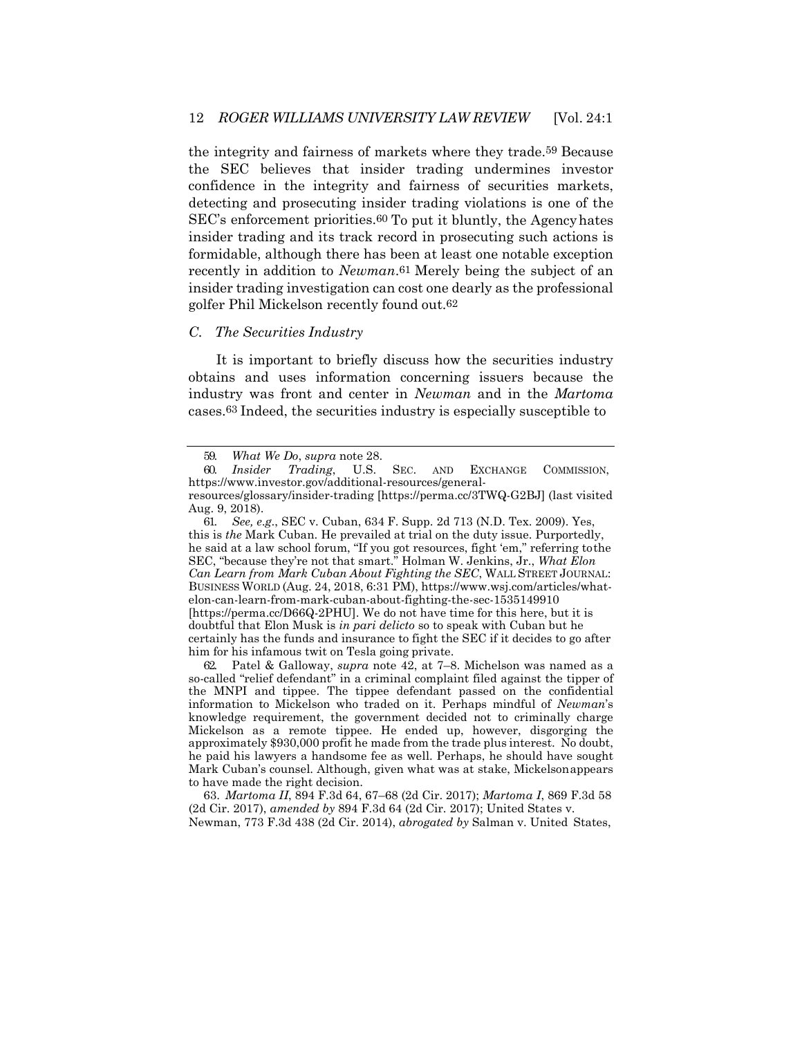the integrity and fairness of markets where they trade.[59] Because the SEC believes that insider trading undermines investor confidence in the integrity and fairness of securities markets, detecting and prosecuting insider trading violations is one of the SEC's enforcement priorities.[60] To put it bluntly, the Agency hates insider trading and its track record in prosecuting such actions is formidable, although there has been at least one notable exception recently in addition to *Newman*.[61] Merely being the subject of an insider trading investigation can cost one dearly as the professional golfer Phil Mickelson recently found out.[62]

### *C. The Securities Industry*

It is important to briefly discuss how the securities industry obtains and uses information concerning issuers because the industry was front and center in *Newman* and in the *Martoma* cases.[63] Indeed, the securities industry is especially susceptible to

---

59. *What We Do*, *supra* note 28.

60. *Insider Trading*, U.S. SEC. AND EXCHANGE COMMISSION, https://www.investor.gov/additional-resources/general-resources/glossary/insider-trading [https://perma.cc/3TWQ-G2BJ] (last visited Aug. 9, 2018).

61. *See, e.g.*, SEC v. Cuban, 634 F. Supp. 2d 713 (N.D. Tex. 2009). Yes, this is *the* Mark Cuban. He prevailed at trial on the duty issue. Purportedly, he said at a law school forum, "If you got resources, fight 'em," referring to the SEC, "because they're not that smart." Holman W. Jenkins, Jr., *What Elon Can Learn from Mark Cuban About Fighting the SEC*, WALL STREET JOURNAL: BUSINESS WORLD (Aug. 24, 2018, 6:31 PM), https://www.wsj.com/articles/what-elon-can-learn-from-mark-cuban-about-fighting-the-sec-1535149910 [https://perma.cc/D66Q-2PHU]. We do not have time for this here, but it is doubtful that Elon Musk is *in pari delicto* so to speak with Cuban but he certainly has the funds and insurance to fight the SEC if it decides to go after him for his infamous twit on Tesla going private.

62. Patel & Galloway, *supra* note 42, at 7–8. Michelson was named as a so-called "relief defendant" in a criminal complaint filed against the tipper of the MNPI and tippee. The tippee defendant passed on the confidential information to Mickelson who traded on it. Perhaps mindful of *Newman*'s knowledge requirement, the government decided not to criminally charge Mickelson as a remote tippee. He ended up, however, disgorging the approximately $930,000 profit he made from the trade plus interest. No doubt, he paid his lawyers a handsome fee as well. Perhaps, he should have sought Mark Cuban's counsel. Although, given what was at stake, Mickelson appears to have made the right decision.

63. *Martoma II*, 894 F.3d 64, 67–68 (2d Cir. 2017); *Martoma I*, 869 F.3d 58 (2d Cir. 2017), *amended by* 894 F.3d 64 (2d Cir. 2017); United States v. Newman, 773 F.3d 438 (2d Cir. 2014), *abrogated by* Salman v. United States,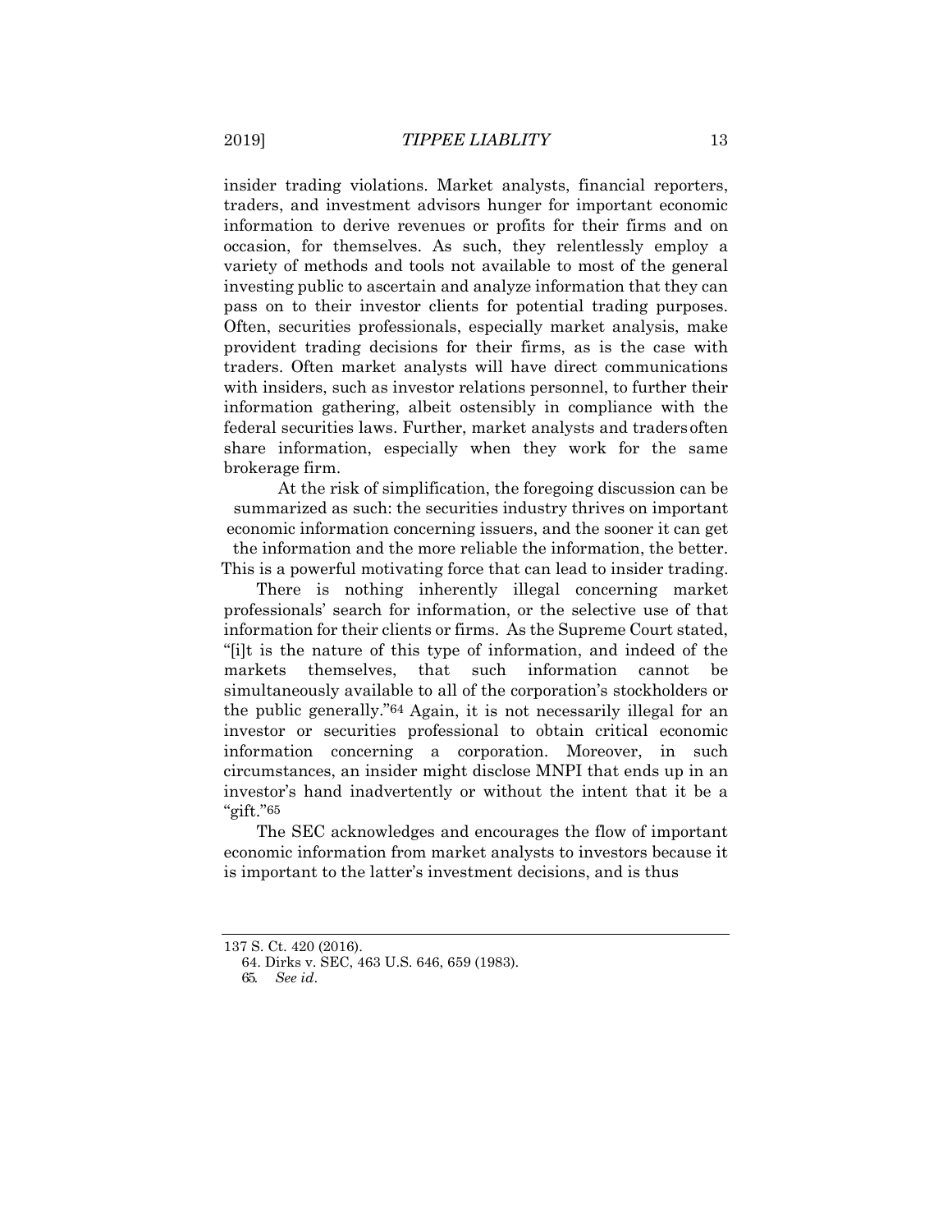insider trading violations. Market analysts, financial reporters, traders, and investment advisors hunger for important economic information to derive revenues or profits for their firms and on occasion, for themselves. As such, they relentlessly employ a variety of methods and tools not available to most of the general investing public to ascertain and analyze information that they can pass on to their investor clients for potential trading purposes. Often, securities professionals, especially market analysis, make provident trading decisions for their firms, as is the case with traders. Often market analysts will have direct communications with insiders, such as investor relations personnel, to further their information gathering, albeit ostensibly in compliance with the federal securities laws. Further, market analysts and traders often share information, especially when they work for the same brokerage firm.

At the risk of simplification, the foregoing discussion can be summarized as such: the securities industry thrives on important economic information concerning issuers, and the sooner it can get the information and the more reliable the information, the better. This is a powerful motivating force that can lead to insider trading.

There is nothing inherently illegal concerning market professionals' search for information, or the selective use of that information for their clients or firms. As the Supreme Court stated, "[i]t is the nature of this type of information, and indeed of the markets themselves, that such information cannot be simultaneously available to all of the corporation's stockholders or the public generally."[64] Again, it is not necessarily illegal for an investor or securities professional to obtain critical economic information concerning a corporation. Moreover, in such circumstances, an insider might disclose MNPI that ends up in an investor's hand inadvertently or without the intent that it be a "gift."[65]

The SEC acknowledges and encourages the flow of important economic information from market analysts to investors because it is important to the latter's investment decisions, and is thus

---

137 S. Ct. 420 (2016).

64. Dirks v. SEC, 463 U.S. 646, 659 (1983).

65. *See id*.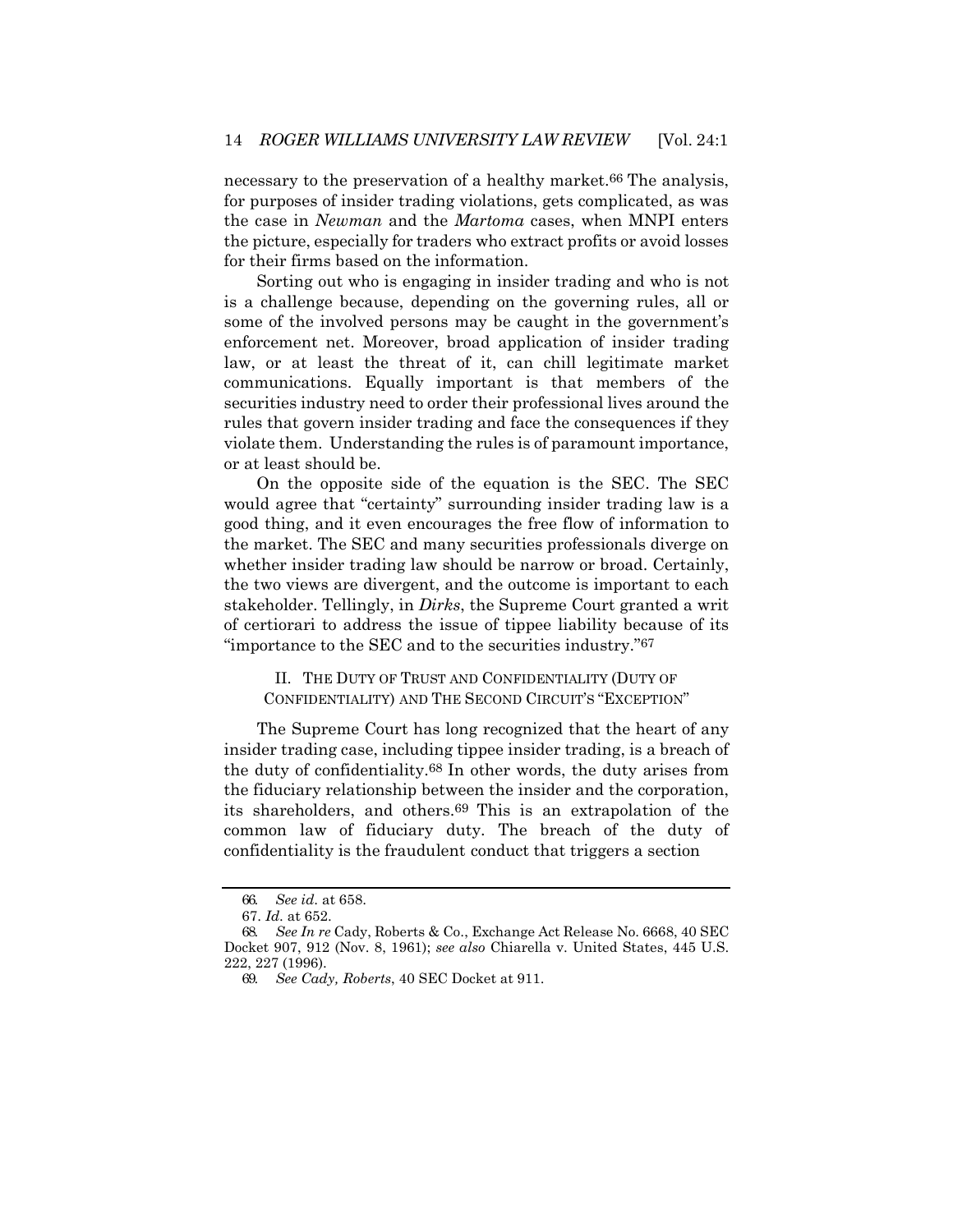necessary to the preservation of a healthy market.[66] The analysis, for purposes of insider trading violations, gets complicated, as was the case in *Newman* and the *Martoma* cases, when MNPI enters the picture, especially for traders who extract profits or avoid losses for their firms based on the information.

Sorting out who is engaging in insider trading and who is not is a challenge because, depending on the governing rules, all or some of the involved persons may be caught in the government's enforcement net. Moreover, broad application of insider trading law, or at least the threat of it, can chill legitimate market communications. Equally important is that members of the securities industry need to order their professional lives around the rules that govern insider trading and face the consequences if they violate them. Understanding the rules is of paramount importance, or at least should be.

On the opposite side of the equation is the SEC. The SEC would agree that "certainty" surrounding insider trading law is a good thing, and it even encourages the free flow of information to the market. The SEC and many securities professionals diverge on whether insider trading law should be narrow or broad. Certainly, the two views are divergent, and the outcome is important to each stakeholder. Tellingly, in *Dirks*, the Supreme Court granted a writ of certiorari to address the issue of tippee liability because of its "importance to the SEC and to the securities industry."[67]

## II. THE DUTY OF TRUST AND CONFIDENTIALITY (DUTY OF CONFIDENTIALITY) AND THE SECOND CIRCUIT'S "EXCEPTION"

The Supreme Court has long recognized that the heart of any insider trading case, including tippee insider trading, is a breach of the duty of confidentiality.[68] In other words, the duty arises from the fiduciary relationship between the insider and the corporation, its shareholders, and others.[69] This is an extrapolation of the common law of fiduciary duty. The breach of the duty of confidentiality is the fraudulent conduct that triggers a section

---

66. *See id.* at 658.

67. *Id.* at 652.

68. *See In re* Cady, Roberts & Co., Exchange Act Release No. 6668, 40 SEC Docket 907, 912 (Nov. 8, 1961); *see also* Chiarella v. United States, 445 U.S. 222, 227 (1996).

69. *See Cady, Roberts*, 40 SEC Docket at 911.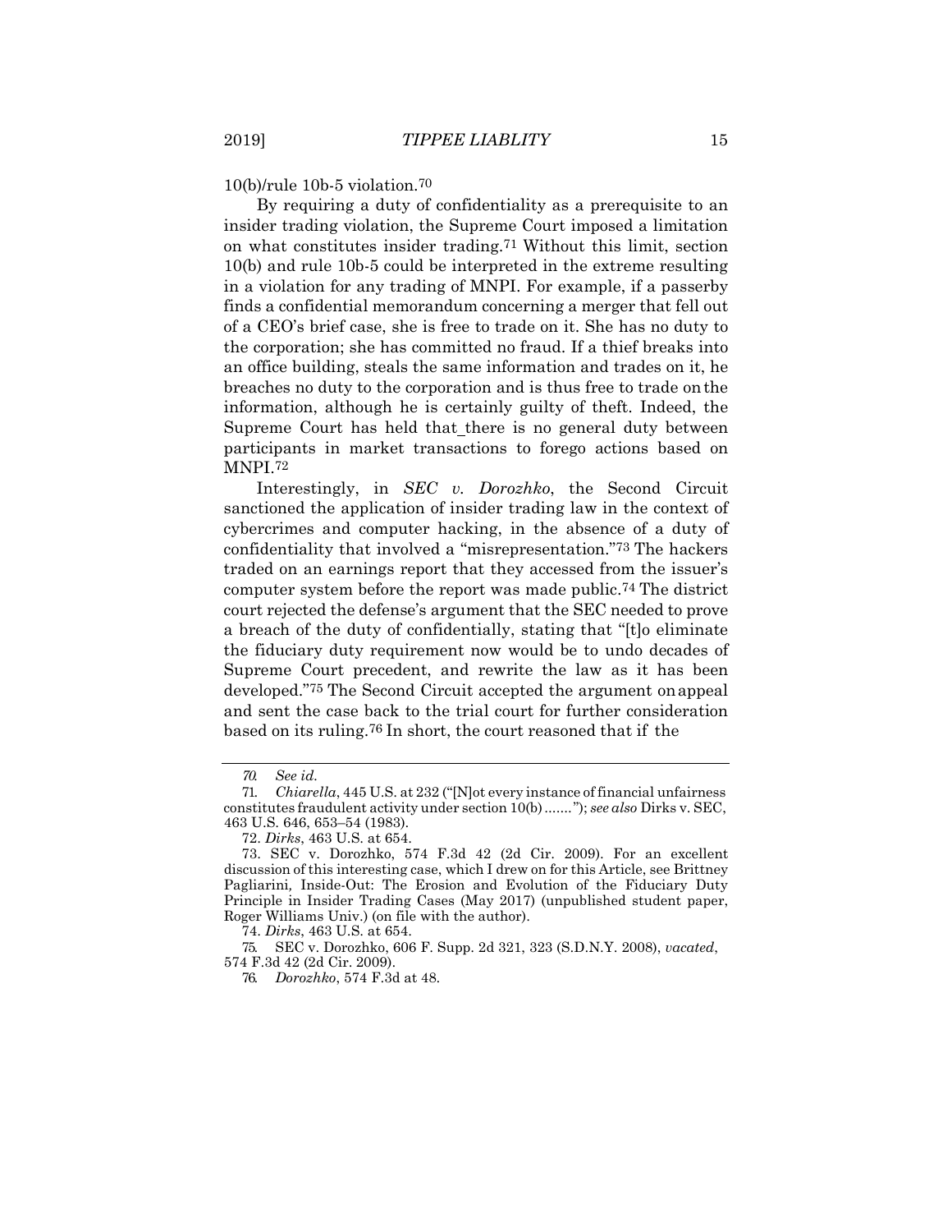10(b)/rule 10b-5 violation.[70]

By requiring a duty of confidentiality as a prerequisite to an insider trading violation, the Supreme Court imposed a limitation on what constitutes insider trading.[71] Without this limit, section 10(b) and rule 10b-5 could be interpreted in the extreme resulting in a violation for any trading of MNPI. For example, if a passerby finds a confidential memorandum concerning a merger that fell out of a CEO's brief case, she is free to trade on it. She has no duty to the corporation; she has committed no fraud. If a thief breaks into an office building, steals the same information and trades on it, he breaches no duty to the corporation and is thus free to trade on the information, although he is certainly guilty of theft. Indeed, the Supreme Court has held that there is no general duty between participants in market transactions to forego actions based on MNPI.[72]

Interestingly, in *SEC v. Dorozhko*, the Second Circuit sanctioned the application of insider trading law in the context of cybercrimes and computer hacking, in the absence of a duty of confidentiality that involved a "misrepresentation."[73] The hackers traded on an earnings report that they accessed from the issuer's computer system before the report was made public.[74] The district court rejected the defense's argument that the SEC needed to prove a breach of the duty of confidentially, stating that "[t]o eliminate the fiduciary duty requirement now would be to undo decades of Supreme Court precedent, and rewrite the law as it has been developed."[75] The Second Circuit accepted the argument on appeal and sent the case back to the trial court for further consideration based on its ruling.[76] In short, the court reasoned that if the

---

70. *See id.*

71. *Chiarella*, 445 U.S. at 232 ("[N]ot every instance of financial unfairness constitutes fraudulent activity under section 10(b) . . . . . . ."); *see also* Dirks v. SEC, 463 U.S. 646, 653–54 (1983).

72. *Dirks*, 463 U.S. at 654.

73. SEC v. Dorozhko, 574 F.3d 42 (2d Cir. 2009). For an excellent discussion of this interesting case, which I drew on for this Article, see Brittney Pagliarini, Inside-Out: The Erosion and Evolution of the Fiduciary Duty Principle in Insider Trading Cases (May 2017) (unpublished student paper, Roger Williams Univ.) (on file with the author).

74. *Dirks*, 463 U.S. at 654.

75. SEC v. Dorozhko, 606 F. Supp. 2d 321, 323 (S.D.N.Y. 2008), *vacated*, 574 F.3d 42 (2d Cir. 2009).

76. *Dorozhko*, 574 F.3d at 48.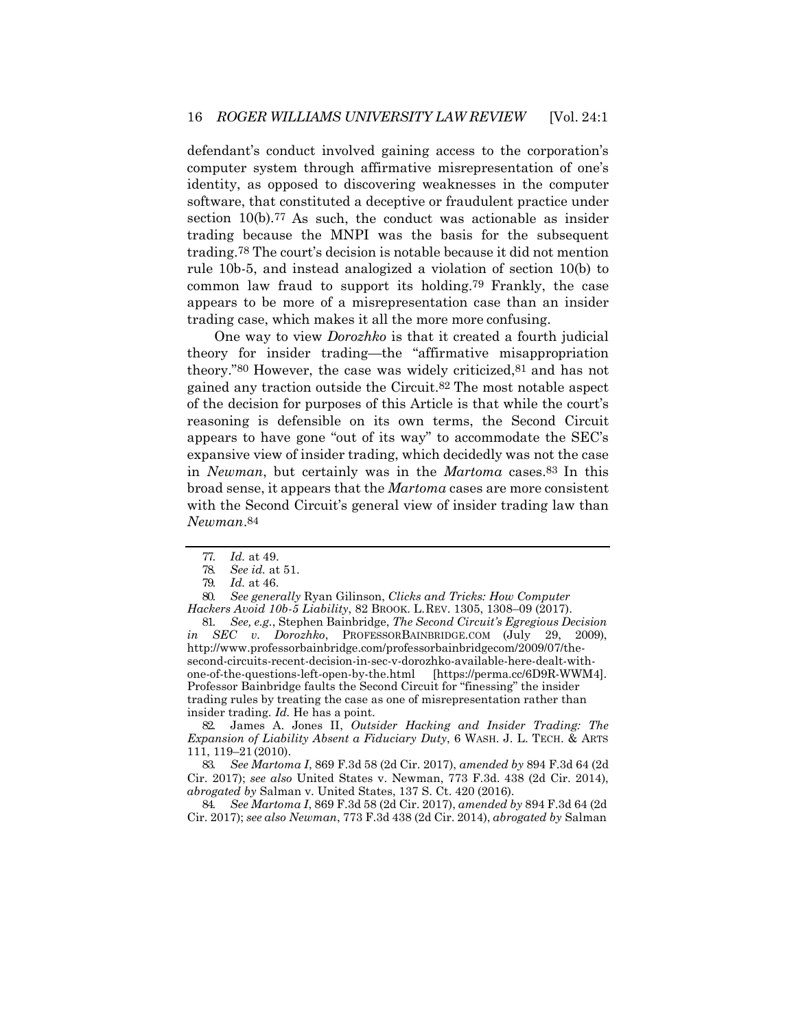defendant's conduct involved gaining access to the corporation's computer system through affirmative misrepresentation of one's identity, as opposed to discovering weaknesses in the computer software, that constituted a deceptive or fraudulent practice under section 10(b).[77] As such, the conduct was actionable as insider trading because the MNPI was the basis for the subsequent trading.[78] The court's decision is notable because it did not mention rule 10b-5, and instead analogized a violation of section 10(b) to common law fraud to support its holding.[79] Frankly, the case appears to be more of a misrepresentation case than an insider trading case, which makes it all the more more confusing.

One way to view *Dorozhko* is that it created a fourth judicial theory for insider trading—the "affirmative misappropriation theory."[80] However, the case was widely criticized,[81] and has not gained any traction outside the Circuit.[82] The most notable aspect of the decision for purposes of this Article is that while the court's reasoning is defensible on its own terms, the Second Circuit appears to have gone "out of its way" to accommodate the SEC's expansive view of insider trading, which decidedly was not the case in *Newman*, but certainly was in the *Martoma* cases.[83] In this broad sense, it appears that the *Martoma* cases are more consistent with the Second Circuit's general view of insider trading law than *Newman*.[84]

---

77. *Id.* at 49.

78. *See id.* at 51.

79. *Id.* at 46.

80. *See generally* Ryan Gilinson, *Clicks and Tricks: How Computer Hackers Avoid 10b-5 Liability*, 82 BROOK. L. REV. 1305, 1308–09 (2017).

81. *See, e.g.*, Stephen Bainbridge, *The Second Circuit's Egregious Decision in SEC v. Dorozhko*, PROFESSORBAINBRIDGE.COM (July 29, 2009), http://www.professorbainbridge.com/professorbainbridgecom/2009/07/the-second-circuits-recent-decision-in-sec-v-dorozhko-available-here-dealt-with-one-of-the-questions-left-open-by-the.html [https://perma.cc/6D9R-WWM4]. Professor Bainbridge faults the Second Circuit for "finessing" the insider trading rules by treating the case as one of misrepresentation rather than insider trading. *Id.* He has a point.

82. James A. Jones II, *Outsider Hacking and Insider Trading: The Expansion of Liability Absent a Fiduciary Duty*, 6 WASH. J. L. TECH. & ARTS 111, 119–21 (2010).

83. *See Martoma I*, 869 F.3d 58 (2d Cir. 2017), *amended by* 894 F.3d 64 (2d Cir. 2017); *see also* United States v. Newman, 773 F.3d. 438 (2d Cir. 2014), *abrogated by* Salman v. United States, 137 S. Ct. 420 (2016).

84. *See Martoma I*, 869 F.3d 58 (2d Cir. 2017), *amended by* 894 F.3d 64 (2d Cir. 2017); *see also Newman*, 773 F.3d 438 (2d Cir. 2014), *abrogated by* Salman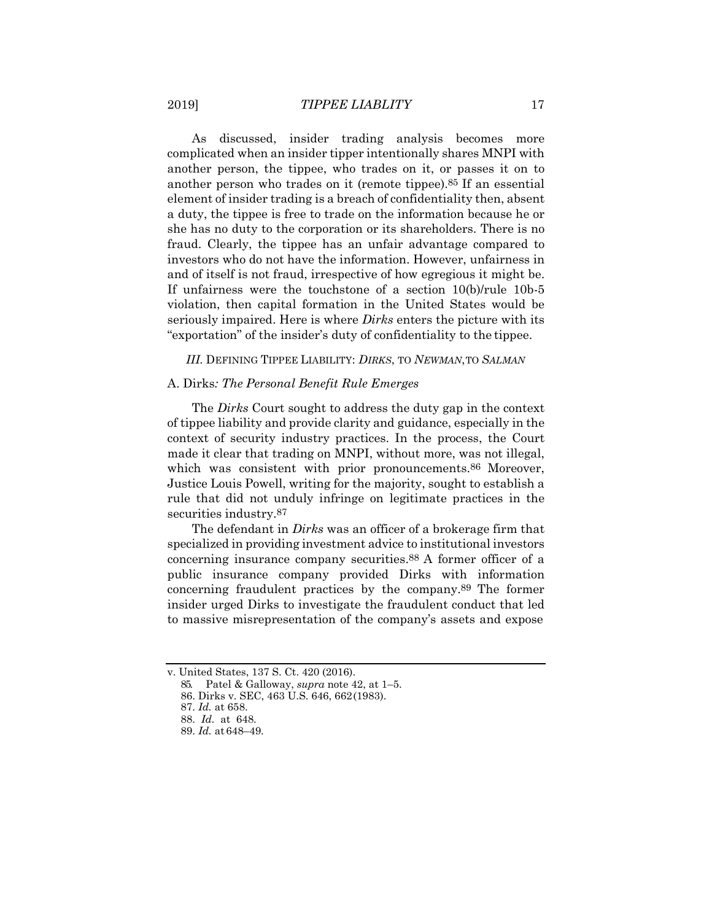As discussed, insider trading analysis becomes more complicated when an insider tipper intentionally shares MNPI with another person, the tippee, who trades on it, or passes it on to another person who trades on it (remote tippee).[85] If an essential element of insider trading is a breach of confidentiality then, absent a duty, the tippee is free to trade on the information because he or she has no duty to the corporation or its shareholders. There is no fraud. Clearly, the tippee has an unfair advantage compared to investors who do not have the information. However, unfairness in and of itself is not fraud, irrespective of how egregious it might be. If unfairness were the touchstone of a section 10(b)/rule 10b-5 violation, then capital formation in the United States would be seriously impaired. Here is where *Dirks* enters the picture with its "exportation" of the insider's duty of confidentiality to the tippee.

## *III.* DEFINING TIPPEE LIABILITY: *DIRKS*, TO *NEWMAN*, TO *SALMAN*

### A. Dirks*: The Personal Benefit Rule Emerges*

The *Dirks* Court sought to address the duty gap in the context of tippee liability and provide clarity and guidance, especially in the context of security industry practices. In the process, the Court made it clear that trading on MNPI, without more, was not illegal, which was consistent with prior pronouncements.[86] Moreover, Justice Louis Powell, writing for the majority, sought to establish a rule that did not unduly infringe on legitimate practices in the securities industry.[87]

The defendant in *Dirks* was an officer of a brokerage firm that specialized in providing investment advice to institutional investors concerning insurance company securities.[88] A former officer of a public insurance company provided Dirks with information concerning fraudulent practices by the company.[89] The former insider urged Dirks to investigate the fraudulent conduct that led to massive misrepresentation of the company's assets and expose

---

v. United States, 137 S. Ct. 420 (2016).

85. Patel & Galloway, *supra* note 42, at 1–5.

86. Dirks v. SEC, 463 U.S. 646, 662 (1983).

87. *Id.* at 658.

88. *Id.* at 648.

89. *Id.* at 648–49.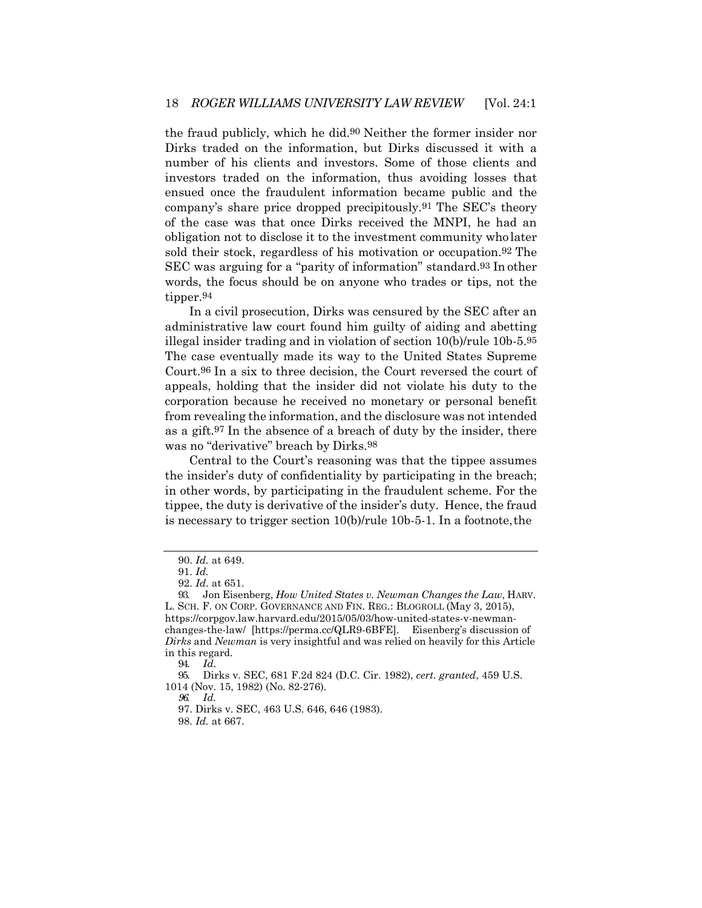the fraud publicly, which he did.[90] Neither the former insider nor Dirks traded on the information, but Dirks discussed it with a number of his clients and investors. Some of those clients and investors traded on the information, thus avoiding losses that ensued once the fraudulent information became public and the company's share price dropped precipitously.[91] The SEC's theory of the case was that once Dirks received the MNPI, he had an obligation not to disclose it to the investment community who later sold their stock, regardless of his motivation or occupation.[92] The SEC was arguing for a "parity of information" standard.[93] In other words, the focus should be on anyone who trades or tips, not the tipper.[94]

In a civil prosecution, Dirks was censured by the SEC after an administrative law court found him guilty of aiding and abetting illegal insider trading and in violation of section 10(b)/rule 10b-5.[95] The case eventually made its way to the United States Supreme Court.[96] In a six to three decision, the Court reversed the court of appeals, holding that the insider did not violate his duty to the corporation because he received no monetary or personal benefit from revealing the information, and the disclosure was not intended as a gift.[97] In the absence of a breach of duty by the insider, there was no "derivative" breach by Dirks.[98]

Central to the Court's reasoning was that the tippee assumes the insider's duty of confidentiality by participating in the breach; in other words, by participating in the fraudulent scheme. For the tippee, the duty is derivative of the insider's duty. Hence, the fraud is necessary to trigger section 10(b)/rule 10b-5-1. In a footnote, the

---

90. *Id.* at 649.

91. *Id.*

92. *Id.* at 651.

93. Jon Eisenberg, *How United States v. Newman Changes the Law*, HARV. L. SCH. F. ON CORP. GOVERNANCE AND FIN. REG.: BLOGROLL (May 3, 2015), https://corpgov.law.harvard.edu/2015/05/03/how-united-states-v-newman-changes-the-law/ [https://perma.cc/QLR9-6BFE]. Eisenberg's discussion of *Dirks* and *Newman* is very insightful and was relied on heavily for this Article in this regard.

94. *Id*.

95. Dirks v. SEC, 681 F.2d 824 (D.C. Cir. 1982), *cert. granted*, 459 U.S. 1014 (Nov. 15, 1982) (No. 82-276).

96. *Id.*

97. Dirks v. SEC, 463 U.S. 646, 646 (1983).

98. *Id.* at 667.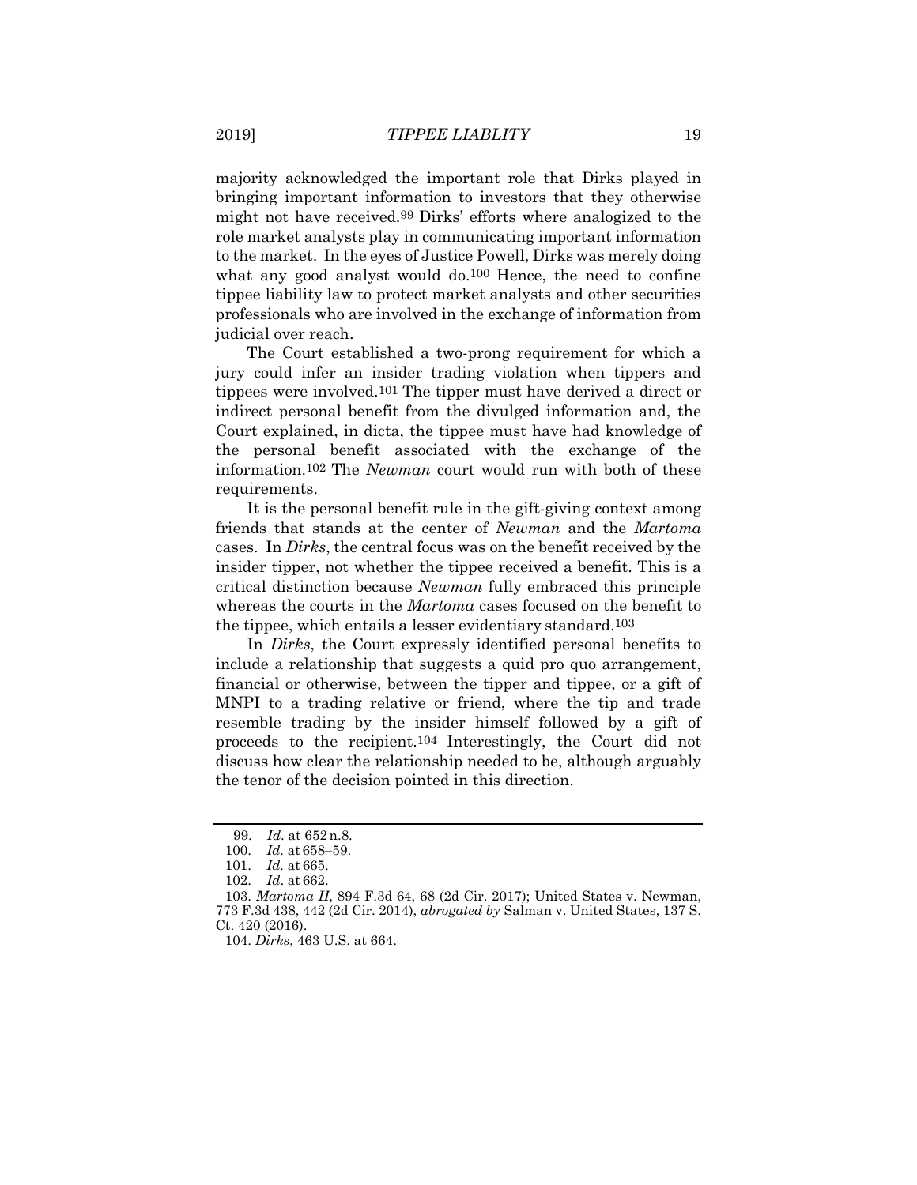majority acknowledged the important role that Dirks played in bringing important information to investors that they otherwise might not have received.[99] Dirks' efforts where analogized to the role market analysts play in communicating important information to the market. In the eyes of Justice Powell, Dirks was merely doing what any good analyst would do.[100] Hence, the need to confine tippee liability law to protect market analysts and other securities professionals who are involved in the exchange of information from judicial over reach.

The Court established a two-prong requirement for which a jury could infer an insider trading violation when tippers and tippees were involved.[101] The tipper must have derived a direct or indirect personal benefit from the divulged information and, the Court explained, in dicta, the tippee must have had knowledge of the personal benefit associated with the exchange of the information.[102] The *Newman* court would run with both of these requirements.

It is the personal benefit rule in the gift-giving context among friends that stands at the center of *Newman* and the *Martoma* cases. In *Dirks*, the central focus was on the benefit received by the insider tipper, not whether the tippee received a benefit. This is a critical distinction because *Newman* fully embraced this principle whereas the courts in the *Martoma* cases focused on the benefit to the tippee, which entails a lesser evidentiary standard.[103]

In *Dirks*, the Court expressly identified personal benefits to include a relationship that suggests a quid pro quo arrangement, financial or otherwise, between the tipper and tippee, or a gift of MNPI to a trading relative or friend, where the tip and trade resemble trading by the insider himself followed by a gift of proceeds to the recipient.[104] Interestingly, the Court did not discuss how clear the relationship needed to be, although arguably the tenor of the decision pointed in this direction.

---

99. *Id.* at 652 n.8.

100. *Id.* at 658–59.

101. *Id.* at 665.

102. *Id*. at 662.

103. *Martoma II*, 894 F.3d 64, 68 (2d Cir. 2017); United States v. Newman, 773 F.3d 438, 442 (2d Cir. 2014), *abrogated by* Salman v. United States, 137 S. Ct. 420 (2016).

104. *Dirks*, 463 U.S. at 664.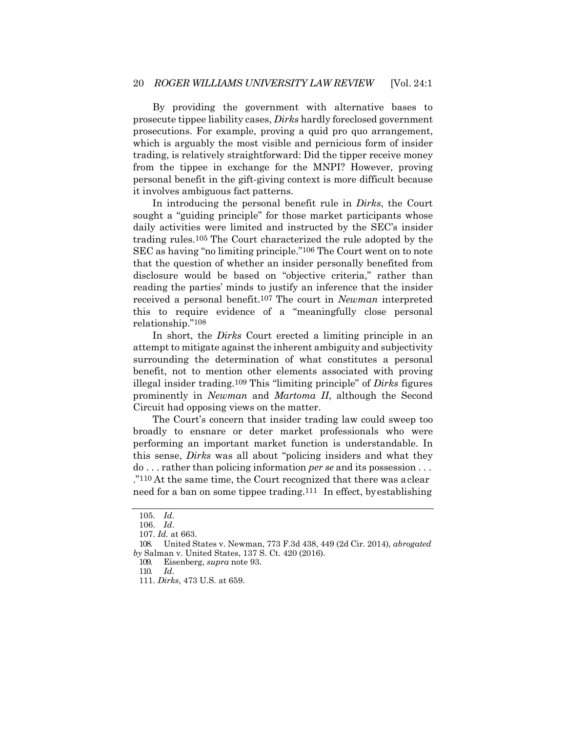By providing the government with alternative bases to prosecute tippee liability cases, *Dirks* hardly foreclosed government prosecutions. For example, proving a quid pro quo arrangement, which is arguably the most visible and pernicious form of insider trading, is relatively straightforward: Did the tipper receive money from the tippee in exchange for the MNPI? However, proving personal benefit in the gift-giving context is more difficult because it involves ambiguous fact patterns.

In introducing the personal benefit rule in *Dirks*, the Court sought a "guiding principle" for those market participants whose daily activities were limited and instructed by the SEC's insider trading rules.[105] The Court characterized the rule adopted by the SEC as having "no limiting principle."[106] The Court went on to note that the question of whether an insider personally benefited from disclosure would be based on "objective criteria," rather than reading the parties' minds to justify an inference that the insider received a personal benefit.[107] The court in *Newman* interpreted this to require evidence of a "meaningfully close personal relationship."[108]

In short, the *Dirks* Court erected a limiting principle in an attempt to mitigate against the inherent ambiguity and subjectivity surrounding the determination of what constitutes a personal benefit, not to mention other elements associated with proving illegal insider trading.[109] This "limiting principle" of *Dirks* figures prominently in *Newman* and *Martoma II*, although the Second Circuit had opposing views on the matter.

The Court's concern that insider trading law could sweep too broadly to ensnare or deter market professionals who were performing an important market function is understandable. In this sense, *Dirks* was all about "policing insiders and what they do . . . rather than policing information *per se* and its possession . . . ."[110] At the same time, the Court recognized that there was a clear need for a ban on some tippee trading.[111] In effect, by establishing

---

105. *Id*.
106. *Id*.
107. *Id.* at 663.
108. United States v. Newman, 773 F.3d 438, 449 (2d Cir. 2014), *abrogated by* Salman v. United States, 137 S. Ct. 420 (2016).
109. Eisenberg, *supra* note 93.
110. *Id*.
111. *Dirks*, 473 U.S. at 659.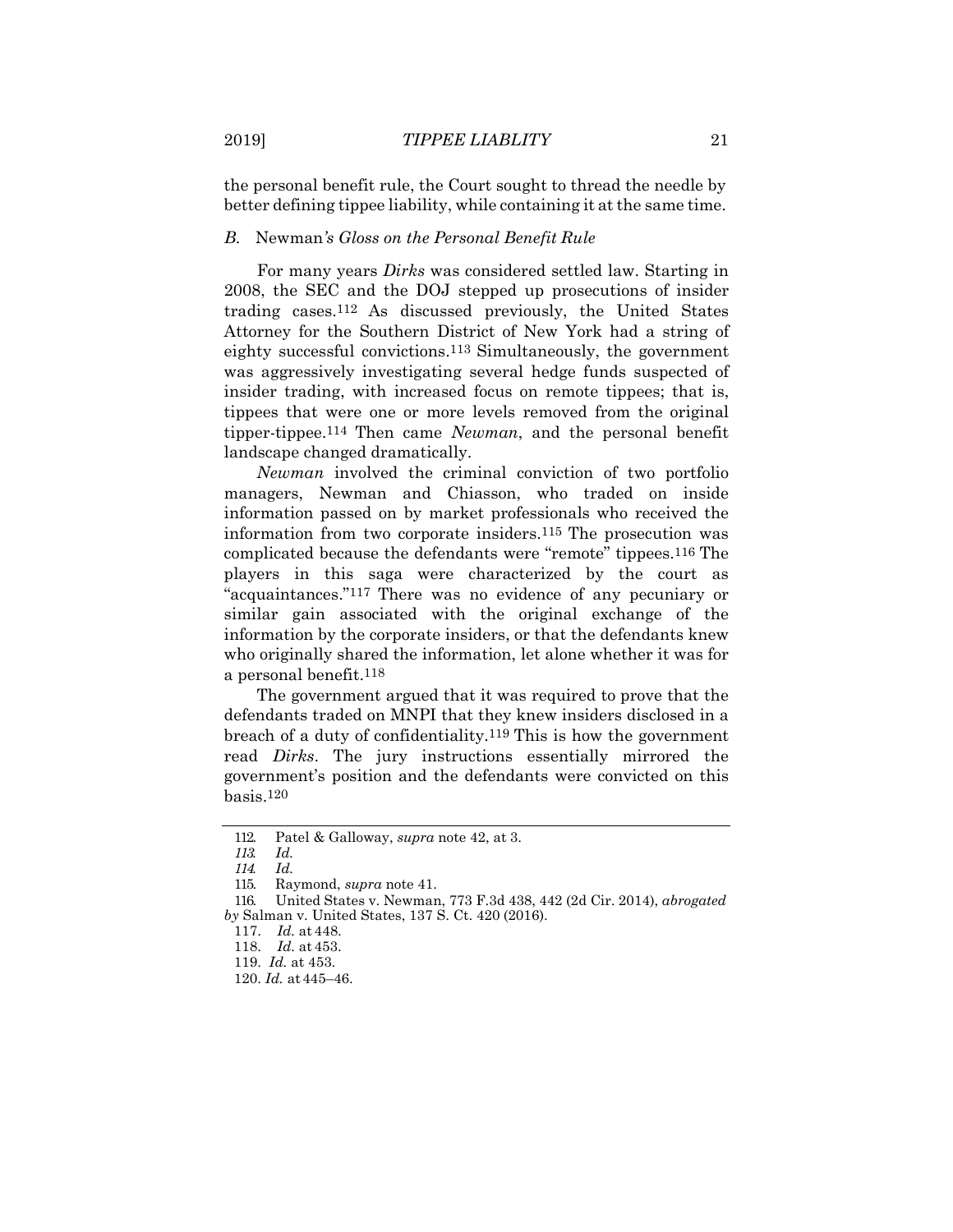the personal benefit rule, the Court sought to thread the needle by better defining tippee liability, while containing it at the same time.

### *B.* Newman*'s Gloss on the Personal Benefit Rule*

For many years *Dirks* was considered settled law. Starting in 2008, the SEC and the DOJ stepped up prosecutions of insider trading cases.[112] As discussed previously, the United States Attorney for the Southern District of New York had a string of eighty successful convictions.[113] Simultaneously, the government was aggressively investigating several hedge funds suspected of insider trading, with increased focus on remote tippees; that is, tippees that were one or more levels removed from the original tipper-tippee.[114] Then came *Newman*, and the personal benefit landscape changed dramatically.

*Newman* involved the criminal conviction of two portfolio managers, Newman and Chiasson, who traded on inside information passed on by market professionals who received the information from two corporate insiders.[115] The prosecution was complicated because the defendants were "remote" tippees.[116] The players in this saga were characterized by the court as "acquaintances."[117] There was no evidence of any pecuniary or similar gain associated with the original exchange of the information by the corporate insiders, or that the defendants knew who originally shared the information, let alone whether it was for a personal benefit.[118]

The government argued that it was required to prove that the defendants traded on MNPI that they knew insiders disclosed in a breach of a duty of confidentiality.[119] This is how the government read *Dirks*. The jury instructions essentially mirrored the government's position and the defendants were convicted on this basis.[120]

---

112. Patel & Galloway, *supra* note 42, at 3.

113. *Id.*

114. *Id.*

115. Raymond, *supra* note 41.

116. United States v. Newman, 773 F.3d 438, 442 (2d Cir. 2014), *abrogated by* Salman v. United States, 137 S. Ct. 420 (2016).

117. *Id.* at 448.

118. *Id.* at 453.

119. *Id.* at 453.

120. *Id.* at 445–46.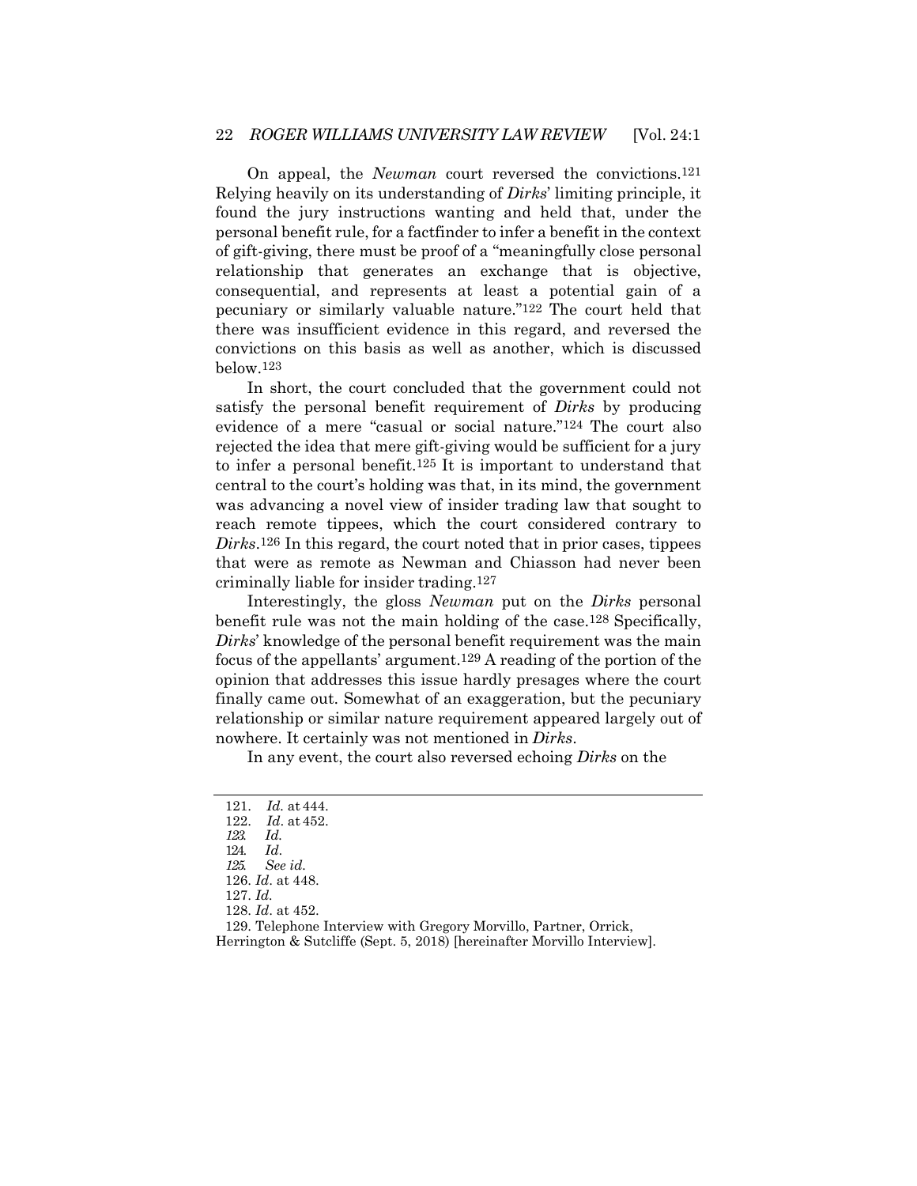On appeal, the *Newman* court reversed the convictions.[121] Relying heavily on its understanding of *Dirks*' limiting principle, it found the jury instructions wanting and held that, under the personal benefit rule, for a factfinder to infer a benefit in the context of gift-giving, there must be proof of a "meaningfully close personal relationship that generates an exchange that is objective, consequential, and represents at least a potential gain of a pecuniary or similarly valuable nature."[122] The court held that there was insufficient evidence in this regard, and reversed the convictions on this basis as well as another, which is discussed below.[123]

In short, the court concluded that the government could not satisfy the personal benefit requirement of *Dirks* by producing evidence of a mere "casual or social nature."[124] The court also rejected the idea that mere gift-giving would be sufficient for a jury to infer a personal benefit.[125] It is important to understand that central to the court's holding was that, in its mind, the government was advancing a novel view of insider trading law that sought to reach remote tippees, which the court considered contrary to *Dirks*.[126] In this regard, the court noted that in prior cases, tippees that were as remote as Newman and Chiasson had never been criminally liable for insider trading.[127]

Interestingly, the gloss *Newman* put on the *Dirks* personal benefit rule was not the main holding of the case.[128] Specifically, *Dirks*' knowledge of the personal benefit requirement was the main focus of the appellants' argument.[129] A reading of the portion of the opinion that addresses this issue hardly presages where the court finally came out. Somewhat of an exaggeration, but the pecuniary relationship or similar nature requirement appeared largely out of nowhere. It certainly was not mentioned in *Dirks*.

In any event, the court also reversed echoing *Dirks* on the

---

121. *Id.* at 444.
122. *Id*. at 452.
123. *Id.*
124. *Id*.
125. *See id.*
126. *Id*. at 448.
127. *Id.*
128. *Id*. at 452.
129. Telephone Interview with Gregory Morvillo, Partner, Orrick, Herrington & Sutcliffe (Sept. 5, 2018) [hereinafter Morvillo Interview].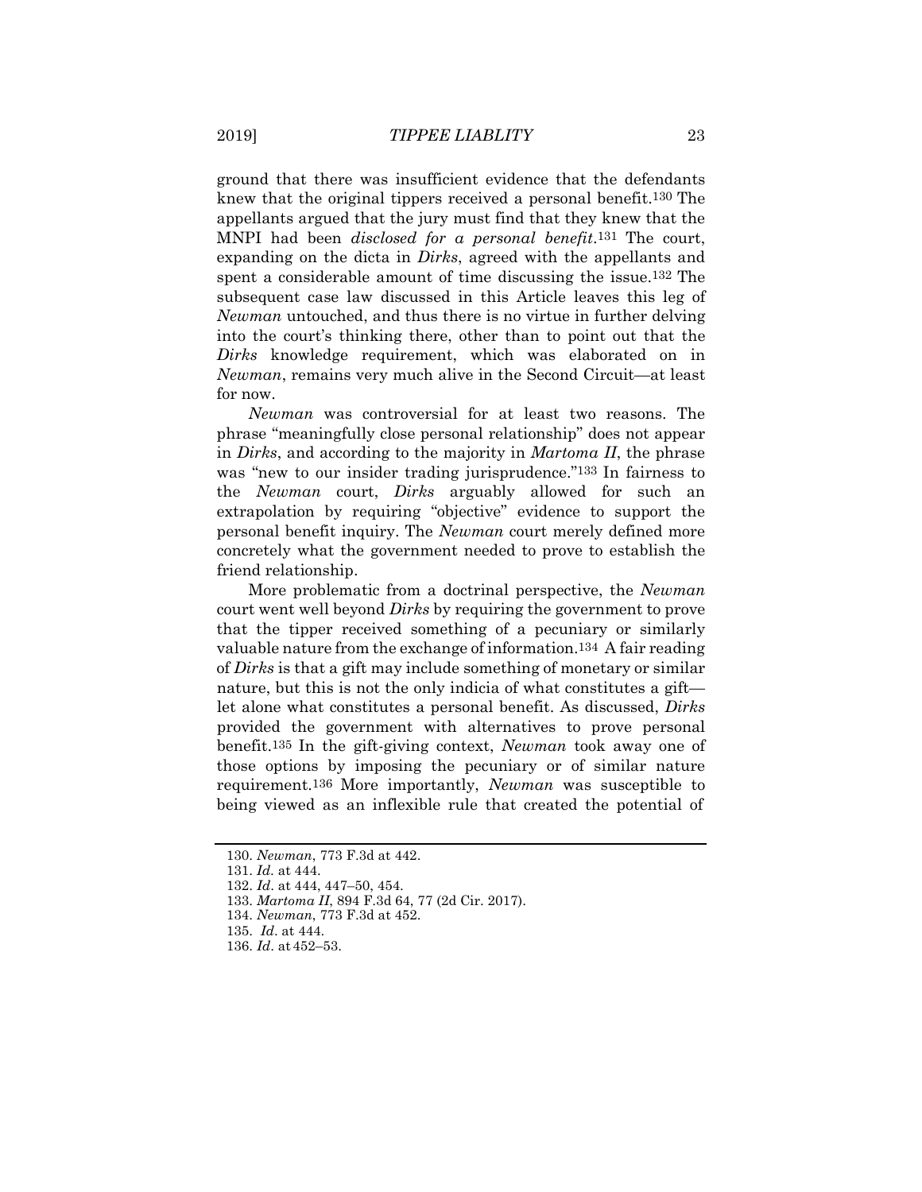ground that there was insufficient evidence that the defendants knew that the original tippers received a personal benefit.[130] The appellants argued that the jury must find that they knew that the MNPI had been *disclosed for a personal benefit*.[131] The court, expanding on the dicta in *Dirks*, agreed with the appellants and spent a considerable amount of time discussing the issue.[132] The subsequent case law discussed in this Article leaves this leg of *Newman* untouched, and thus there is no virtue in further delving into the court's thinking there, other than to point out that the *Dirks* knowledge requirement, which was elaborated on in *Newman*, remains very much alive in the Second Circuit—at least for now.

*Newman* was controversial for at least two reasons. The phrase "meaningfully close personal relationship" does not appear in *Dirks*, and according to the majority in *Martoma II*, the phrase was "new to our insider trading jurisprudence."[133] In fairness to the *Newman* court, *Dirks* arguably allowed for such an extrapolation by requiring "objective" evidence to support the personal benefit inquiry. The *Newman* court merely defined more concretely what the government needed to prove to establish the friend relationship.

More problematic from a doctrinal perspective, the *Newman* court went well beyond *Dirks* by requiring the government to prove that the tipper received something of a pecuniary or similarly valuable nature from the exchange of information.[134] A fair reading of *Dirks* is that a gift may include something of monetary or similar nature, but this is not the only indicia of what constitutes a gift—let alone what constitutes a personal benefit. As discussed, *Dirks* provided the government with alternatives to prove personal benefit.[135] In the gift-giving context, *Newman* took away one of those options by imposing the pecuniary or of similar nature requirement.[136] More importantly, *Newman* was susceptible to being viewed as an inflexible rule that created the potential of

130. *Newman*, 773 F.3d at 442.

131. *Id.* at 444.

132. *Id*. at 444, 447–50, 454.

133. *Martoma II*, 894 F.3d 64, 77 (2d Cir. 2017).

134. *Newman*, 773 F.3d at 452.

135. *Id*. at 444.

136. *Id*. at 452–53.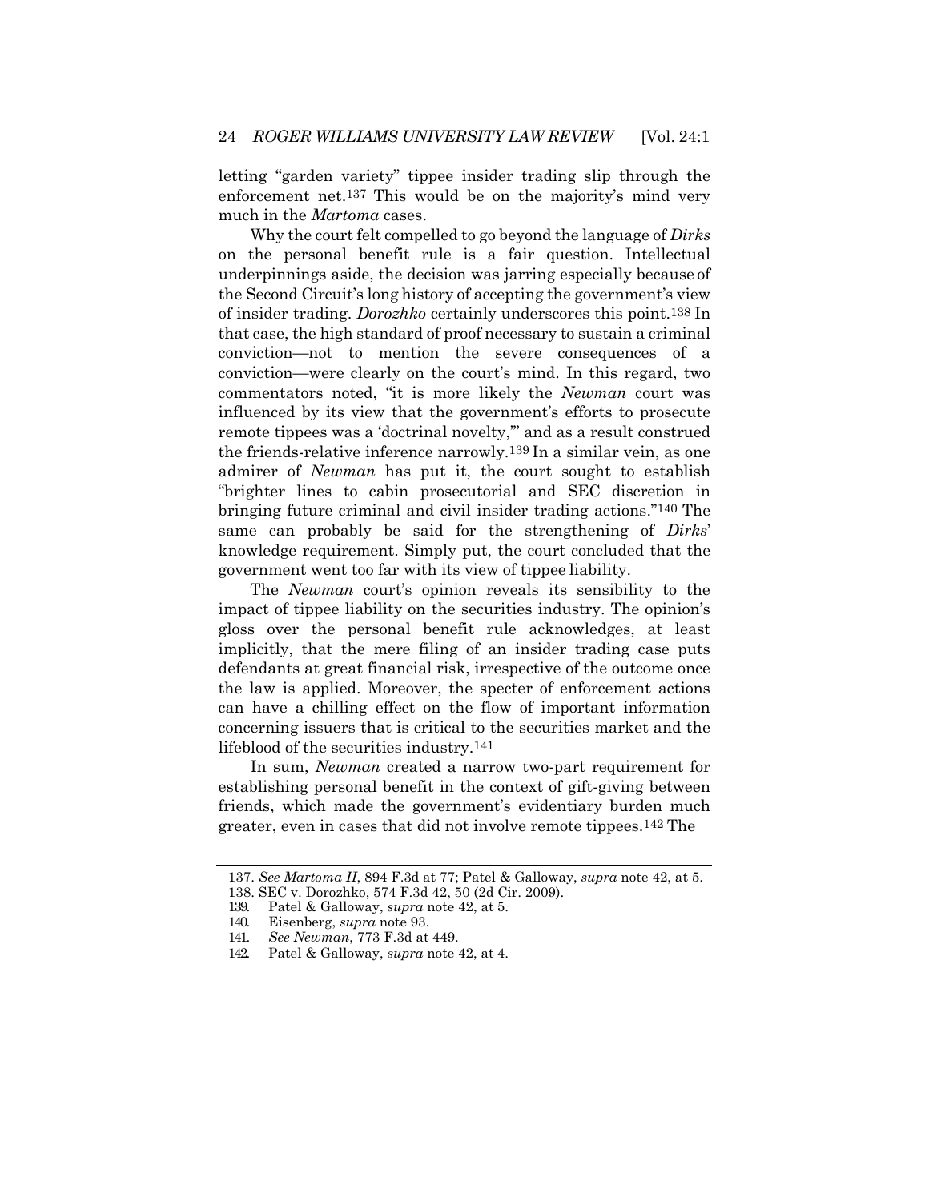letting "garden variety" tippee insider trading slip through the enforcement net.[137] This would be on the majority's mind very much in the *Martoma* cases.

Why the court felt compelled to go beyond the language of *Dirks* on the personal benefit rule is a fair question. Intellectual underpinnings aside, the decision was jarring especially because of the Second Circuit's long history of accepting the government's view of insider trading. *Dorozhko* certainly underscores this point.[138] In that case, the high standard of proof necessary to sustain a criminal conviction—not to mention the severe consequences of a conviction—were clearly on the court's mind. In this regard, two commentators noted, "it is more likely the *Newman* court was influenced by its view that the government's efforts to prosecute remote tippees was a 'doctrinal novelty,'" and as a result construed the friends-relative inference narrowly.[139] In a similar vein, as one admirer of *Newman* has put it, the court sought to establish "brighter lines to cabin prosecutorial and SEC discretion in bringing future criminal and civil insider trading actions."[140] The same can probably be said for the strengthening of *Dirks*' knowledge requirement. Simply put, the court concluded that the government went too far with its view of tippee liability.

The *Newman* court's opinion reveals its sensibility to the impact of tippee liability on the securities industry. The opinion's gloss over the personal benefit rule acknowledges, at least implicitly, that the mere filing of an insider trading case puts defendants at great financial risk, irrespective of the outcome once the law is applied. Moreover, the specter of enforcement actions can have a chilling effect on the flow of important information concerning issuers that is critical to the securities market and the lifeblood of the securities industry.[141]

In sum, *Newman* created a narrow two-part requirement for establishing personal benefit in the context of gift-giving between friends, which made the government's evidentiary burden much greater, even in cases that did not involve remote tippees.[142] The

---

137. *See Martoma II*, 894 F.3d at 77; Patel & Galloway, *supra* note 42, at 5.
138. SEC v. Dorozhko, 574 F.3d 42, 50 (2d Cir. 2009).
139. Patel & Galloway, *supra* note 42, at 5.
140. Eisenberg, *supra* note 93.
141. *See Newman*, 773 F.3d at 449.
142. Patel & Galloway, *supra* note 42, at 4.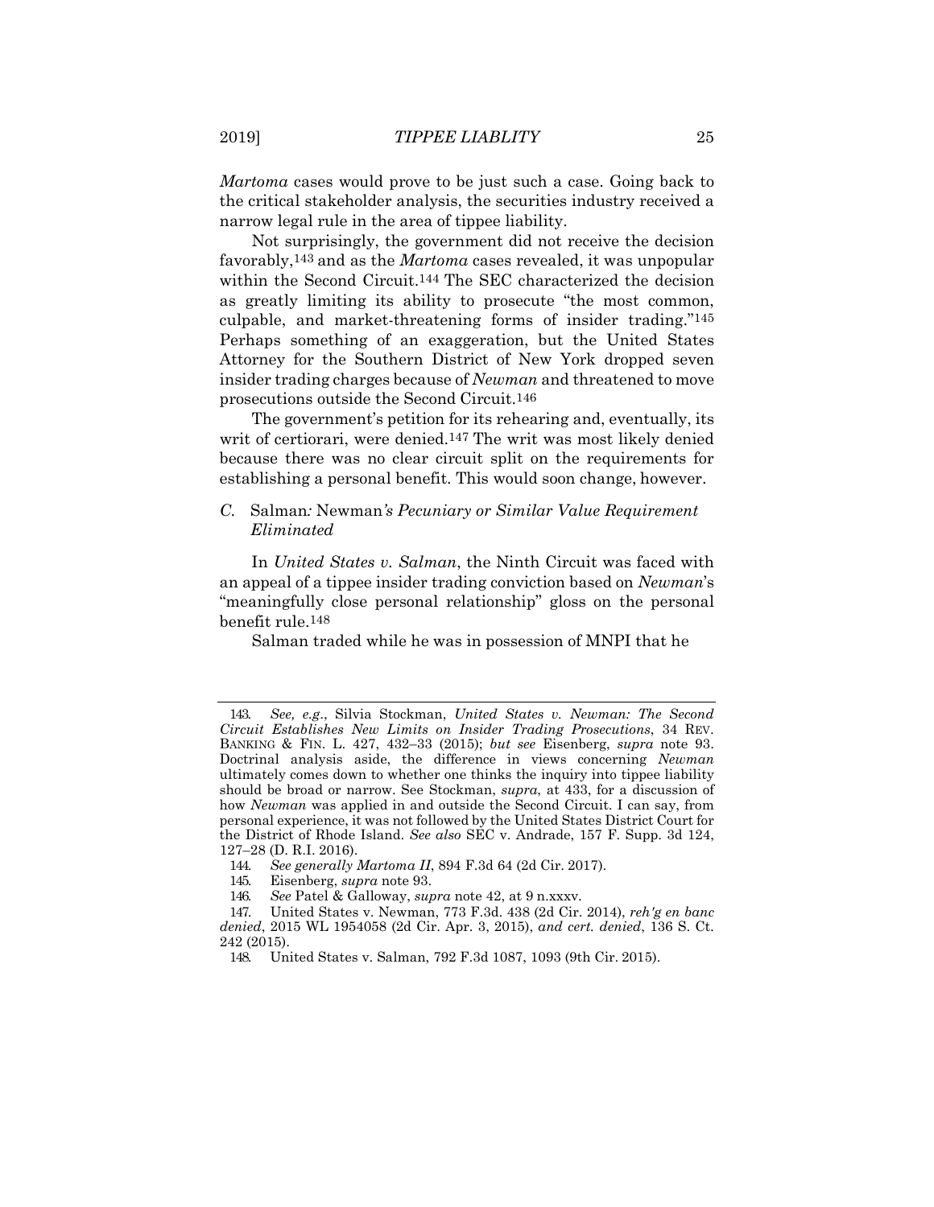*Martoma* cases would prove to be just such a case. Going back to the critical stakeholder analysis, the securities industry received a narrow legal rule in the area of tippee liability.

Not surprisingly, the government did not receive the decision favorably,[143] and as the *Martoma* cases revealed, it was unpopular within the Second Circuit.[144] The SEC characterized the decision as greatly limiting its ability to prosecute "the most common, culpable, and market-threatening forms of insider trading."[145] Perhaps something of an exaggeration, but the United States Attorney for the Southern District of New York dropped seven insider trading charges because of *Newman* and threatened to move prosecutions outside the Second Circuit.[146]

The government's petition for its rehearing and, eventually, its writ of certiorari, were denied.[147] The writ was most likely denied because there was no clear circuit split on the requirements for establishing a personal benefit. This would soon change, however.

### *C.* Salman*: Newman's Pecuniary or Similar Value Requirement Eliminated*

In *United States v. Salman*, the Ninth Circuit was faced with an appeal of a tippee insider trading conviction based on *Newman*'s "meaningfully close personal relationship" gloss on the personal benefit rule.[148]

Salman traded while he was in possession of MNPI that he

---

143. *See, e.g.*, Silvia Stockman, *United States v. Newman: The Second Circuit Establishes New Limits on Insider Trading Prosecutions*, 34 REV. BANKING & FIN. L. 427, 432–33 (2015); *but see* Eisenberg, *supra* note 93. Doctrinal analysis aside, the difference in views concerning *Newman* ultimately comes down to whether one thinks the inquiry into tippee liability should be broad or narrow. See Stockman, *supra*, at 433, for a discussion of how *Newman* was applied in and outside the Second Circuit. I can say, from personal experience, it was not followed by the United States District Court for the District of Rhode Island. *See also* SEC v. Andrade, 157 F. Supp. 3d 124, 127–28 (D. R.I. 2016).

144. *See generally Martoma II*, 894 F.3d 64 (2d Cir. 2017).

145. Eisenberg, *supra* note 93.

146. *See* Patel & Galloway, *supra* note 42, at 9 n.xxxv.

147. United States v. Newman, 773 F.3d. 438 (2d Cir. 2014), *reh'g en banc denied*, 2015 WL 1954058 (2d Cir. Apr. 3, 2015), *and cert. denied*, 136 S. Ct. 242 (2015).

148. United States v. Salman, 792 F.3d 1087, 1093 (9th Cir. 2015).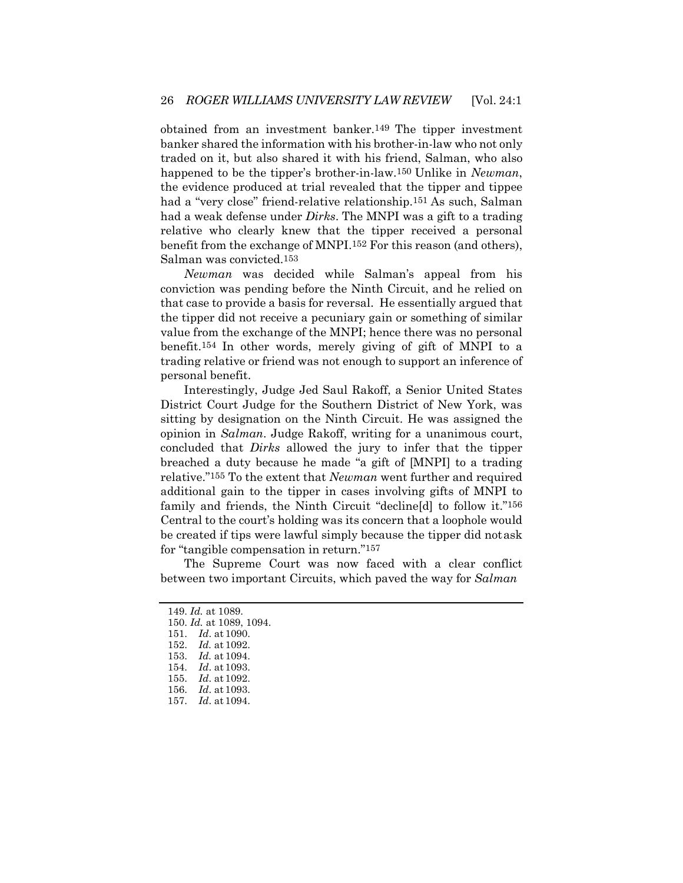obtained from an investment banker.[149] The tipper investment banker shared the information with his brother-in-law who not only traded on it, but also shared it with his friend, Salman, who also happened to be the tipper's brother-in-law.[150] Unlike in *Newman*, the evidence produced at trial revealed that the tipper and tippee had a "very close" friend-relative relationship.[151] As such, Salman had a weak defense under *Dirks*. The MNPI was a gift to a trading relative who clearly knew that the tipper received a personal benefit from the exchange of MNPI.[152] For this reason (and others), Salman was convicted.[153]

*Newman* was decided while Salman's appeal from his conviction was pending before the Ninth Circuit, and he relied on that case to provide a basis for reversal. He essentially argued that the tipper did not receive a pecuniary gain or something of similar value from the exchange of the MNPI; hence there was no personal benefit.[154] In other words, merely giving of gift of MNPI to a trading relative or friend was not enough to support an inference of personal benefit.

Interestingly, Judge Jed Saul Rakoff, a Senior United States District Court Judge for the Southern District of New York, was sitting by designation on the Ninth Circuit. He was assigned the opinion in *Salman*. Judge Rakoff, writing for a unanimous court, concluded that *Dirks* allowed the jury to infer that the tipper breached a duty because he made "a gift of [MNPI] to a trading relative."[155] To the extent that *Newman* went further and required additional gain to the tipper in cases involving gifts of MNPI to family and friends, the Ninth Circuit "decline[d] to follow it."[156] Central to the court's holding was its concern that a loophole would be created if tips were lawful simply because the tipper did not ask for "tangible compensation in return."[157]

The Supreme Court was now faced with a clear conflict between two important Circuits, which paved the way for *Salman*

---

149. *Id.* at 1089.
150. *Id.* at 1089, 1094.
151. *Id*. at 1090.
152. *Id.* at 1092.
153. *Id.* at 1094.
154. *Id*. at 1093.
155. *Id*. at 1092.
156. *Id*. at 1093.
157. *Id*. at 1094.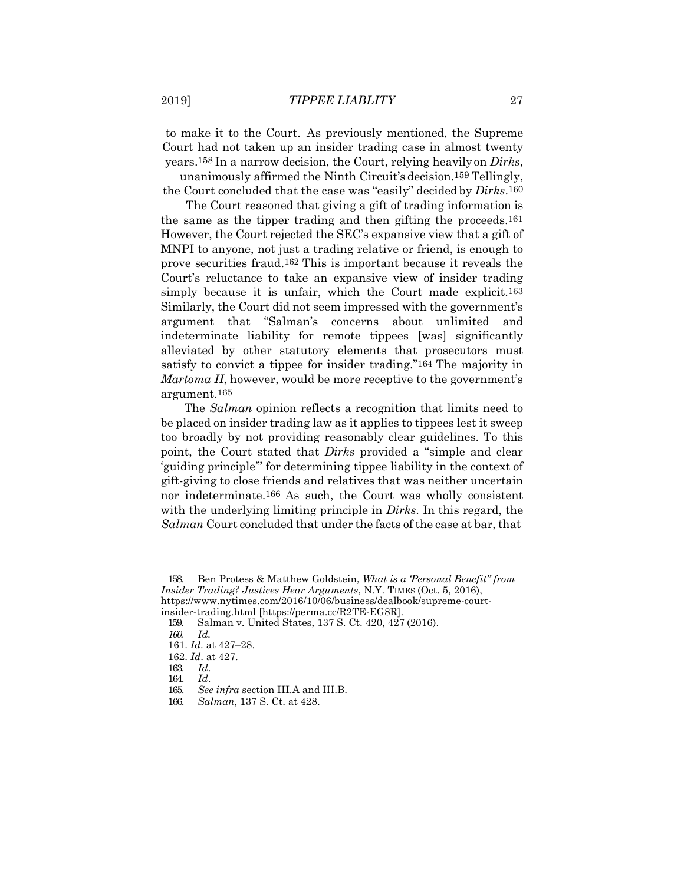to make it to the Court. As previously mentioned, the Supreme Court had not taken up an insider trading case in almost twenty years.[158] In a narrow decision, the Court, relying heavily on *Dirks*, unanimously affirmed the Ninth Circuit's decision.[159] Tellingly, the Court concluded that the case was "easily" decided by *Dirks*.[160]

The Court reasoned that giving a gift of trading information is the same as the tipper trading and then gifting the proceeds.[161] However, the Court rejected the SEC's expansive view that a gift of MNPI to anyone, not just a trading relative or friend, is enough to prove securities fraud.[162] This is important because it reveals the Court's reluctance to take an expansive view of insider trading simply because it is unfair, which the Court made explicit.[163] Similarly, the Court did not seem impressed with the government's argument that "Salman's concerns about unlimited and indeterminate liability for remote tippees [was] significantly alleviated by other statutory elements that prosecutors must satisfy to convict a tippee for insider trading."[164] The majority in *Martoma II*, however, would be more receptive to the government's argument.[165]

The *Salman* opinion reflects a recognition that limits need to be placed on insider trading law as it applies to tippees lest it sweep too broadly by not providing reasonably clear guidelines. To this point, the Court stated that *Dirks* provided a "simple and clear 'guiding principle'" for determining tippee liability in the context of gift-giving to close friends and relatives that was neither uncertain nor indeterminate.[166] As such, the Court was wholly consistent with the underlying limiting principle in *Dirks*. In this regard, the *Salman* Court concluded that under the facts of the case at bar, that

---

158. Ben Protess & Matthew Goldstein, *What is a 'Personal Benefit" from Insider Trading? Justices Hear Arguments*, N.Y. TIMES (Oct. 5, 2016), https://www.nytimes.com/2016/10/06/business/dealbook/supreme-court-insider-trading.html [https://perma.cc/R2TE-EG8R].

159. Salman v. United States, 137 S. Ct. 420, 427 (2016).

160. *Id.*

161. *Id.* at 427–28.

162. *Id.* at 427.

163. *Id*.

164. *Id*.

165. *See infra* section III.A and III.B.

166. *Salman*, 137 S. Ct. at 428.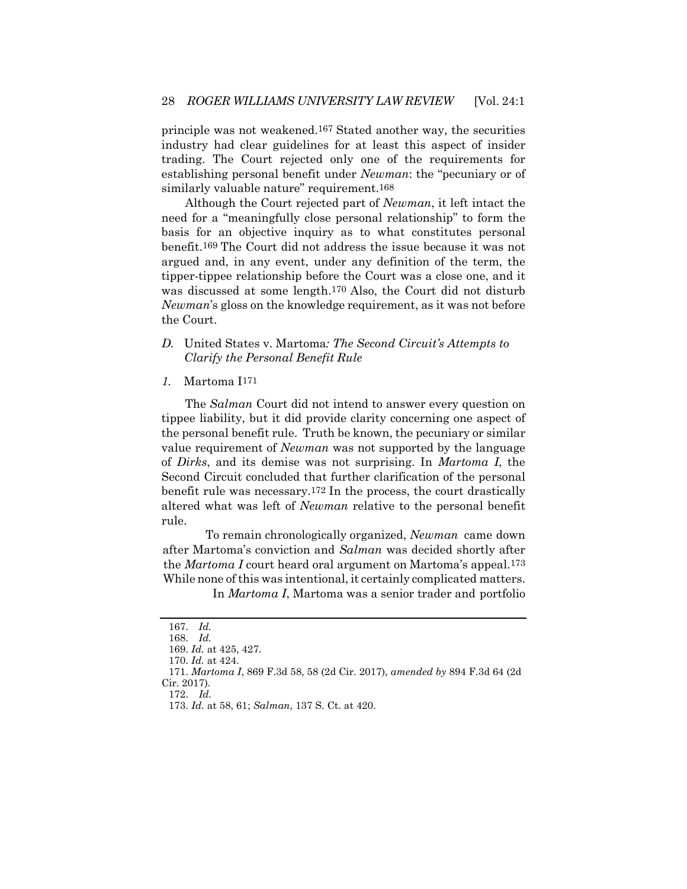principle was not weakened.[167] Stated another way, the securities industry had clear guidelines for at least this aspect of insider trading. The Court rejected only one of the requirements for establishing personal benefit under *Newman*: the "pecuniary or of similarly valuable nature" requirement.[168]

Although the Court rejected part of *Newman*, it left intact the need for a "meaningfully close personal relationship" to form the basis for an objective inquiry as to what constitutes personal benefit.[169] The Court did not address the issue because it was not argued and, in any event, under any definition of the term, the tipper-tippee relationship before the Court was a close one, and it was discussed at some length.[170] Also, the Court did not disturb *Newman*'s gloss on the knowledge requirement, as it was not before the Court.

### *D.* United States v. Martoma*: The Second Circuit's Attempts to Clarify the Personal Benefit Rule*

#### *1.* Martoma I[171]

The *Salman* Court did not intend to answer every question on tippee liability, but it did provide clarity concerning one aspect of the personal benefit rule. Truth be known, the pecuniary or similar value requirement of *Newman* was not supported by the language of *Dirks*, and its demise was not surprising. In *Martoma I*, the Second Circuit concluded that further clarification of the personal benefit rule was necessary.[172] In the process, the court drastically altered what was left of *Newman* relative to the personal benefit rule.

To remain chronologically organized, *Newman* came down after Martoma's conviction and *Salman* was decided shortly after the *Martoma I* court heard oral argument on Martoma's appeal.[173] While none of this was intentional, it certainly complicated matters.

In *Martoma I*, Martoma was a senior trader and portfolio

---

167. *Id.*

168. *Id.*

169. *Id.* at 425, 427.

170. *Id.* at 424.

171. *Martoma I*, 869 F.3d 58, 58 (2d Cir. 2017), *amended by* 894 F.3d 64 (2d Cir. 2017).

172. *Id.*

173. *Id.* at 58, 61; *Salman*, 137 S. Ct. at 420.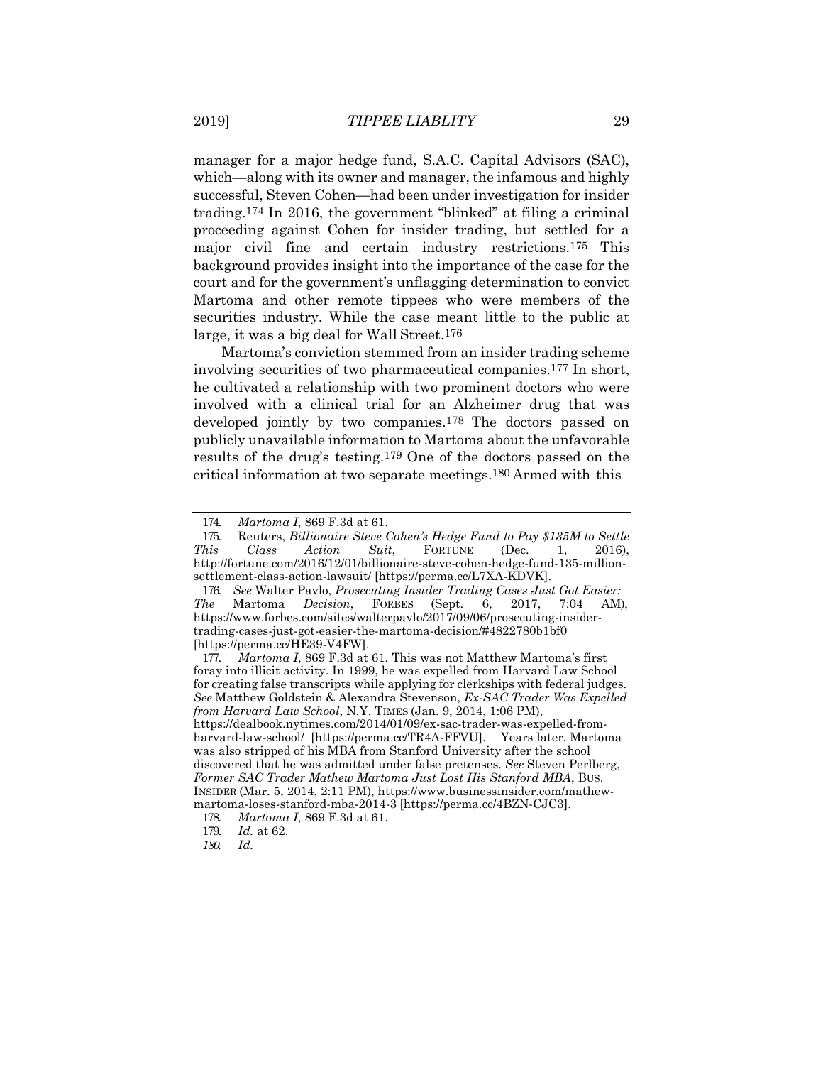manager for a major hedge fund, S.A.C. Capital Advisors (SAC), which—along with its owner and manager, the infamous and highly successful, Steven Cohen—had been under investigation for insider trading.[174] In 2016, the government "blinked" at filing a criminal proceeding against Cohen for insider trading, but settled for a major civil fine and certain industry restrictions.[175] This background provides insight into the importance of the case for the court and for the government's unflagging determination to convict Martoma and other remote tippees who were members of the securities industry. While the case meant little to the public at large, it was a big deal for Wall Street.[176]

Martoma's conviction stemmed from an insider trading scheme involving securities of two pharmaceutical companies.[177] In short, he cultivated a relationship with two prominent doctors who were involved with a clinical trial for an Alzheimer drug that was developed jointly by two companies.[178] The doctors passed on publicly unavailable information to Martoma about the unfavorable results of the drug's testing.[179] One of the doctors passed on the critical information at two separate meetings.[180] Armed with this

---

174. *Martoma I*, 869 F.3d at 61.

175. Reuters, *Billionaire Steve Cohen's Hedge Fund to Pay $135M to Settle This Class Action Suit*, FORTUNE (Dec. 1, 2016), http://fortune.com/2016/12/01/billionaire-steve-cohen-hedge-fund-135-million-settlement-class-action-lawsuit/ [https://perma.cc/L7XA-KDVK].

176. *See* Walter Pavlo, *Prosecuting Insider Trading Cases Just Got Easier: The* Martoma *Decision*, FORBES (Sept. 6, 2017, 7:04 AM), https://www.forbes.com/sites/walterpavlo/2017/09/06/prosecuting-insider-trading-cases-just-got-easier-the-martoma-decision/#4822780b1bf0 [https://perma.cc/HE39-V4FW].

177. *Martoma I*, 869 F.3d at 61. This was not Matthew Martoma's first foray into illicit activity. In 1999, he was expelled from Harvard Law School for creating false transcripts while applying for clerkships with federal judges. *See* Matthew Goldstein & Alexandra Stevenson, *Ex-SAC Trader Was Expelled from Harvard Law School*, N.Y. TIMES (Jan. 9, 2014, 1:06 PM), https://dealbook.nytimes.com/2014/01/09/ex-sac-trader-was-expelled-from-harvard-law-school/ [https://perma.cc/TR4A-FFVU]. Years later, Martoma was also stripped of his MBA from Stanford University after the school discovered that he was admitted under false pretenses. *See* Steven Perlberg, *Former SAC Trader Mathew Martoma Just Lost His Stanford MBA*, BUS. INSIDER (Mar. 5, 2014, 2:11 PM), https://www.businessinsider.com/mathew-martoma-loses-stanford-mba-2014-3 [https://perma.cc/4BZN-CJC3].

178. *Martoma I*, 869 F.3d at 61.

179. *Id.* at 62.

180. *Id.*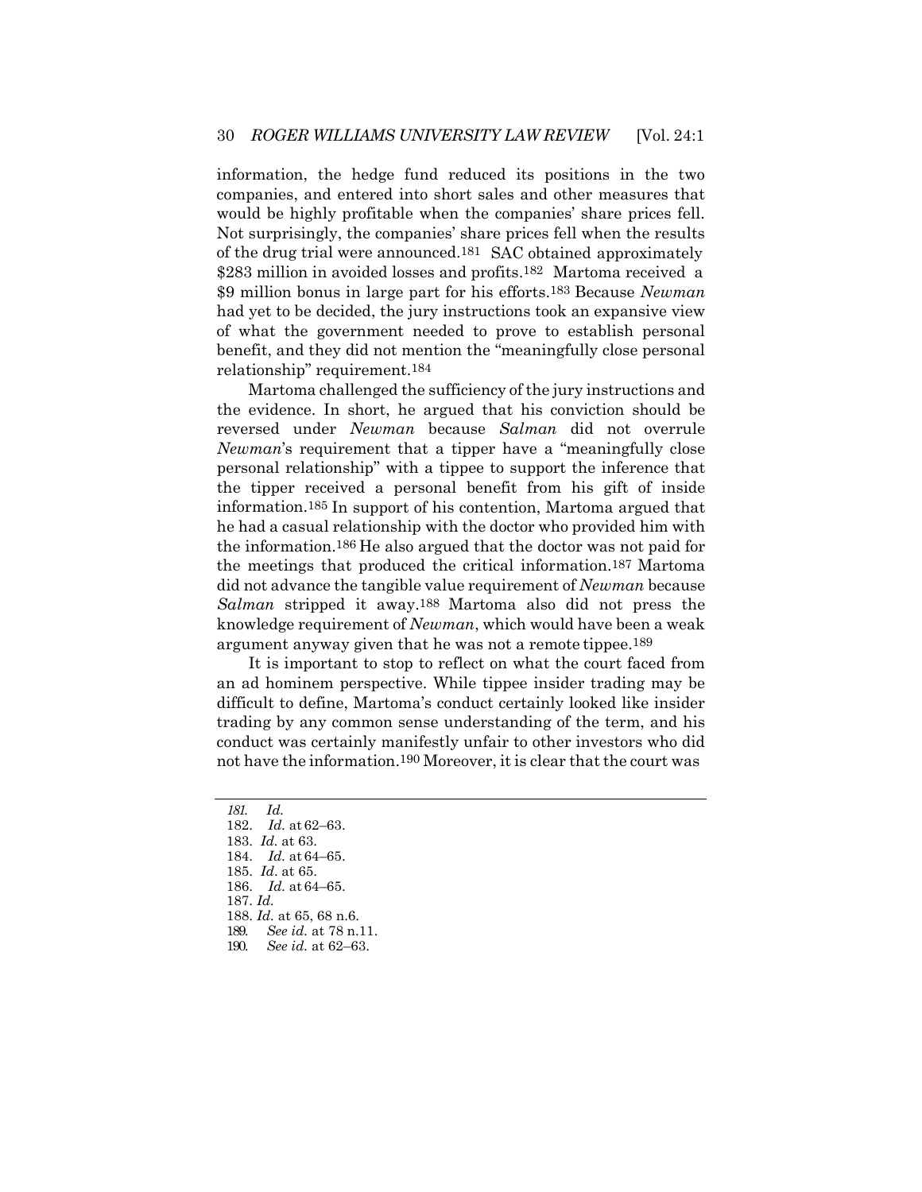information, the hedge fund reduced its positions in the two companies, and entered into short sales and other measures that would be highly profitable when the companies' share prices fell. Not surprisingly, the companies' share prices fell when the results of the drug trial were announced.[181] SAC obtained approximately $283 million in avoided losses and profits.[182] Martoma received a $9 million bonus in large part for his efforts.[183] Because *Newman* had yet to be decided, the jury instructions took an expansive view of what the government needed to prove to establish personal benefit, and they did not mention the "meaningfully close personal relationship" requirement.[184]

Martoma challenged the sufficiency of the jury instructions and the evidence. In short, he argued that his conviction should be reversed under *Newman* because *Salman* did not overrule *Newman*'s requirement that a tipper have a "meaningfully close personal relationship" with a tippee to support the inference that the tipper received a personal benefit from his gift of inside information.[185] In support of his contention, Martoma argued that he had a casual relationship with the doctor who provided him with the information.[186] He also argued that the doctor was not paid for the meetings that produced the critical information.[187] Martoma did not advance the tangible value requirement of *Newman* because *Salman* stripped it away.[188] Martoma also did not press the knowledge requirement of *Newman*, which would have been a weak argument anyway given that he was not a remote tippee.[189]

It is important to stop to reflect on what the court faced from an ad hominem perspective. While tippee insider trading may be difficult to define, Martoma's conduct certainly looked like insider trading by any common sense understanding of the term, and his conduct was certainly manifestly unfair to other investors who did not have the information.[190] Moreover, it is clear that the court was

---

181. *Id.*
182. *Id.* at 62–63.
183. *Id.* at 63.
184. *Id.* at 64–65.
185. *Id*. at 65.
186. *Id.* at 64–65.
187. *Id.*
188. *Id.* at 65, 68 n.6.
189. *See id.* at 78 n.11.
190. *See id.* at 62–63.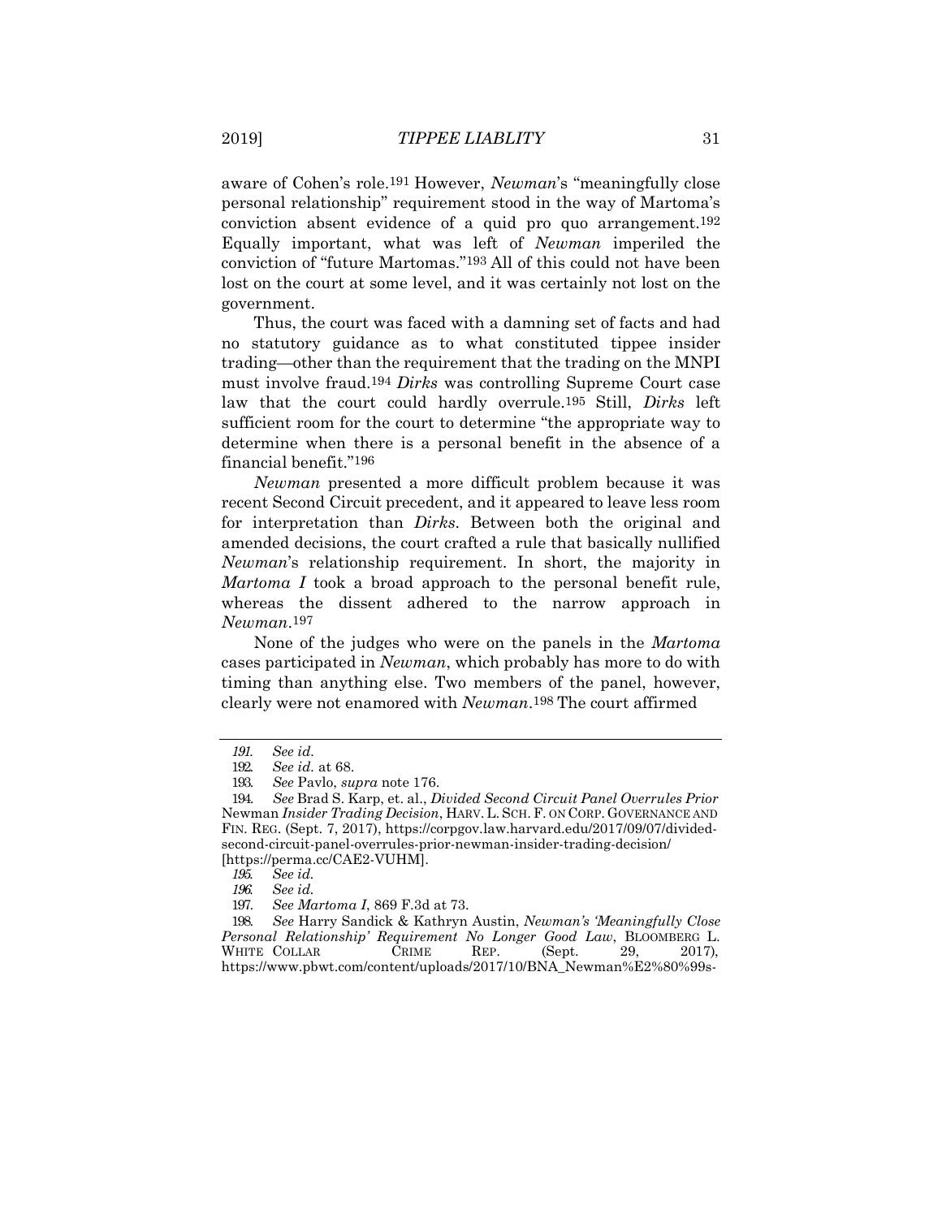aware of Cohen's role.[191] However, *Newman*'s "meaningfully close personal relationship" requirement stood in the way of Martoma's conviction absent evidence of a quid pro quo arrangement.[192] Equally important, what was left of *Newman* imperiled the conviction of "future Martomas."[193] All of this could not have been lost on the court at some level, and it was certainly not lost on the government.

Thus, the court was faced with a damning set of facts and had no statutory guidance as to what constituted tippee insider trading—other than the requirement that the trading on the MNPI must involve fraud.[194] *Dirks* was controlling Supreme Court case law that the court could hardly overrule.[195] Still, *Dirks* left sufficient room for the court to determine "the appropriate way to determine when there is a personal benefit in the absence of a financial benefit."[196]

*Newman* presented a more difficult problem because it was recent Second Circuit precedent, and it appeared to leave less room for interpretation than *Dirks*. Between both the original and amended decisions, the court crafted a rule that basically nullified *Newman*'s relationship requirement. In short, the majority in *Martoma I* took a broad approach to the personal benefit rule, whereas the dissent adhered to the narrow approach in *Newman*.[197]

None of the judges who were on the panels in the *Martoma* cases participated in *Newman*, which probably has more to do with timing than anything else. Two members of the panel, however, clearly were not enamored with *Newman*.[198] The court affirmed

---

191. *See id.*

192. *See id.* at 68.

193. *See* Pavlo, *supra* note 176.

194. *See* Brad S. Karp, et. al., *Divided Second Circuit Panel Overrules Prior* Newman *Insider Trading Decision*, HARV. L. SCH. F. ON CORP. GOVERNANCE AND FIN. REG. (Sept. 7, 2017), https://corpgov.law.harvard.edu/2017/09/07/divided-second-circuit-panel-overrules-prior-newman-insider-trading-decision/ [https://perma.cc/CAE2-VUHM].

195. *See id.*

196. *See id.*

197. *See Martoma I*, 869 F.3d at 73.

198. *See* Harry Sandick & Kathryn Austin, *Newman's 'Meaningfully Close Personal Relationship' Requirement No Longer Good Law*, BLOOMBERG L. WHITE COLLAR CRIME REP. (Sept. 29, 2017), https://www.pbwt.com/content/uploads/2017/10/BNA_Newman%E2%80%99s-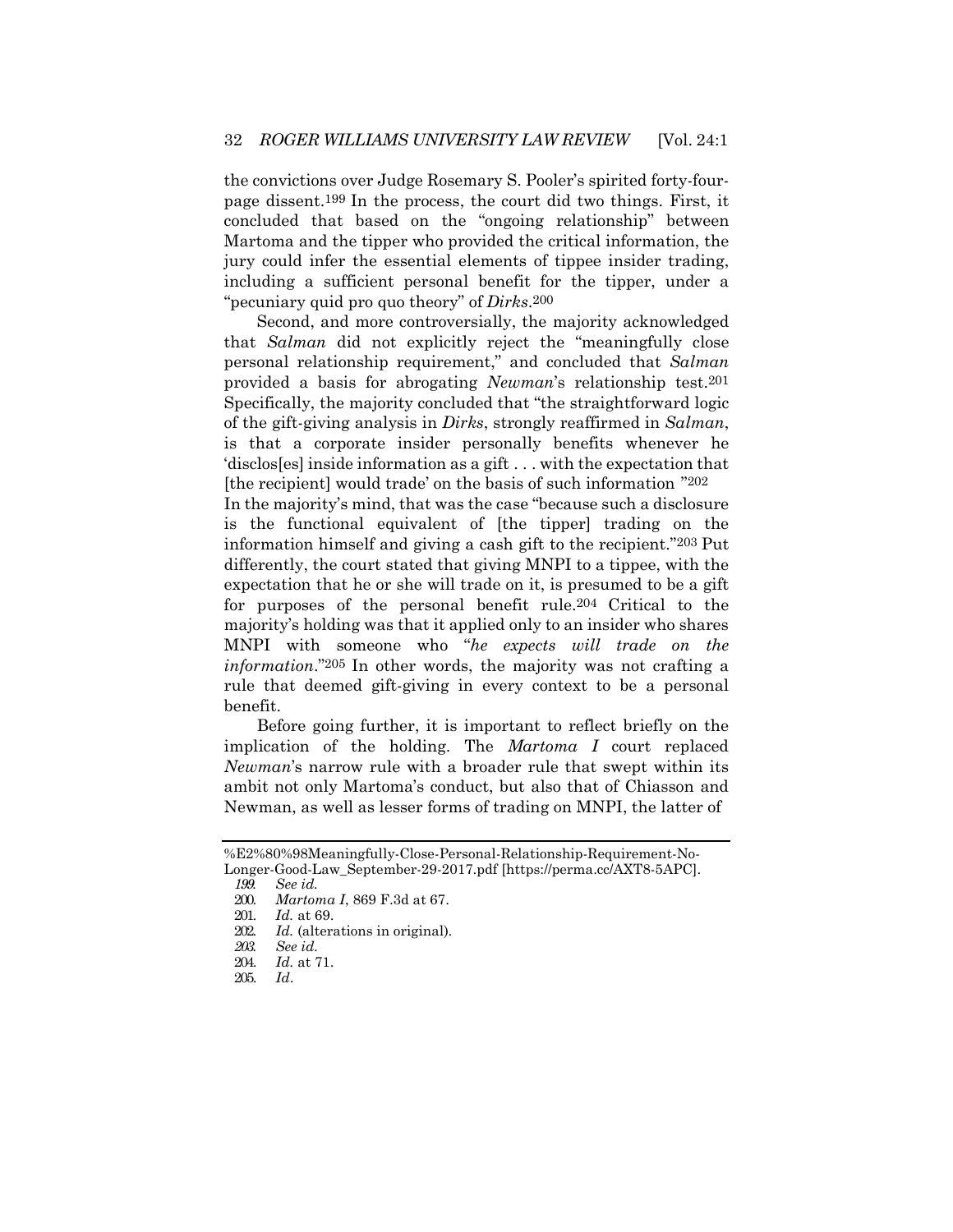the convictions over Judge Rosemary S. Pooler's spirited forty-four-page dissent.[199] In the process, the court did two things. First, it concluded that based on the "ongoing relationship" between Martoma and the tipper who provided the critical information, the jury could infer the essential elements of tippee insider trading, including a sufficient personal benefit for the tipper, under a "pecuniary quid pro quo theory" of *Dirks*.[200]

Second, and more controversially, the majority acknowledged that *Salman* did not explicitly reject the "meaningfully close personal relationship requirement," and concluded that *Salman* provided a basis for abrogating *Newman*'s relationship test.[201] Specifically, the majority concluded that "the straightforward logic of the gift-giving analysis in *Dirks*, strongly reaffirmed in *Salman*, is that a corporate insider personally benefits whenever he 'disclos[es] inside information as a gift . . . with the expectation that [the recipient] would trade' on the basis of such information "[202] In the majority's mind, that was the case "because such a disclosure is the functional equivalent of [the tipper] trading on the information himself and giving a cash gift to the recipient."[203] Put differently, the court stated that giving MNPI to a tippee, with the expectation that he or she will trade on it, is presumed to be a gift for purposes of the personal benefit rule.[204] Critical to the majority's holding was that it applied only to an insider who shares MNPI with someone who "*he expects will trade on the information*."[205] In other words, the majority was not crafting a rule that deemed gift-giving in every context to be a personal benefit.

Before going further, it is important to reflect briefly on the implication of the holding. The *Martoma I* court replaced *Newman*'s narrow rule with a broader rule that swept within its ambit not only Martoma's conduct, but also that of Chiasson and Newman, as well as lesser forms of trading on MNPI, the latter of

---

%E2%80%98Meaningfully-Close-Personal-Relationship-Requirement-No-Longer-Good-Law_September-29-2017.pdf [https://perma.cc/AXT8-5APC].

199. *See id.*

200. *Martoma I*, 869 F.3d at 67.

201. *Id.* at 69.

202. *Id.* (alterations in original).

203. *See id.*

204. *Id.* at 71.

205. *Id*.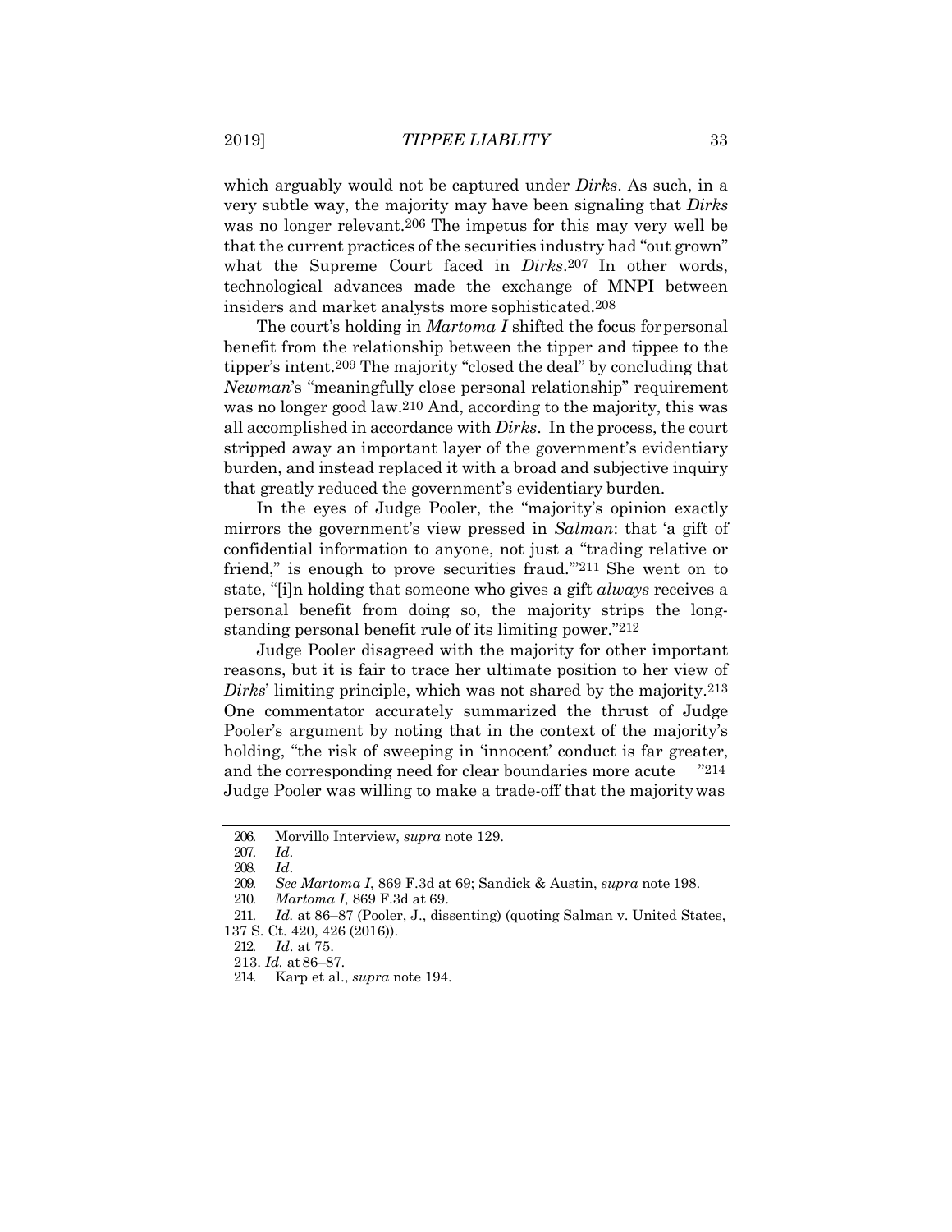which arguably would not be captured under *Dirks*. As such, in a very subtle way, the majority may have been signaling that *Dirks* was no longer relevant.[206] The impetus for this may very well be that the current practices of the securities industry had "out grown" what the Supreme Court faced in *Dirks*.[207] In other words, technological advances made the exchange of MNPI between insiders and market analysts more sophisticated.[208]

The court's holding in *Martoma I* shifted the focus for personal benefit from the relationship between the tipper and tippee to the tipper's intent.[209] The majority "closed the deal" by concluding that *Newman*'s "meaningfully close personal relationship" requirement was no longer good law.[210] And, according to the majority, this was all accomplished in accordance with *Dirks*. In the process, the court stripped away an important layer of the government's evidentiary burden, and instead replaced it with a broad and subjective inquiry that greatly reduced the government's evidentiary burden.

In the eyes of Judge Pooler, the "majority's opinion exactly mirrors the government's view pressed in *Salman*: that 'a gift of confidential information to anyone, not just a "trading relative or friend," is enough to prove securities fraud.'"[211] She went on to state, "[i]n holding that someone who gives a gift *always* receives a personal benefit from doing so, the majority strips the long-standing personal benefit rule of its limiting power."[212]

Judge Pooler disagreed with the majority for other important reasons, but it is fair to trace her ultimate position to her view of *Dirks*' limiting principle, which was not shared by the majority.[213] One commentator accurately summarized the thrust of Judge Pooler's argument by noting that in the context of the majority's holding, "the risk of sweeping in 'innocent' conduct is far greater, and the corresponding need for clear boundaries more acute."[214] Judge Pooler was willing to make a trade-off that the majority was

---

206. Morvillo Interview, *supra* note 129.

207. *Id*.

208. *Id*.

209. *See Martoma I*, 869 F.3d at 69; Sandick & Austin, *supra* note 198.

210. *Martoma I*, 869 F.3d at 69.

211. *Id.* at 86–87 (Pooler, J., dissenting) (quoting Salman v. United States, 137 S. Ct. 420, 426 (2016)).

212. *Id*. at 75.

213. *Id.* at 86–87.

214. Karp et al., *supra* note 194.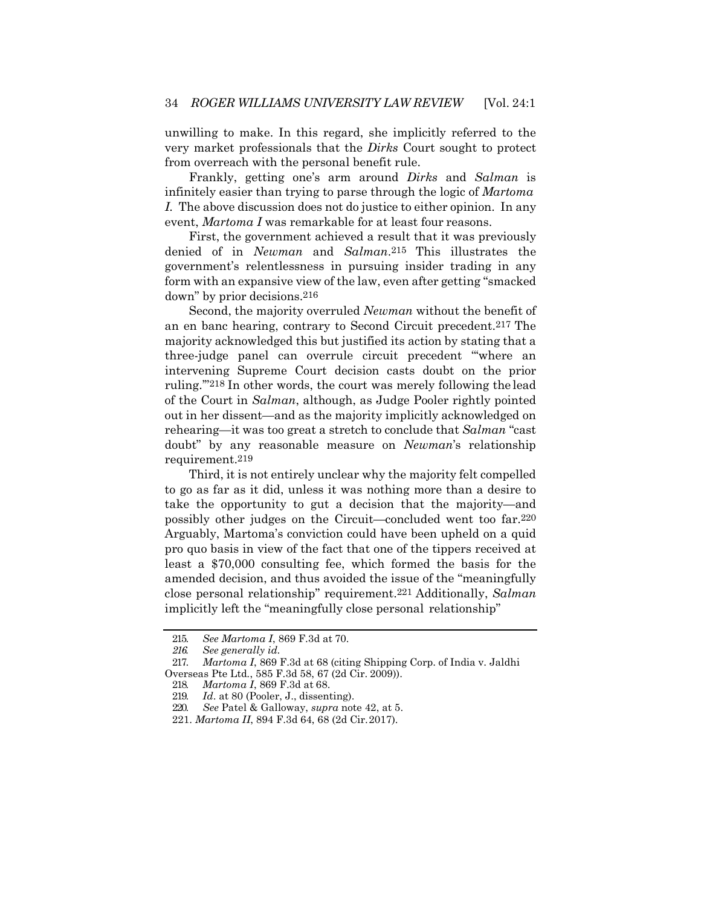unwilling to make. In this regard, she implicitly referred to the very market professionals that the *Dirks* Court sought to protect from overreach with the personal benefit rule.

Frankly, getting one's arm around *Dirks* and *Salman* is infinitely easier than trying to parse through the logic of *Martoma I*. The above discussion does not do justice to either opinion. In any event, *Martoma I* was remarkable for at least four reasons.

First, the government achieved a result that it was previously denied of in *Newman* and *Salman*.[215] This illustrates the government's relentlessness in pursuing insider trading in any form with an expansive view of the law, even after getting "smacked down" by prior decisions.[216]

Second, the majority overruled *Newman* without the benefit of an en banc hearing, contrary to Second Circuit precedent.[217] The majority acknowledged this but justified its action by stating that a three-judge panel can overrule circuit precedent "'where an intervening Supreme Court decision casts doubt on the prior ruling.'"[218] In other words, the court was merely following the lead of the Court in *Salman*, although, as Judge Pooler rightly pointed out in her dissent—and as the majority implicitly acknowledged on rehearing—it was too great a stretch to conclude that *Salman* "cast doubt" by any reasonable measure on *Newman*'s relationship requirement.[219]

Third, it is not entirely unclear why the majority felt compelled to go as far as it did, unless it was nothing more than a desire to take the opportunity to gut a decision that the majority—and possibly other judges on the Circuit—concluded went too far.[220] Arguably, Martoma's conviction could have been upheld on a quid pro quo basis in view of the fact that one of the tippers received at least a $70,000 consulting fee, which formed the basis for the amended decision, and thus avoided the issue of the "meaningfully close personal relationship" requirement.[221] Additionally, *Salman* implicitly left the "meaningfully close personal relationship"

---

215. *See Martoma I*, 869 F.3d at 70.

216. *See generally id.*

217. *Martoma I*, 869 F.3d at 68 (citing Shipping Corp. of India v. Jaldhi Overseas Pte Ltd., 585 F.3d 58, 67 (2d Cir. 2009)).

218. *Martoma I*, 869 F.3d at 68.

219. *Id*. at 80 (Pooler, J., dissenting).

220. *See* Patel & Galloway, *supra* note 42, at 5.

221. *Martoma II*, 894 F.3d 64, 68 (2d Cir. 2017).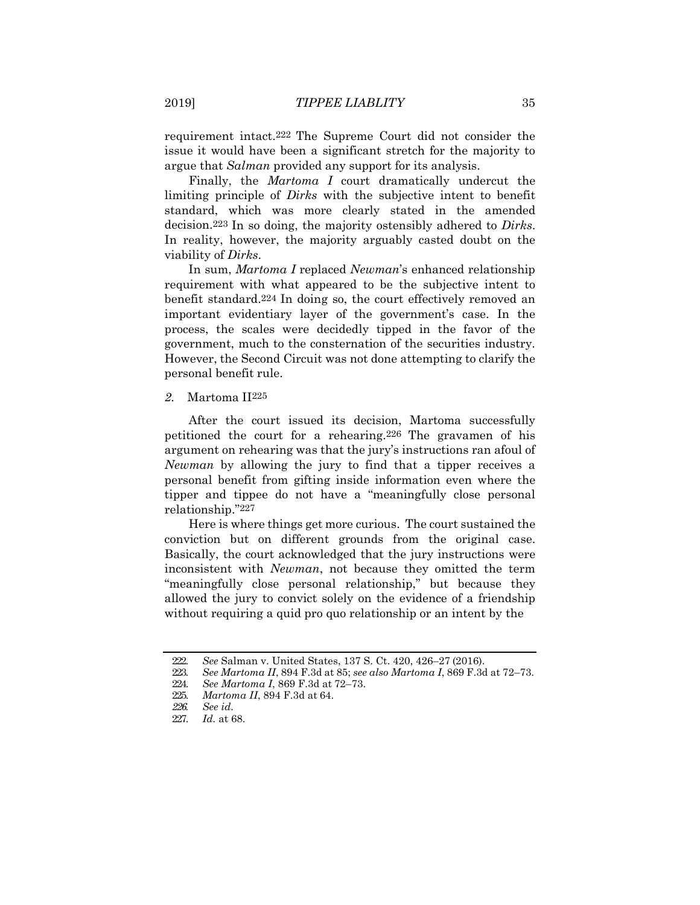requirement intact.[222] The Supreme Court did not consider the issue it would have been a significant stretch for the majority to argue that *Salman* provided any support for its analysis.

Finally, the *Martoma I* court dramatically undercut the limiting principle of *Dirks* with the subjective intent to benefit standard, which was more clearly stated in the amended decision.[223] In so doing, the majority ostensibly adhered to *Dirks*. In reality, however, the majority arguably casted doubt on the viability of *Dirks*.

In sum, *Martoma I* replaced *Newman*'s enhanced relationship requirement with what appeared to be the subjective intent to benefit standard.[224] In doing so, the court effectively removed an important evidentiary layer of the government's case. In the process, the scales were decidedly tipped in the favor of the government, much to the consternation of the securities industry. However, the Second Circuit was not done attempting to clarify the personal benefit rule.

### *2.* Martoma II[225]

After the court issued its decision, Martoma successfully petitioned the court for a rehearing.[226] The gravamen of his argument on rehearing was that the jury's instructions ran afoul of *Newman* by allowing the jury to find that a tipper receives a personal benefit from gifting inside information even where the tipper and tippee do not have a "meaningfully close personal relationship."[227]

Here is where things get more curious. The court sustained the conviction but on different grounds from the original case. Basically, the court acknowledged that the jury instructions were inconsistent with *Newman*, not because they omitted the term "meaningfully close personal relationship," but because they allowed the jury to convict solely on the evidence of a friendship without requiring a quid pro quo relationship or an intent by the

---

222. *See* Salman v. United States, 137 S. Ct. 420, 426–27 (2016).
223. *See Martoma II*, 894 F.3d at 85; *see also Martoma I*, 869 F.3d at 72–73.
224. *See Martoma I*, 869 F.3d at 72–73.
225. *Martoma II*, 894 F.3d at 64.
226. *See id.*
227. *Id.* at 68.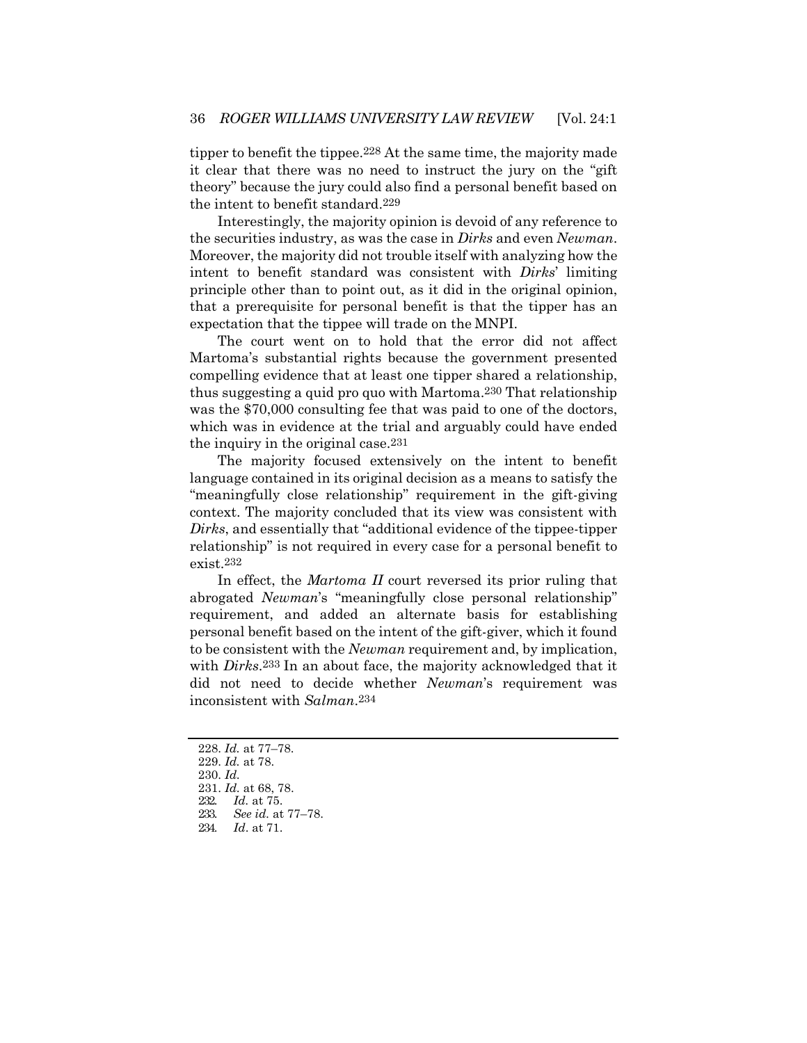tipper to benefit the tippee.[228] At the same time, the majority made it clear that there was no need to instruct the jury on the "gift theory" because the jury could also find a personal benefit based on the intent to benefit standard.[229]

Interestingly, the majority opinion is devoid of any reference to the securities industry, as was the case in *Dirks* and even *Newman*. Moreover, the majority did not trouble itself with analyzing how the intent to benefit standard was consistent with *Dirks*' limiting principle other than to point out, as it did in the original opinion, that a prerequisite for personal benefit is that the tipper has an expectation that the tippee will trade on the MNPI.

The court went on to hold that the error did not affect Martoma's substantial rights because the government presented compelling evidence that at least one tipper shared a relationship, thus suggesting a quid pro quo with Martoma.[230] That relationship was the $70,000 consulting fee that was paid to one of the doctors, which was in evidence at the trial and arguably could have ended the inquiry in the original case.[231]

The majority focused extensively on the intent to benefit language contained in its original decision as a means to satisfy the "meaningfully close relationship" requirement in the gift-giving context. The majority concluded that its view was consistent with *Dirks*, and essentially that "additional evidence of the tippee-tipper relationship" is not required in every case for a personal benefit to exist.[232]

In effect, the *Martoma II* court reversed its prior ruling that abrogated *Newman*'s "meaningfully close personal relationship" requirement, and added an alternate basis for establishing personal benefit based on the intent of the gift-giver, which it found to be consistent with the *Newman* requirement and, by implication, with *Dirks*.[233] In an about face, the majority acknowledged that it did not need to decide whether *Newman*'s requirement was inconsistent with *Salman*.[234]

---

228. *Id.* at 77–78.
229. *Id.* at 78.
230. *Id.*
231. *Id.* at 68, 78.
232. *Id.* at 75.
233. *See id.* at 77–78.
234. *Id*. at 71.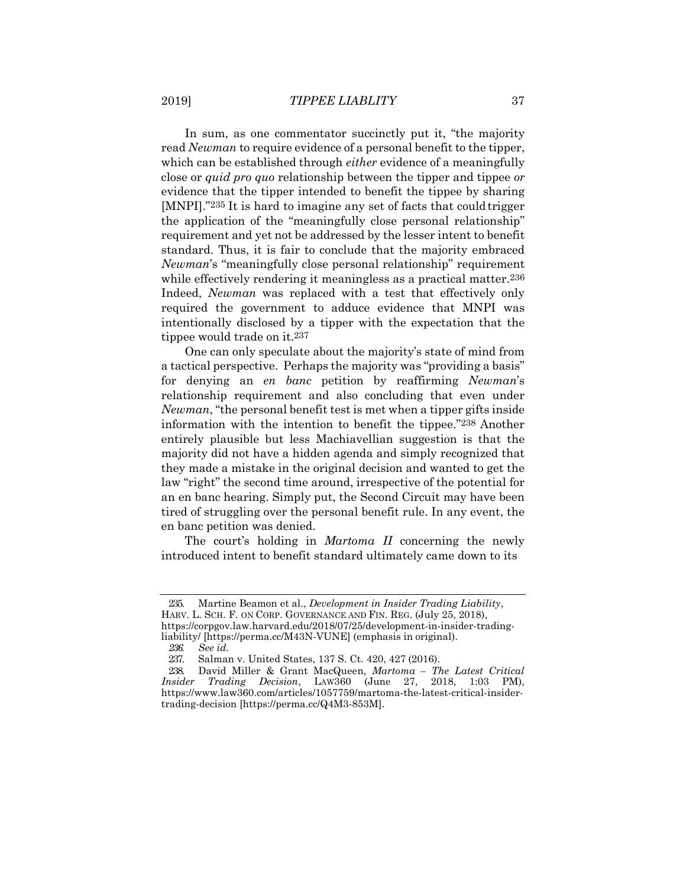In sum, as one commentator succinctly put it, "the majority read *Newman* to require evidence of a personal benefit to the tipper, which can be established through *either* evidence of a meaningfully close or *quid pro quo* relationship between the tipper and tippee *or* evidence that the tipper intended to benefit the tippee by sharing [MNPI]."[235] It is hard to imagine any set of facts that could trigger the application of the "meaningfully close personal relationship" requirement and yet not be addressed by the lesser intent to benefit standard. Thus, it is fair to conclude that the majority embraced *Newman*'s "meaningfully close personal relationship" requirement while effectively rendering it meaningless as a practical matter.[236] Indeed, *Newman* was replaced with a test that effectively only required the government to adduce evidence that MNPI was intentionally disclosed by a tipper with the expectation that the tippee would trade on it.[237]

One can only speculate about the majority's state of mind from a tactical perspective. Perhaps the majority was "providing a basis" for denying an *en banc* petition by reaffirming *Newman*'s relationship requirement and also concluding that even under *Newman*, "the personal benefit test is met when a tipper gifts inside information with the intention to benefit the tippee."[238] Another entirely plausible but less Machiavellian suggestion is that the majority did not have a hidden agenda and simply recognized that they made a mistake in the original decision and wanted to get the law "right" the second time around, irrespective of the potential for an en banc hearing. Simply put, the Second Circuit may have been tired of struggling over the personal benefit rule. In any event, the en banc petition was denied.

The court's holding in *Martoma II* concerning the newly introduced intent to benefit standard ultimately came down to its

---

235. Martine Beamon et al., *Development in Insider Trading Liability*, HARV. L. SCH. F. ON CORP. GOVERNANCE AND FIN. REG. (July 25, 2018), https://corpgov.law.harvard.edu/2018/07/25/development-in-insider-trading-liability/ [https://perma.cc/M43N-VUNE] (emphasis in original).

236. *See id.*

237. Salman v. United States, 137 S. Ct. 420, 427 (2016).

238. David Miller & Grant MacQueen, *Martoma – The Latest Critical Insider Trading Decision*, LAW360 (June 27, 2018, 1:03 PM), https://www.law360.com/articles/1057759/martoma-the-latest-critical-insider-trading-decision [https://perma.cc/Q4M3-853M].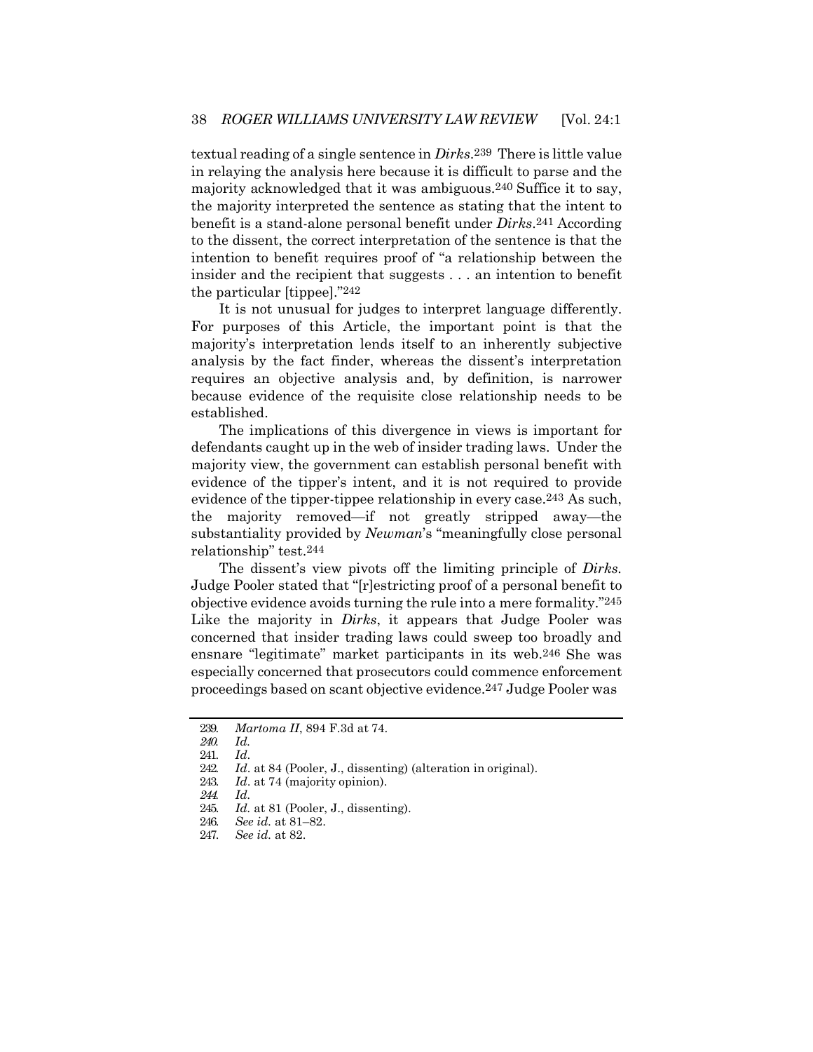textual reading of a single sentence in *Dirks*.[239] There is little value in relaying the analysis here because it is difficult to parse and the majority acknowledged that it was ambiguous.[240] Suffice it to say, the majority interpreted the sentence as stating that the intent to benefit is a stand-alone personal benefit under *Dirks*.[241] According to the dissent, the correct interpretation of the sentence is that the intention to benefit requires proof of "a relationship between the insider and the recipient that suggests . . . an intention to benefit the particular [tippee]."[242]

It is not unusual for judges to interpret language differently. For purposes of this Article, the important point is that the majority's interpretation lends itself to an inherently subjective analysis by the fact finder, whereas the dissent's interpretation requires an objective analysis and, by definition, is narrower because evidence of the requisite close relationship needs to be established.

The implications of this divergence in views is important for defendants caught up in the web of insider trading laws. Under the majority view, the government can establish personal benefit with evidence of the tipper's intent, and it is not required to provide evidence of the tipper-tippee relationship in every case.[243] As such, the majority removed—if not greatly stripped away—the substantiality provided by *Newman*'s "meaningfully close personal relationship" test.[244]

The dissent's view pivots off the limiting principle of *Dirks*. Judge Pooler stated that "[r]estricting proof of a personal benefit to objective evidence avoids turning the rule into a mere formality."[245] Like the majority in *Dirks*, it appears that Judge Pooler was concerned that insider trading laws could sweep too broadly and ensnare "legitimate" market participants in its web.[246] She was especially concerned that prosecutors could commence enforcement proceedings based on scant objective evidence.[247] Judge Pooler was

---

239. *Martoma II*, 894 F.3d at 74.
240. *Id.*
241. *Id*.
242. *Id*. at 84 (Pooler, J., dissenting) (alteration in original).
243. *Id*. at 74 (majority opinion).
244. *Id.*
245. *Id.* at 81 (Pooler, J., dissenting).
246. *See id.* at 81–82.
247. *See id.* at 82.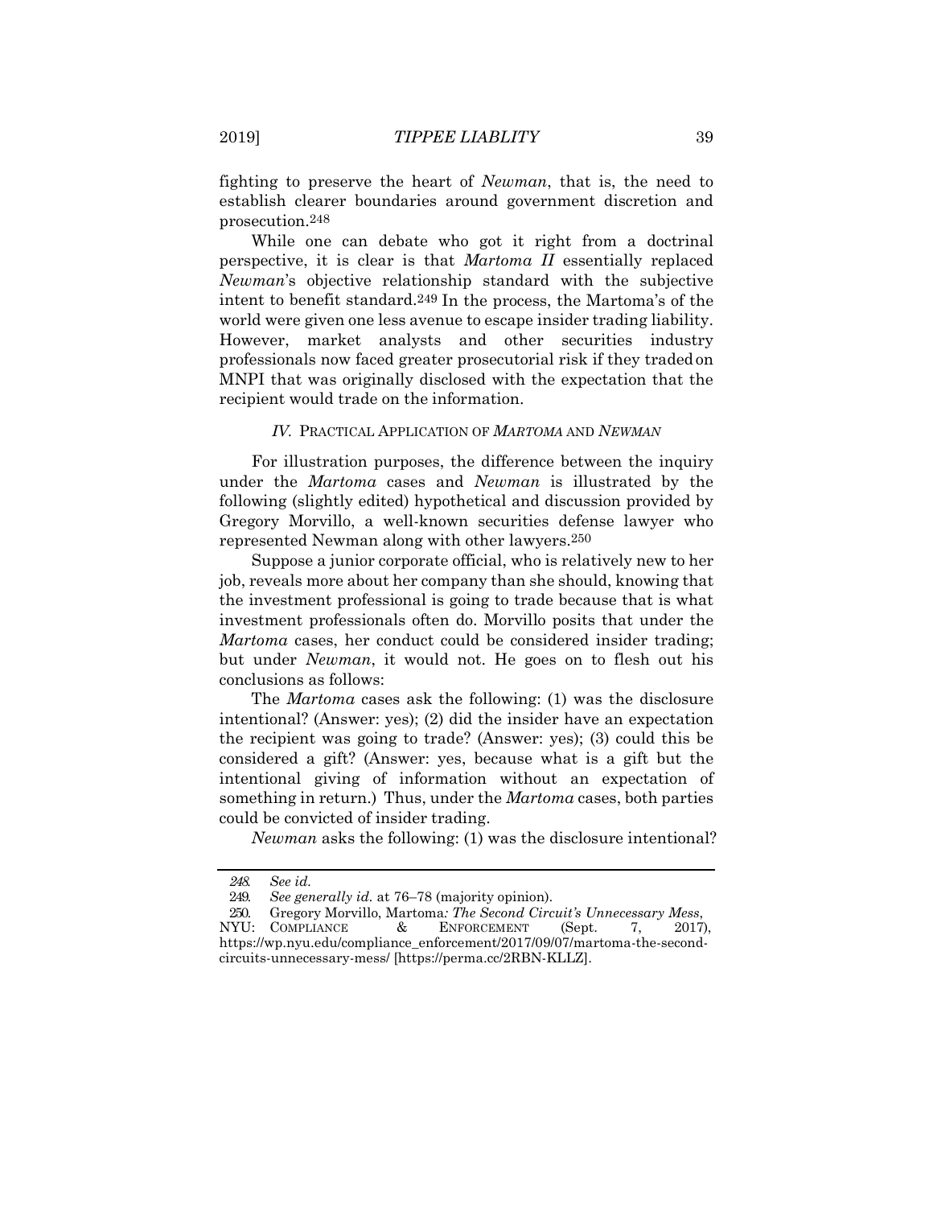fighting to preserve the heart of *Newman*, that is, the need to establish clearer boundaries around government discretion and prosecution.[248]

While one can debate who got it right from a doctrinal perspective, it is clear is that *Martoma II* essentially replaced *Newman*'s objective relationship standard with the subjective intent to benefit standard.[249] In the process, the Martoma's of the world were given one less avenue to escape insider trading liability. However, market analysts and other securities industry professionals now faced greater prosecutorial risk if they traded on MNPI that was originally disclosed with the expectation that the recipient would trade on the information.

### *IV.* PRACTICAL APPLICATION OF *MARTOMA* AND *NEWMAN*

For illustration purposes, the difference between the inquiry under the *Martoma* cases and *Newman* is illustrated by the following (slightly edited) hypothetical and discussion provided by Gregory Morvillo, a well-known securities defense lawyer who represented Newman along with other lawyers.[250]

Suppose a junior corporate official, who is relatively new to her job, reveals more about her company than she should, knowing that the investment professional is going to trade because that is what investment professionals often do. Morvillo posits that under the *Martoma* cases, her conduct could be considered insider trading; but under *Newman*, it would not. He goes on to flesh out his conclusions as follows:

The *Martoma* cases ask the following: (1) was the disclosure intentional? (Answer: yes); (2) did the insider have an expectation the recipient was going to trade? (Answer: yes); (3) could this be considered a gift? (Answer: yes, because what is a gift but the intentional giving of information without an expectation of something in return.) Thus, under the *Martoma* cases, both parties could be convicted of insider trading.

*Newman* asks the following: (1) was the disclosure intentional?

---

248. *See id.*

249. *See generally id.* at 76–78 (majority opinion).

250. Gregory Morvillo, Martoma*: The Second Circuit's Unnecessary Mess*, NYU: COMPLIANCE & ENFORCEMENT (Sept. 7, 2017), https://wp.nyu.edu/compliance_enforcement/2017/09/07/martoma-the-second-circuits-unnecessary-mess/ [https://perma.cc/2RBN-KLLZ].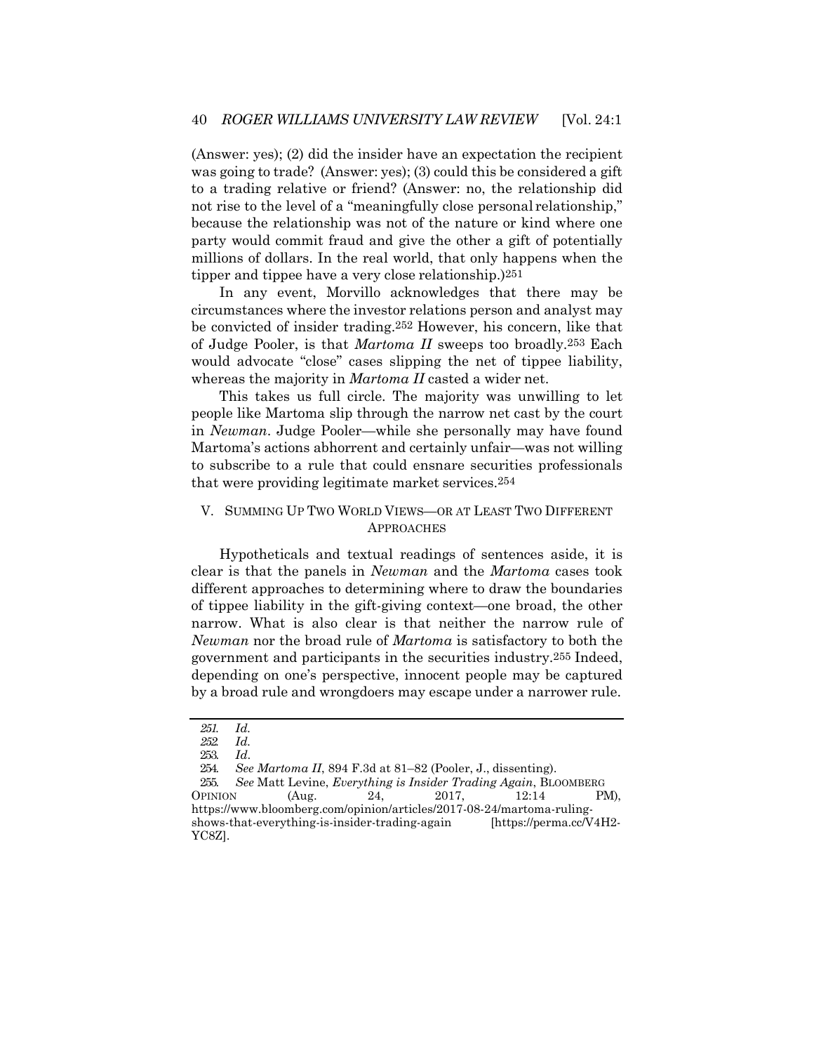(Answer: yes); (2) did the insider have an expectation the recipient was going to trade? (Answer: yes); (3) could this be considered a gift to a trading relative or friend? (Answer: no, the relationship did not rise to the level of a "meaningfully close personal relationship," because the relationship was not of the nature or kind where one party would commit fraud and give the other a gift of potentially millions of dollars. In the real world, that only happens when the tipper and tippee have a very close relationship.)[251]

In any event, Morvillo acknowledges that there may be circumstances where the investor relations person and analyst may be convicted of insider trading.[252] However, his concern, like that of Judge Pooler, is that *Martoma II* sweeps too broadly.[253] Each would advocate "close" cases slipping the net of tippee liability, whereas the majority in *Martoma II* casted a wider net.

This takes us full circle. The majority was unwilling to let people like Martoma slip through the narrow net cast by the court in *Newman*. Judge Pooler—while she personally may have found Martoma's actions abhorrent and certainly unfair—was not willing to subscribe to a rule that could ensnare securities professionals that were providing legitimate market services.[254]

## V. SUMMING UP TWO WORLD VIEWS—OR AT LEAST TWO DIFFERENT APPROACHES

Hypotheticals and textual readings of sentences aside, it is clear is that the panels in *Newman* and the *Martoma* cases took different approaches to determining where to draw the boundaries of tippee liability in the gift-giving context—one broad, the other narrow. What is also clear is that neither the narrow rule of *Newman* nor the broad rule of *Martoma* is satisfactory to both the government and participants in the securities industry.[255] Indeed, depending on one's perspective, innocent people may be captured by a broad rule and wrongdoers may escape under a narrower rule.

---

251. *Id.*
252. *Id.*
253. *Id*.
254. *See Martoma II*, 894 F.3d at 81–82 (Pooler, J., dissenting).
255. *See* Matt Levine, *Everything is Insider Trading Again*, BLOOMBERG OPINION (Aug. 24, 2017, 12:14 PM), https://www.bloomberg.com/opinion/articles/2017-08-24/martoma-ruling-shows-that-everything-is-insider-trading-again [https://perma.cc/V4H2-YC8Z].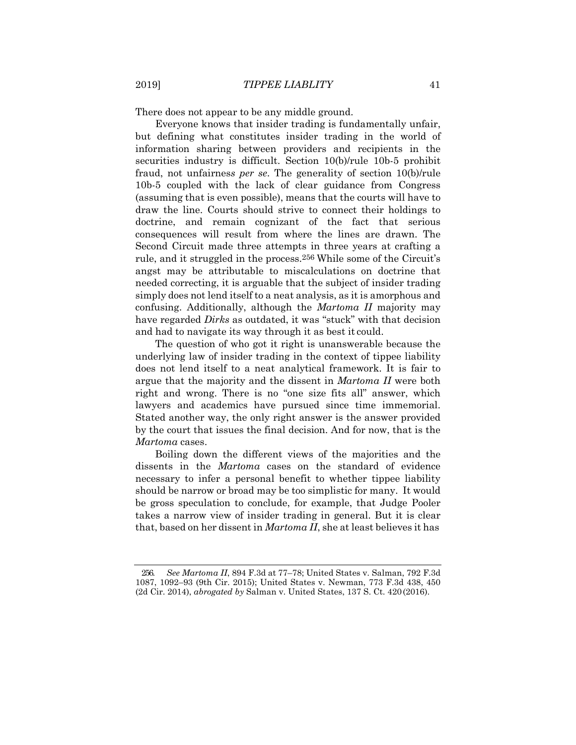There does not appear to be any middle ground.

Everyone knows that insider trading is fundamentally unfair, but defining what constitutes insider trading in the world of information sharing between providers and recipients in the securities industry is difficult. Section 10(b)/rule 10b-5 prohibit fraud, not unfairness *per se*. The generality of section 10(b)/rule 10b-5 coupled with the lack of clear guidance from Congress (assuming that is even possible), means that the courts will have to draw the line. Courts should strive to connect their holdings to doctrine, and remain cognizant of the fact that serious consequences will result from where the lines are drawn. The Second Circuit made three attempts in three years at crafting a rule, and it struggled in the process.[256] While some of the Circuit's angst may be attributable to miscalculations on doctrine that needed correcting, it is arguable that the subject of insider trading simply does not lend itself to a neat analysis, as it is amorphous and confusing. Additionally, although the *Martoma II* majority may have regarded *Dirks* as outdated, it was "stuck" with that decision and had to navigate its way through it as best it could.

The question of who got it right is unanswerable because the underlying law of insider trading in the context of tippee liability does not lend itself to a neat analytical framework. It is fair to argue that the majority and the dissent in *Martoma II* were both right and wrong. There is no "one size fits all" answer, which lawyers and academics have pursued since time immemorial. Stated another way, the only right answer is the answer provided by the court that issues the final decision. And for now, that is the *Martoma* cases.

Boiling down the different views of the majorities and the dissents in the *Martoma* cases on the standard of evidence necessary to infer a personal benefit to whether tippee liability should be narrow or broad may be too simplistic for many. It would be gross speculation to conclude, for example, that Judge Pooler takes a narrow view of insider trading in general. But it is clear that, based on her dissent in *Martoma II*, she at least believes it has

256. *See Martoma II*, 894 F.3d at 77–78; United States v. Salman, 792 F.3d 1087, 1092–93 (9th Cir. 2015); United States v. Newman, 773 F.3d 438, 450 (2d Cir. 2014), *abrogated by* Salman v. United States, 137 S. Ct. 420 (2016).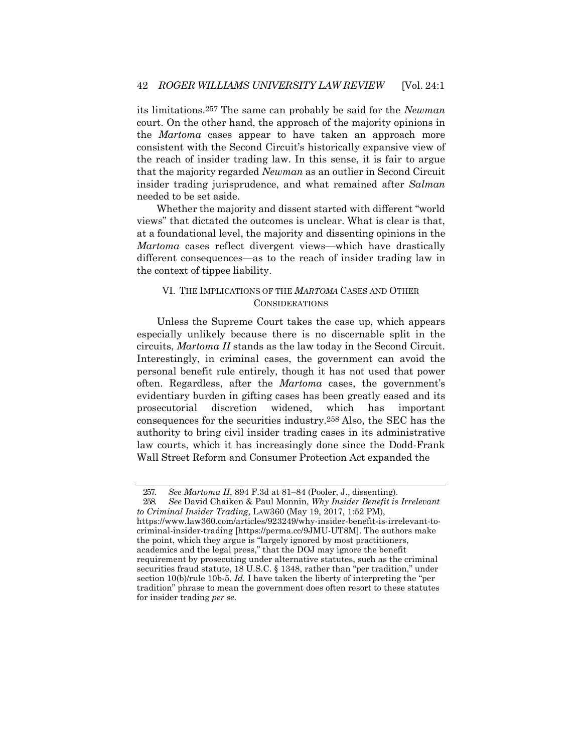its limitations.[257] The same can probably be said for the *Newman* court. On the other hand, the approach of the majority opinions in the *Martoma* cases appear to have taken an approach more consistent with the Second Circuit's historically expansive view of the reach of insider trading law. In this sense, it is fair to argue that the majority regarded *Newman* as an outlier in Second Circuit insider trading jurisprudence, and what remained after *Salman* needed to be set aside.

Whether the majority and dissent started with different "world views" that dictated the outcomes is unclear. What is clear is that, at a foundational level, the majority and dissenting opinions in the *Martoma* cases reflect divergent views—which have drastically different consequences—as to the reach of insider trading law in the context of tippee liability.

## VI. THE IMPLICATIONS OF THE *MARTOMA* CASES AND OTHER CONSIDERATIONS

Unless the Supreme Court takes the case up, which appears especially unlikely because there is no discernable split in the circuits, *Martoma II* stands as the law today in the Second Circuit. Interestingly, in criminal cases, the government can avoid the personal benefit rule entirely, though it has not used that power often. Regardless, after the *Martoma* cases, the government's evidentiary burden in gifting cases has been greatly eased and its prosecutorial discretion widened, which has important consequences for the securities industry.[258] Also, the SEC has the authority to bring civil insider trading cases in its administrative law courts, which it has increasingly done since the Dodd-Frank Wall Street Reform and Consumer Protection Act expanded the

---

257. *See Martoma II*, 894 F.3d at 81–84 (Pooler, J., dissenting).

258. *See* David Chaiken & Paul Monnin, *Why Insider Benefit is Irrelevant to Criminal Insider Trading*, LAW360 (May 19, 2017, 1:52 PM), https://www.law360.com/articles/923249/why-insider-benefit-is-irrelevant-to-criminal-insider-trading [https://perma.cc/9JMU-UT8M]. The authors make the point, which they argue is "largely ignored by most practitioners, academics and the legal press," that the DOJ may ignore the benefit requirement by prosecuting under alternative statutes, such as the criminal securities fraud statute, 18 U.S.C. § 1348, rather than "per tradition," under section 10(b)/rule 10b-5. *Id.* I have taken the liberty of interpreting the "per tradition" phrase to mean the government does often resort to these statutes for insider trading *per se*.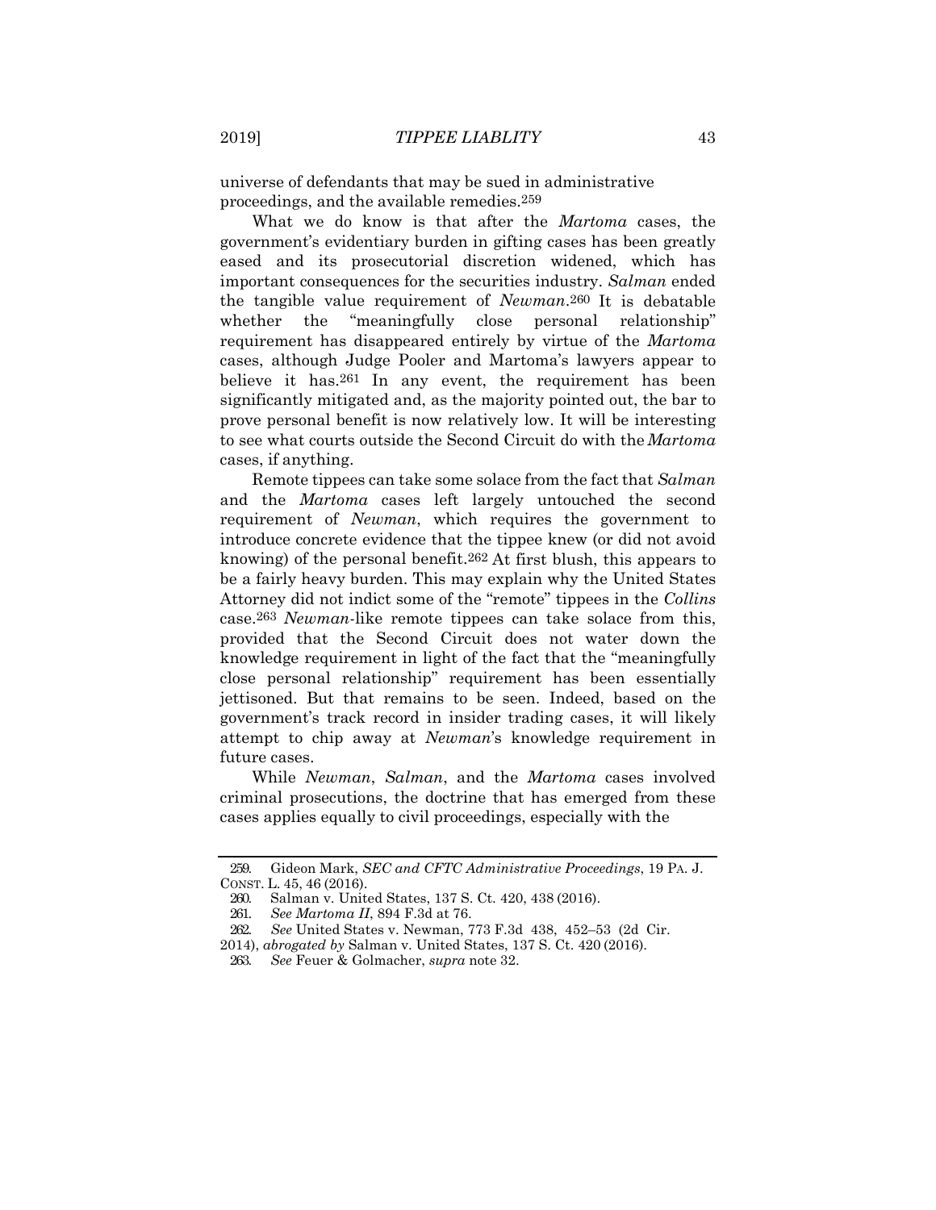universe of defendants that may be sued in administrative proceedings, and the available remedies.[259]

What we do know is that after the *Martoma* cases, the government's evidentiary burden in gifting cases has been greatly eased and its prosecutorial discretion widened, which has important consequences for the securities industry. *Salman* ended the tangible value requirement of *Newman*.[260] It is debatable whether the "meaningfully close personal relationship" requirement has disappeared entirely by virtue of the *Martoma* cases, although Judge Pooler and Martoma's lawyers appear to believe it has.[261] In any event, the requirement has been significantly mitigated and, as the majority pointed out, the bar to prove personal benefit is now relatively low. It will be interesting to see what courts outside the Second Circuit do with the *Martoma* cases, if anything.

Remote tippees can take some solace from the fact that *Salman* and the *Martoma* cases left largely untouched the second requirement of *Newman*, which requires the government to introduce concrete evidence that the tippee knew (or did not avoid knowing) of the personal benefit.[262] At first blush, this appears to be a fairly heavy burden. This may explain why the United States Attorney did not indict some of the "remote" tippees in the *Collins* case.[263] *Newman*-like remote tippees can take solace from this, provided that the Second Circuit does not water down the knowledge requirement in light of the fact that the "meaningfully close personal relationship" requirement has been essentially jettisoned. But that remains to be seen. Indeed, based on the government's track record in insider trading cases, it will likely attempt to chip away at *Newman*'s knowledge requirement in future cases.

While *Newman*, *Salman*, and the *Martoma* cases involved criminal prosecutions, the doctrine that has emerged from these cases applies equally to civil proceedings, especially with the

---

259. Gideon Mark, *SEC and CFTC Administrative Proceedings*, 19 PA. J. CONST. L. 45, 46 (2016).

260. Salman v. United States, 137 S. Ct. 420, 438 (2016).

261. *See Martoma II*, 894 F.3d at 76.

262. *See* United States v. Newman, 773 F.3d 438, 452–53 (2d Cir. 2014), *abrogated by* Salman v. United States, 137 S. Ct. 420 (2016).

263. *See* Feuer & Golmacher, *supra* note 32.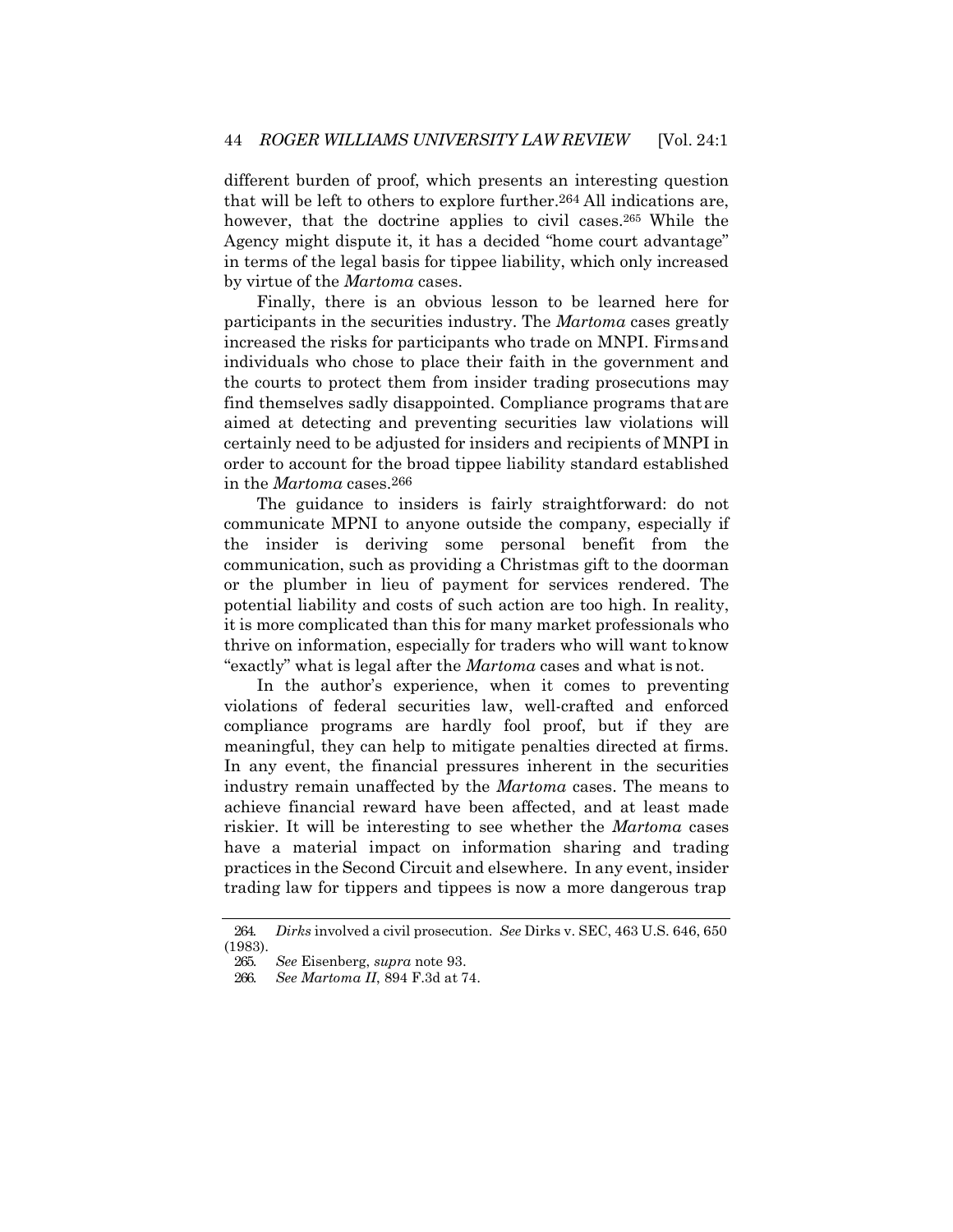different burden of proof, which presents an interesting question that will be left to others to explore further.[264] All indications are, however, that the doctrine applies to civil cases.[265] While the Agency might dispute it, it has a decided "home court advantage" in terms of the legal basis for tippee liability, which only increased by virtue of the *Martoma* cases.

Finally, there is an obvious lesson to be learned here for participants in the securities industry. The *Martoma* cases greatly increased the risks for participants who trade on MNPI. Firms and individuals who chose to place their faith in the government and the courts to protect them from insider trading prosecutions may find themselves sadly disappointed. Compliance programs that are aimed at detecting and preventing securities law violations will certainly need to be adjusted for insiders and recipients of MNPI in order to account for the broad tippee liability standard established in the *Martoma* cases.[266]

The guidance to insiders is fairly straightforward: do not communicate MPNI to anyone outside the company, especially if the insider is deriving some personal benefit from the communication, such as providing a Christmas gift to the doorman or the plumber in lieu of payment for services rendered. The potential liability and costs of such action are too high. In reality, it is more complicated than this for many market professionals who thrive on information, especially for traders who will want to know "exactly" what is legal after the *Martoma* cases and what is not.

In the author's experience, when it comes to preventing violations of federal securities law, well-crafted and enforced compliance programs are hardly fool proof, but if they are meaningful, they can help to mitigate penalties directed at firms. In any event, the financial pressures inherent in the securities industry remain unaffected by the *Martoma* cases. The means to achieve financial reward have been affected, and at least made riskier. It will be interesting to see whether the *Martoma* cases have a material impact on information sharing and trading practices in the Second Circuit and elsewhere. In any event, insider trading law for tippers and tippees is now a more dangerous trap

---

264. *Dirks* involved a civil prosecution. *See* Dirks v. SEC, 463 U.S. 646, 650 (1983).

265. *See* Eisenberg, *supra* note 93.

266. *See Martoma II*, 894 F.3d at 74.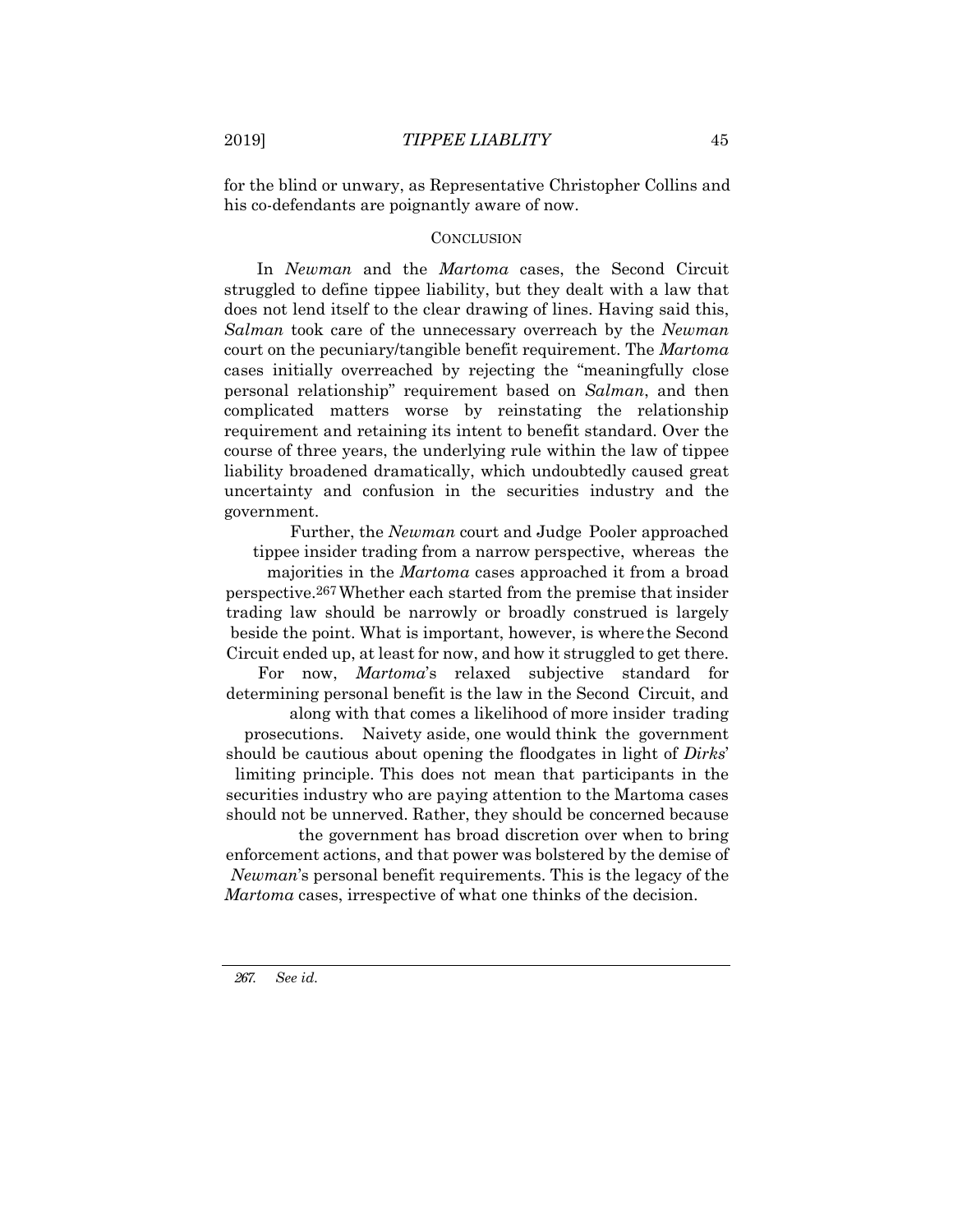for the blind or unwary, as Representative Christopher Collins and his co-defendants are poignantly aware of now.

## CONCLUSION

In *Newman* and the *Martoma* cases, the Second Circuit struggled to define tippee liability, but they dealt with a law that does not lend itself to the clear drawing of lines. Having said this, *Salman* took care of the unnecessary overreach by the *Newman* court on the pecuniary/tangible benefit requirement. The *Martoma* cases initially overreached by rejecting the "meaningfully close personal relationship" requirement based on *Salman*, and then complicated matters worse by reinstating the relationship requirement and retaining its intent to benefit standard. Over the course of three years, the underlying rule within the law of tippee liability broadened dramatically, which undoubtedly caused great uncertainty and confusion in the securities industry and the government.

Further, the *Newman* court and Judge Pooler approached tippee insider trading from a narrow perspective, whereas the majorities in the *Martoma* cases approached it from a broad perspective.[267] Whether each started from the premise that insider trading law should be narrowly or broadly construed is largely beside the point. What is important, however, is where the Second Circuit ended up, at least for now, and how it struggled to get there.

For now, *Martoma*'s relaxed subjective standard for determining personal benefit is the law in the Second Circuit, and along with that comes a likelihood of more insider trading prosecutions. Naivety aside, one would think the government should be cautious about opening the floodgates in light of *Dirks*' limiting principle. This does not mean that participants in the securities industry who are paying attention to the Martoma cases should not be unnerved. Rather, they should be concerned because the government has broad discretion over when to bring enforcement actions, and that power was bolstered by the demise of *Newman*'s personal benefit requirements. This is the legacy of the *Martoma* cases, irrespective of what one thinks of the decision.

---

267. *See id.*